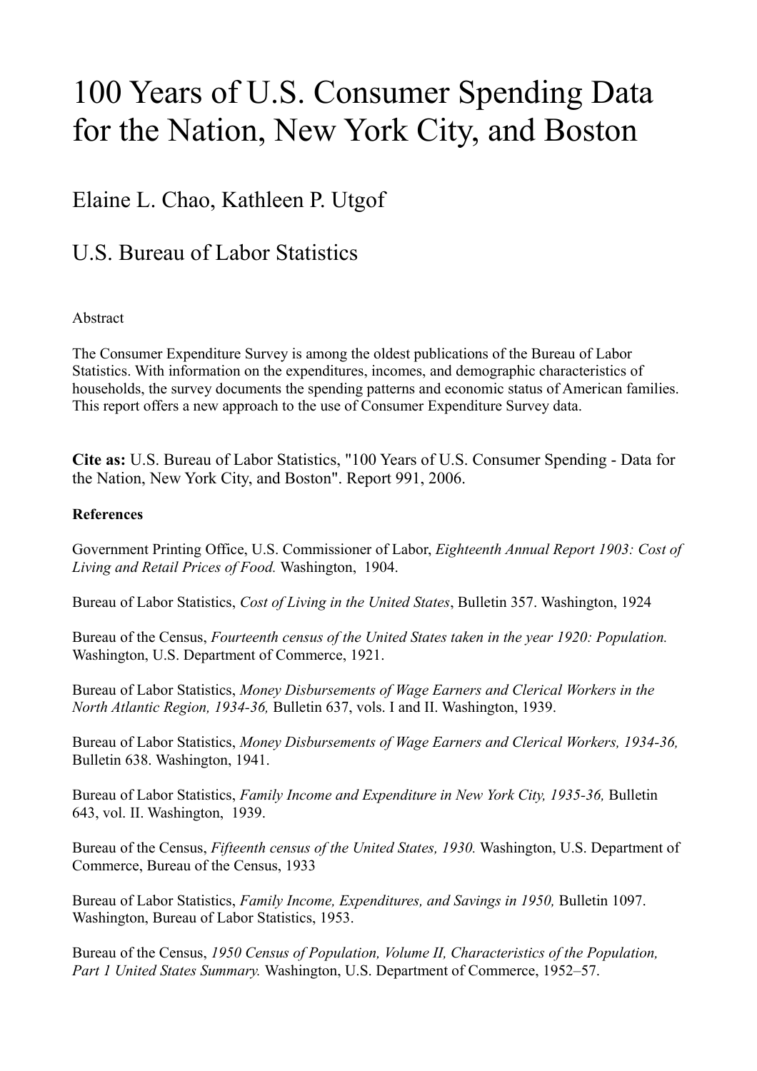# 100 Years of U.S. Consumer Spending Data for the Nation, New York City, and Boston

## Elaine L. Chao, Kathleen P. Utgof

## U.S. Bureau of Labor Statistics

Abstract

The Consumer Expenditure Survey is among the oldest publications of the Bureau of Labor Statistics. With information on the expenditures, incomes, and demographic characteristics of households, the survey documents the spending patterns and economic status of American families. This report offers a new approach to the use of Consumer Expenditure Survey data.

**Cite as:** U.S. Bureau of Labor Statistics, "100 Years of U.S. Consumer Spending - Data for the Nation, New York City, and Boston". Report 991, 2006.

**References**

Government Printing Office, U.S. Commissioner of Labor, *Eighteenth Annual Report 1903: Cost of Living and Retail Prices of Food.* Washington, 1904.

Bureau of Labor Statistics, *Cost of Living in the United States*, Bulletin 357. Washington, 1924

Bureau of the Census, *Fourteenth census of the United States taken in the year 1920: Population.* Washington, U.S. Department of Commerce, 1921.

Bureau of Labor Statistics, *Money Disbursements of Wage Earners and Clerical Workers in the North Atlantic Region, 1934-36,* Bulletin 637, vols. I and II. Washington, 1939.

Bureau of Labor Statistics, *Money Disbursements of Wage Earners and Clerical Workers, 1934-36,* Bulletin 638. Washington, 1941.

Bureau of Labor Statistics, *Family Income and Expenditure in New York City, 1935-36,* Bulletin 643, vol. II. Washington, 1939.

Bureau of the Census, *Fifteenth census of the United States, 1930.* Washington, U.S. Department of Commerce, Bureau of the Census, 1933

Bureau of Labor Statistics, *Family Income, Expenditures, and Savings in 1950,* Bulletin 1097. Washington, Bureau of Labor Statistics, 1953.

Bureau of the Census, *1950 Census of Population, Volume II, Characteristics of the Population, Part 1 United States Summary.* Washington, U.S. Department of Commerce, 1952–57.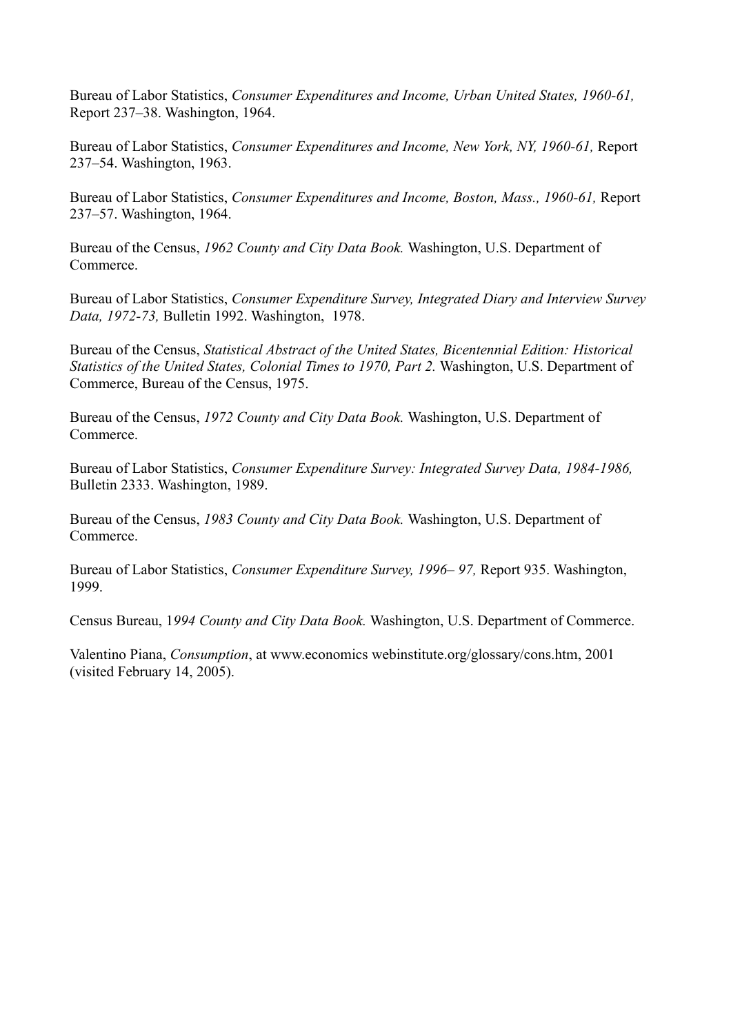Bureau of Labor Statistics, *Consumer Expenditures and Income, Urban United States, 1960-61,* Report 237–38. Washington, 1964.

Bureau of Labor Statistics, *Consumer Expenditures and Income, New York, NY, 1960-61,* Report 237–54. Washington, 1963.

Bureau of Labor Statistics, *Consumer Expenditures and Income, Boston, Mass., 1960-61,* Report 237–57. Washington, 1964.

Bureau of the Census, *1962 County and City Data Book.* Washington, U.S. Department of Commerce.

Bureau of Labor Statistics, *Consumer Expenditure Survey, Integrated Diary and Interview Survey Data, 1972-73,* Bulletin 1992. Washington, 1978.

Bureau of the Census, *Statistical Abstract of the United States, Bicentennial Edition: Historical Statistics of the United States, Colonial Times to 1970, Part 2.* Washington, U.S. Department of Commerce, Bureau of the Census, 1975.

Bureau of the Census, *1972 County and City Data Book.* Washington, U.S. Department of Commerce.

Bureau of Labor Statistics, *Consumer Expenditure Survey: Integrated Survey Data, 1984-1986,* Bulletin 2333. Washington, 1989.

Bureau of the Census, *1983 County and City Data Book.* Washington, U.S. Department of Commerce.

Bureau of Labor Statistics, *Consumer Expenditure Survey, 1996– 97,* Report 935. Washington, 1999.

Census Bureau, 1*994 County and City Data Book.* Washington, U.S. Department of Commerce.

Valentino Piana, *Consumption*, at www.economics webinstitute.org/glossary/cons.htm, 2001 (visited February 14, 2005).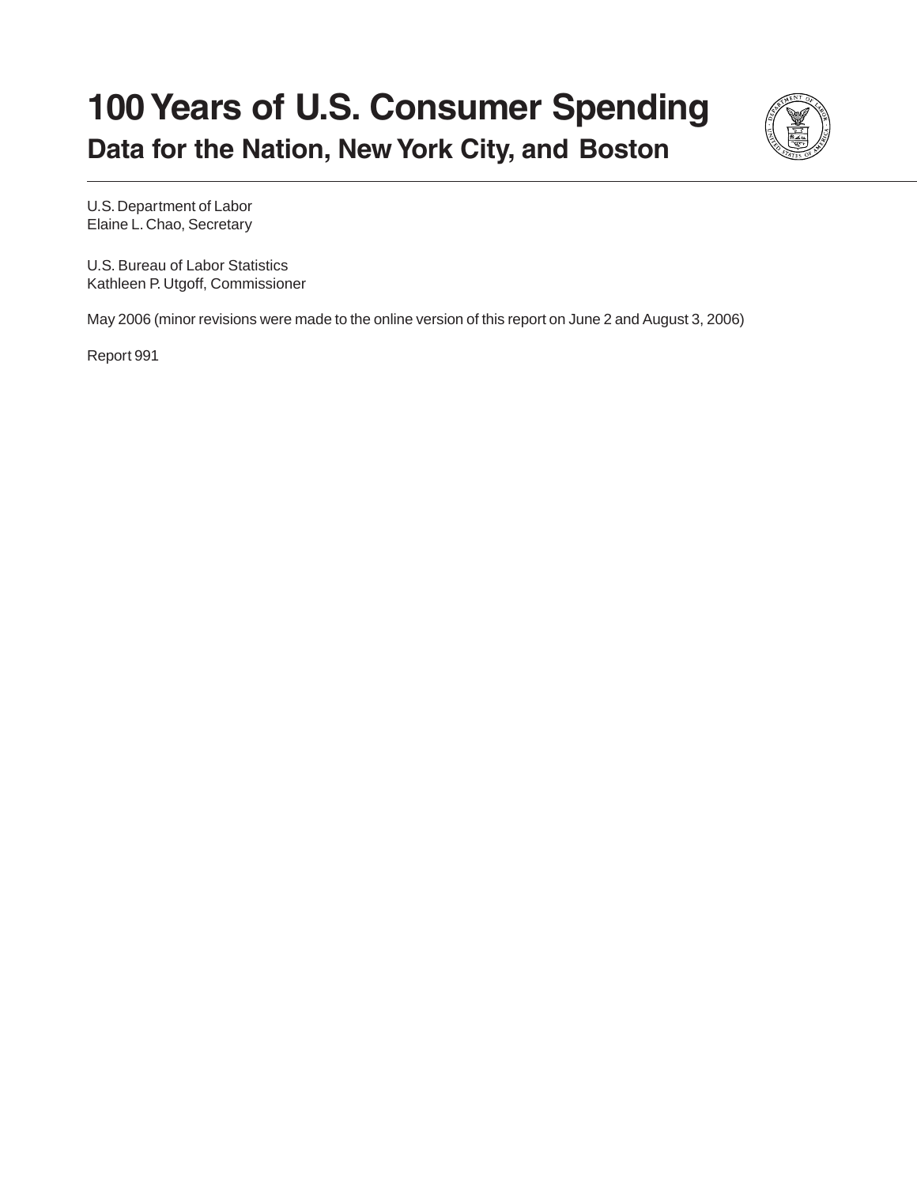# 100 Years of U.S. Consumer Spending

## Data for the Nation, New York City, and Boston

U.S. Department of Labor
Elaine L. Chao, Secretary

U.S. Bureau of Labor Statistics
Kathleen P. Utgoff, Commissioner

May 2006 (minor revisions were made to the online version of this report on June 2 and August 3, 2006)

Report 991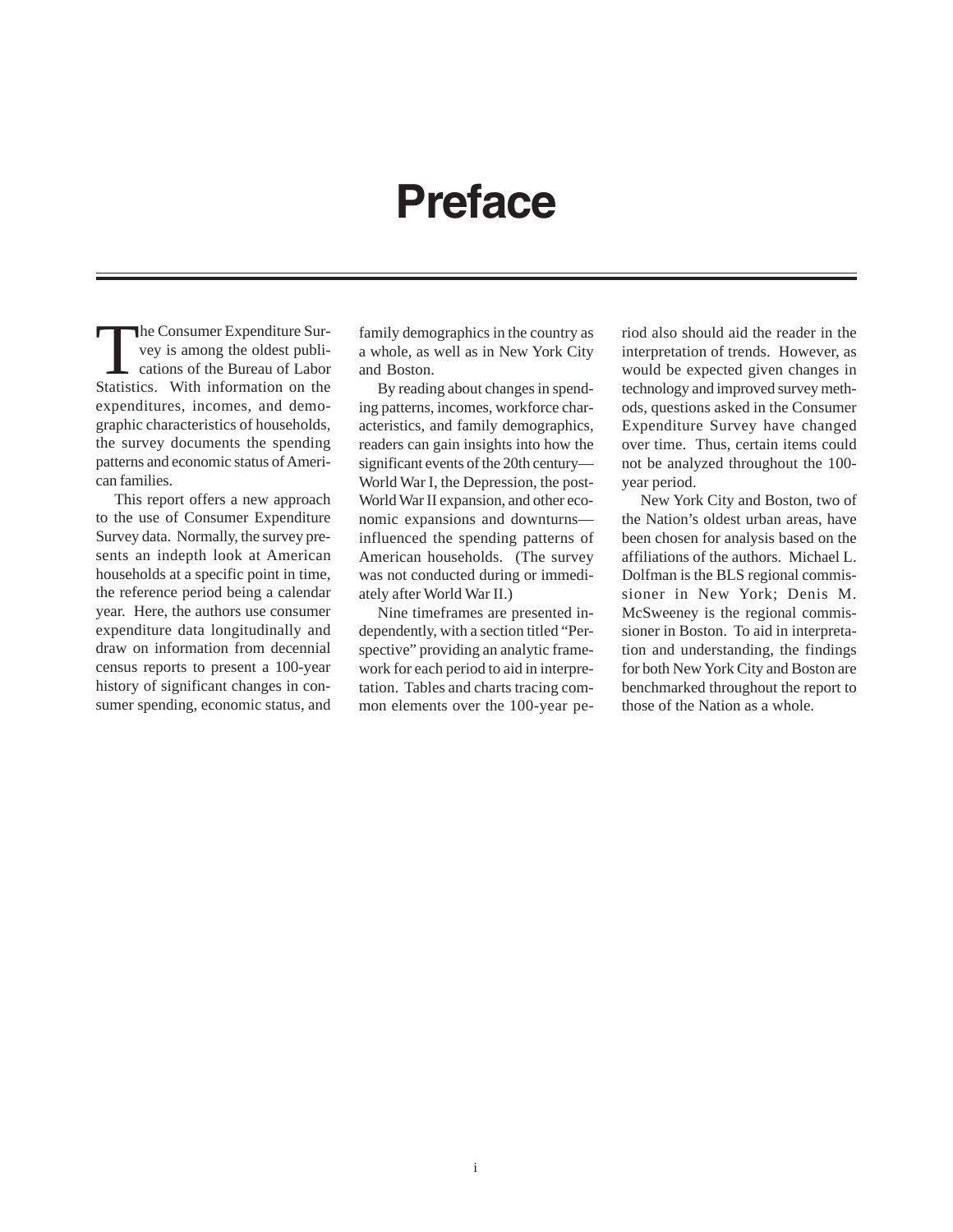# Preface

The Consumer Expenditure Survey is among the oldest publications of the Bureau of Labor Statistics. With information on the expenditures, incomes, and demographic characteristics of households, the survey documents the spending patterns and economic status of American families.

This report offers a new approach to the use of Consumer Expenditure Survey data. Normally, the survey presents an indepth look at American households at a specific point in time, the reference period being a calendar year. Here, the authors use consumer expenditure data longitudinally and draw on information from decennial census reports to present a 100-year history of significant changes in consumer spending, economic status, and family demographics in the country as a whole, as well as in New York City and Boston.

By reading about changes in spending patterns, incomes, workforce characteristics, and family demographics, readers can gain insights into how the significant events of the 20th century—World War I, the Depression, the post-World War II expansion, and other economic expansions and downturns—influenced the spending patterns of American households. (The survey was not conducted during or immediately after World War II.)

Nine timeframes are presented independently, with a section titled "Perspective" providing an analytic framework for each period to aid in interpretation. Tables and charts tracing common elements over the 100-year period also should aid the reader in the interpretation of trends. However, as would be expected given changes in technology and improved survey methods, questions asked in the Consumer Expenditure Survey have changed over time. Thus, certain items could not be analyzed throughout the 100-year period.

New York City and Boston, two of the Nation's oldest urban areas, have been chosen for analysis based on the affiliations of the authors. Michael L. Dolfman is the BLS regional commissioner in New York; Denis M. McSweeney is the regional commissioner in Boston. To aid in interpretation and understanding, the findings for both New York City and Boston are benchmarked throughout the report to those of the Nation as a whole.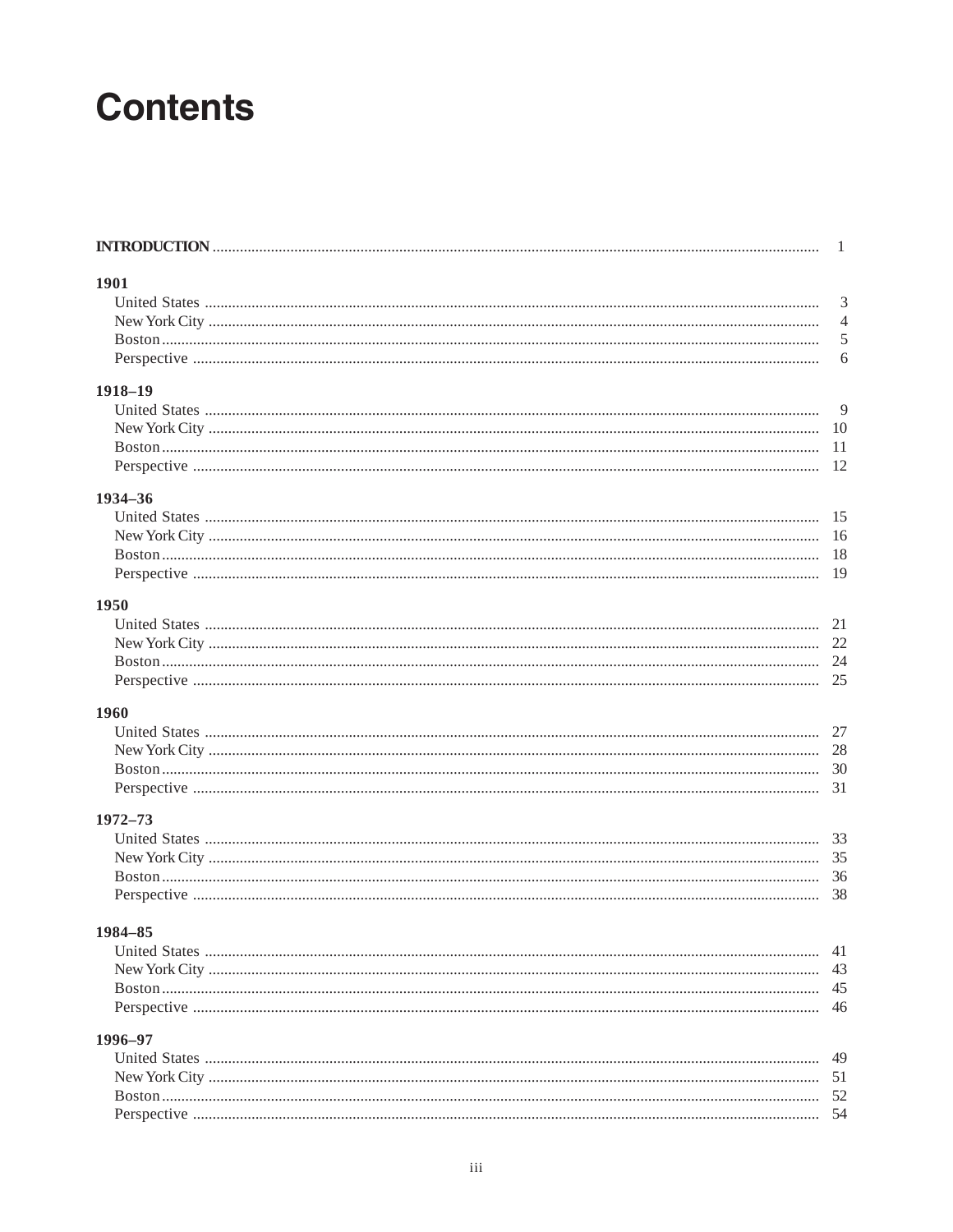# Contents

**INTRODUCTION** ........ 1

**1901**

- United States ........ 3
- New York City ........ 4
- Boston ........ 5
- Perspective ........ 6

**1918–19**

- United States ........ 9
- New York City ........ 10
- Boston ........ 11
- Perspective ........ 12

**1934–36**

- United States ........ 15
- New York City ........ 16
- Boston ........ 18
- Perspective ........ 19

**1950**

- United States ........ 21
- New York City ........ 22
- Boston ........ 24
- Perspective ........ 25

**1960**

- United States ........ 27
- New York City ........ 28
- Boston ........ 30
- Perspective ........ 31

**1972–73**

- United States ........ 33
- New York City ........ 35
- Boston ........ 36
- Perspective ........ 38

**1984–85**

- United States ........ 41
- New York City ........ 43
- Boston ........ 45
- Perspective ........ 46

**1996–97**

- United States ........ 49
- New York City ........ 51
- Boston ........ 52
- Perspective ........ 54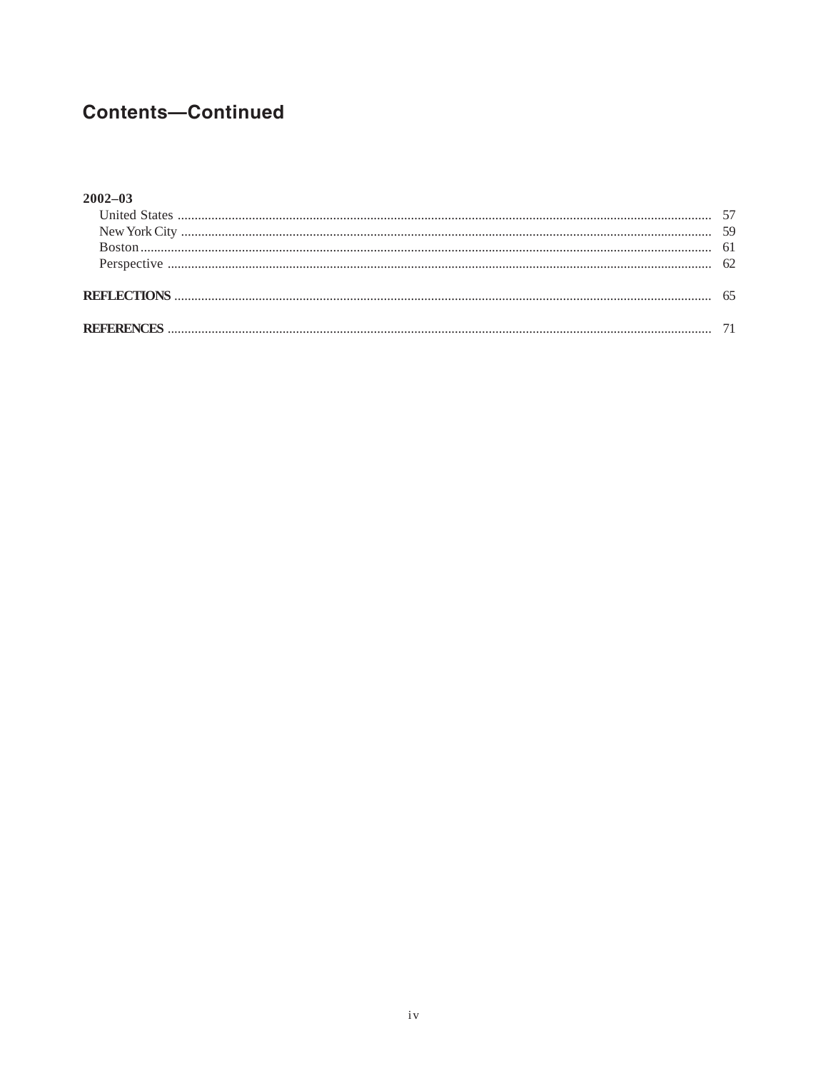## Contents—Continued

**2002–03**

- United States ........ 57
- New York City ........ 59
- Boston ........ 61
- Perspective ........ 62

**REFLECTIONS** ........ 65

**REFERENCES** ........ 71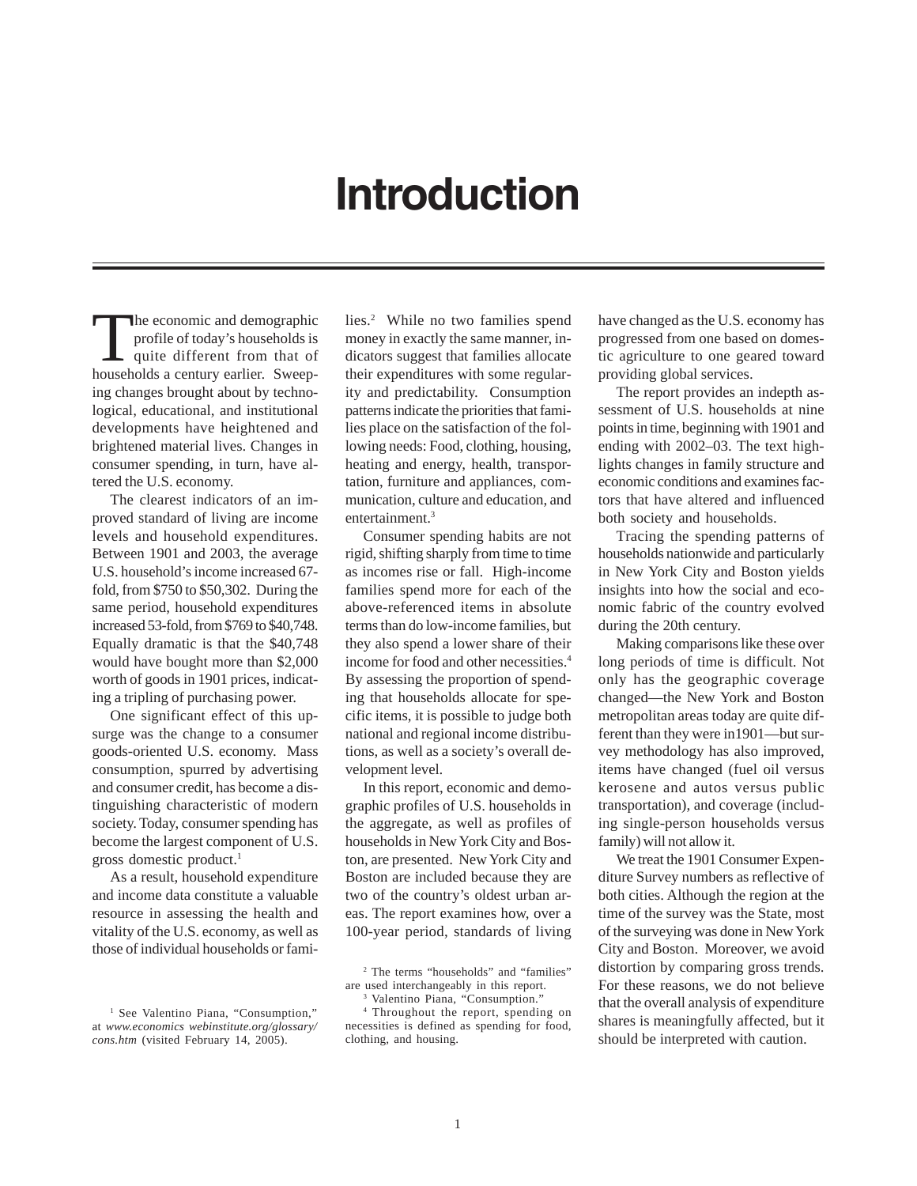# Introduction

The economic and demographic profile of today's households is quite different from that of households a century earlier. Sweeping changes brought about by technological, educational, and institutional developments have heightened and brightened material lives. Changes in consumer spending, in turn, have altered the U.S. economy.

The clearest indicators of an improved standard of living are income levels and household expenditures. Between 1901 and 2003, the average U.S. household's income increased 67-fold, from $750 to $50,302. During the same period, household expenditures increased 53-fold, from $769 to $40,748. Equally dramatic is that the $40,748 would have bought more than $2,000 worth of goods in 1901 prices, indicating a tripling of purchasing power.

One significant effect of this upsurge was the change to a consumer goods-oriented U.S. economy. Mass consumption, spurred by advertising and consumer credit, has become a distinguishing characteristic of modern society. Today, consumer spending has become the largest component of U.S. gross domestic product.[1]

As a result, household expenditure and income data constitute a valuable resource in assessing the health and vitality of the U.S. economy, as well as those of individual households or families.[2] While no two families spend money in exactly the same manner, indicators suggest that families allocate their expenditures with some regularity and predictability. Consumption patterns indicate the priorities that families place on the satisfaction of the following needs: Food, clothing, housing, heating and energy, health, transportation, furniture and appliances, communication, culture and education, and entertainment.[3]

Consumer spending habits are not rigid, shifting sharply from time to time as incomes rise or fall. High-income families spend more for each of the above-referenced items in absolute terms than do low-income families, but they also spend a lower share of their income for food and other necessities.[4] By assessing the proportion of spending that households allocate for specific items, it is possible to judge both national and regional income distributions, as well as a society's overall development level.

In this report, economic and demographic profiles of U.S. households in the aggregate, as well as profiles of households in New York City and Boston, are presented. New York City and Boston are included because they are two of the country's oldest urban areas. The report examines how, over a 100-year period, standards of living have changed as the U.S. economy has progressed from one based on domestic agriculture to one geared toward providing global services.

The report provides an indepth assessment of U.S. households at nine points in time, beginning with 1901 and ending with 2002–03. The text highlights changes in family structure and economic conditions and examines factors that have altered and influenced both society and households.

Tracing the spending patterns of households nationwide and particularly in New York City and Boston yields insights into how the social and economic fabric of the country evolved during the 20th century.

Making comparisons like these over long periods of time is difficult. Not only has the geographic coverage changed—the New York and Boston metropolitan areas today are quite different than they were in1901—but survey methodology has also improved, items have changed (fuel oil versus kerosene and autos versus public transportation), and coverage (including single-person households versus family) will not allow it.

We treat the 1901 Consumer Expenditure Survey numbers as reflective of both cities. Although the region at the time of the survey was the State, most of the surveying was done in New York City and Boston. Moreover, we avoid distortion by comparing gross trends. For these reasons, we do not believe that the overall analysis of expenditure shares is meaningfully affected, but it should be interpreted with caution.

---

[1] See Valentino Piana, "Consumption," at *www.economics webinstitute.org/glossary/cons.htm* (visited February 14, 2005).

[2] The terms "households" and "families" are used interchangeably in this report.

[3] Valentino Piana, "Consumption."

[4] Throughout the report, spending on necessities is defined as spending for food, clothing, and housing.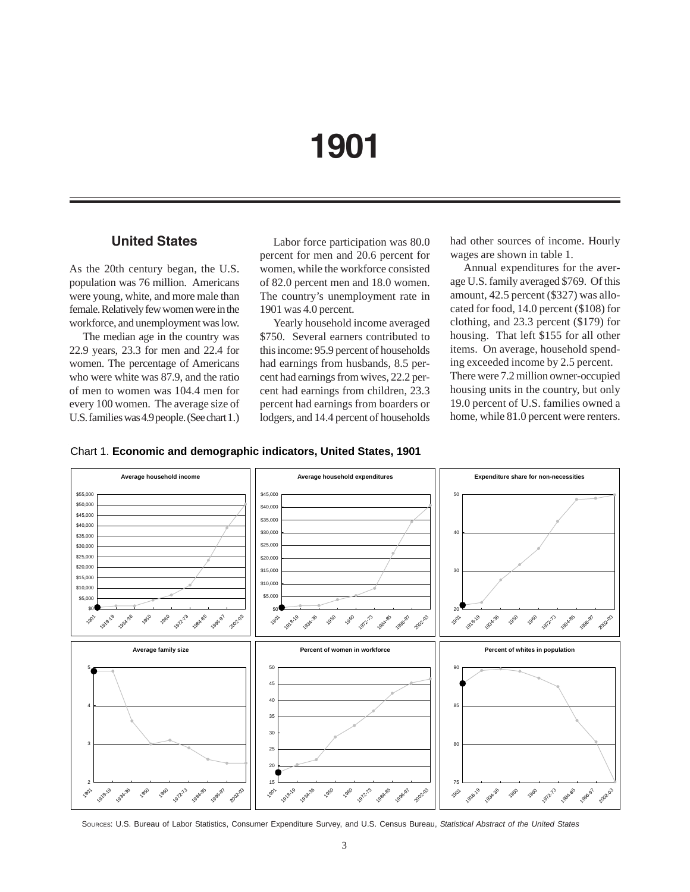# 1901

## United States

As the 20th century began, the U.S. population was 76 million. Americans were young, white, and more male than female. Relatively few women were in the workforce, and unemployment was low.

The median age in the country was 22.9 years, 23.3 for men and 22.4 for women. The percentage of Americans who were white was 87.9, and the ratio of men to women was 104.4 men for every 100 women. The average size of U.S. families was 4.9 people. (See chart 1.)

Labor force participation was 80.0 percent for men and 20.6 percent for women, while the workforce consisted of 82.0 percent men and 18.0 women. The country's unemployment rate in 1901 was 4.0 percent.

Yearly household income averaged $750. Several earners contributed to this income: 95.9 percent of households had earnings from husbands, 8.5 percent had earnings from wives, 22.2 percent had earnings from children, 23.3 percent had earnings from boarders or lodgers, and 14.4 percent of households had other sources of income. Hourly wages are shown in table 1.

Annual expenditures for the average U.S. family averaged $769. Of this amount, 42.5 percent ($327) was allocated for food, 14.0 percent ($108) for clothing, and 23.3 percent ($179) for housing. That left $155 for all other items. On average, household spending exceeded income by 2.5 percent. There were 7.2 million owner-occupied housing units in the country, but only 19.0 percent of U.S. families owned a home, while 81.0 percent were renters.

Chart 1. **Economic and demographic indicators, United States, 1901**

Sources: U.S. Bureau of Labor Statistics, Consumer Expenditure Survey, and U.S. Census Bureau, *Statistical Abstract of the United States*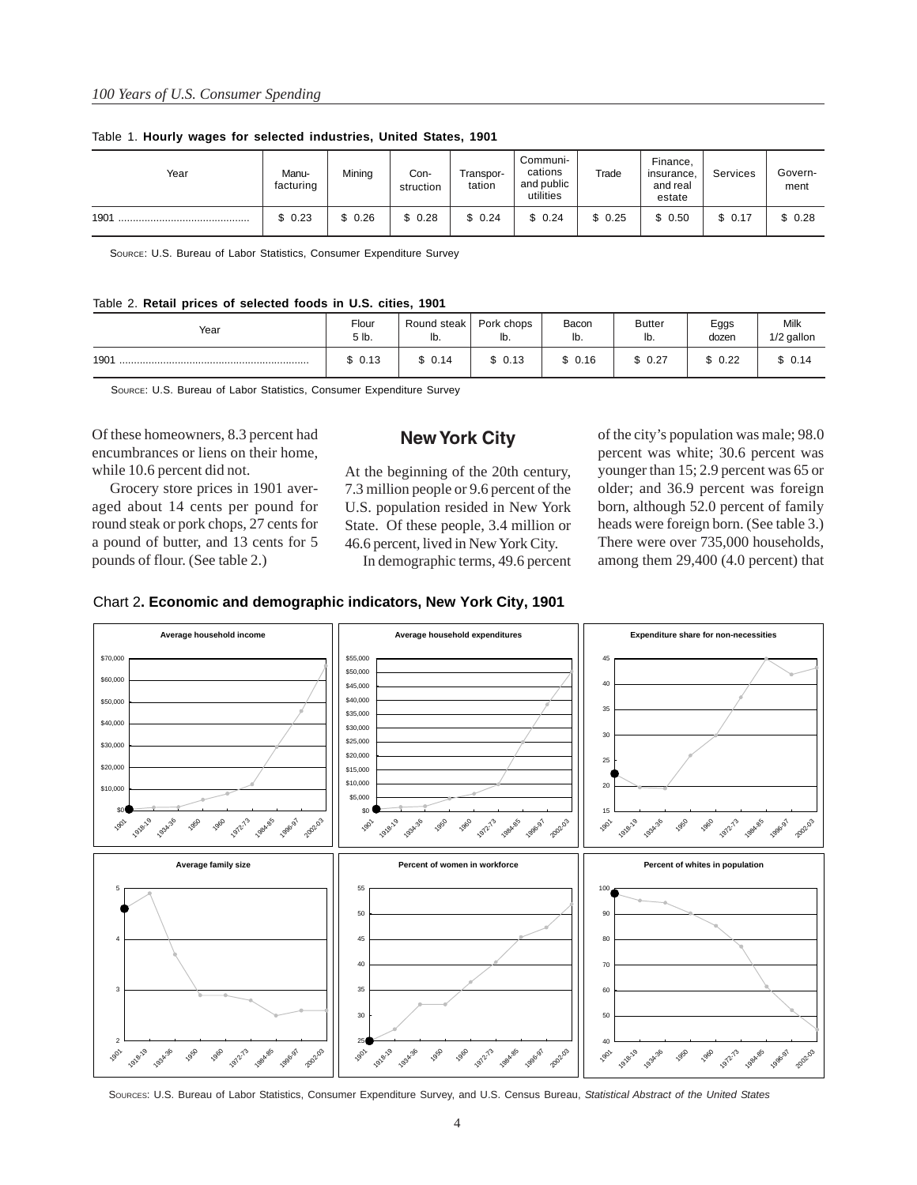Table 1. **Hourly wages for selected industries, United States, 1901**

| Year | Manu-facturing | Mining | Con-struction | Transpor-tation | Communi-cations and public utilities | Trade | Finance, insurance, and real estate | Services | Govern-ment |
|---|---|---|---|---|---|---|---|---|---|
| 1901 | $ 0.23 | $ 0.26 | $ 0.28 | $ 0.24 | $ 0.24 | $ 0.25 | $ 0.50 | $ 0.17 | $ 0.28 |

Source: U.S. Bureau of Labor Statistics, Consumer Expenditure Survey

Table 2. **Retail prices of selected foods in U.S. cities, 1901**

| Year | Flour 5 lb. | Round steak lb. | Pork chops lb. | Bacon lb. | Butter lb. | Eggs dozen | Milk 1/2 gallon |
|---|---|---|---|---|---|---|---|
| 1901 | $ 0.13 | $ 0.14 | $ 0.13 | $ 0.16 | $ 0.27 | $ 0.22 | $ 0.14 |

Source: U.S. Bureau of Labor Statistics, Consumer Expenditure Survey

Of these homeowners, 8.3 percent had encumbrances or liens on their home, while 10.6 percent did not.

Grocery store prices in 1901 averaged about 14 cents per pound for round steak or pork chops, 27 cents for a pound of butter, and 13 cents for 5 pounds of flour. (See table 2.)

## New York City

At the beginning of the 20th century, 7.3 million people or 9.6 percent of the U.S. population resided in New York State. Of these people, 3.4 million or 46.6 percent, lived in New York City.

In demographic terms, 49.6 percent of the city's population was male; 98.0 percent was white; 30.6 percent was younger than 15; 2.9 percent was 65 or older; and 36.9 percent was foreign born, although 52.0 percent of family heads were foreign born. (See table 3.) There were over 735,000 households, among them 29,400 (4.0 percent) that

Chart 2. **Economic and demographic indicators, New York City, 1901**

Sources: U.S. Bureau of Labor Statistics, Consumer Expenditure Survey, and U.S. Census Bureau, *Statistical Abstract of the United States*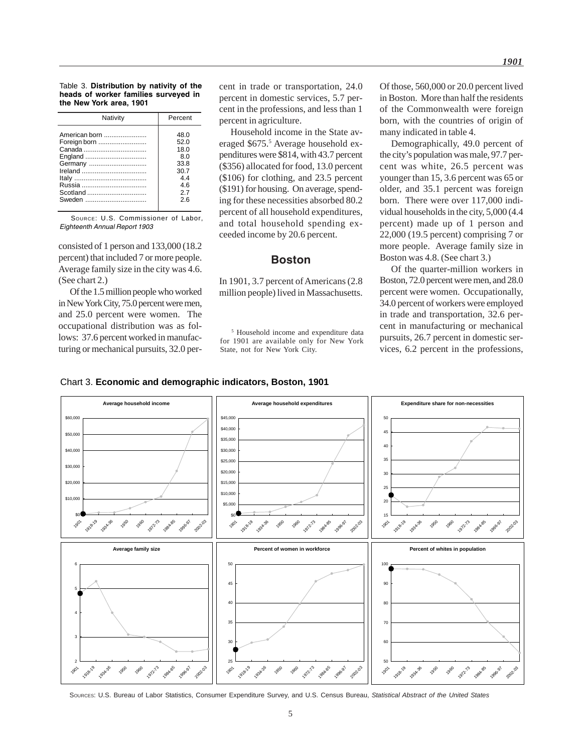Table 3. **Distribution by nativity of the heads of worker families surveyed in the New York area, 1901**

| Nativity | Percent |
|---|---|
| American born | 48.0 |
| Foreign born | 52.0 |
| Canada | 18.0 |
| England | 8.0 |
| Germany | 33.8 |
| Ireland | 30.7 |
| Italy | 4.4 |
| Russia | 4.6 |
| Scotland | 2.7 |
| Sweden | 2.6 |

SOURCE: U.S. Commissioner of Labor, *Eighteenth Annual Report 1903*

consisted of 1 person and 133,000 (18.2 percent) that included 7 or more people. Average family size in the city was 4.6. (See chart 2.)

Of the 1.5 million people who worked in New York City, 75.0 percent were men, and 25.0 percent were women. The occupational distribution was as follows: 37.6 percent worked in manufacturing or mechanical pursuits, 32.0 percent in trade or transportation, 24.0 percent in domestic services, 5.7 percent in the professions, and less than 1 percent in agriculture.

Household income in the State averaged $675.[5] Average household expenditures were $814, with 43.7 percent ($356) allocated for food, 13.0 percent ($106) for clothing, and 23.5 percent ($191) for housing. On average, spending for these necessities absorbed 80.2 percent of all household expenditures, and total household spending exceeded income by 20.6 percent.

## Boston

In 1901, 3.7 percent of Americans (2.8 million people) lived in Massachusetts. Of those, 560,000 or 20.0 percent lived in Boston. More than half the residents of the Commonwealth were foreign born, with the countries of origin of many indicated in table 4.

Demographically, 49.0 percent of the city's population was male, 97.7 percent was white, 26.5 percent was younger than 15, 3.6 percent was 65 or older, and 35.1 percent was foreign born. There were over 117,000 individual households in the city, 5,000 (4.4 percent) made up of 1 person and 22,000 (19.5 percent) comprising 7 or more people. Average family size in Boston was 4.8. (See chart 3.)

Of the quarter-million workers in Boston, 72.0 percent were men, and 28.0 percent were women. Occupationally, 34.0 percent of workers were employed in trade and transportation, 32.6 percent in manufacturing or mechanical pursuits, 26.7 percent in domestic services, 6.2 percent in the professions,

[5] Household income and expenditure data for 1901 are available only for New York State, not for New York City.

Chart 3. **Economic and demographic indicators, Boston, 1901**

SOURCES: U.S. Bureau of Labor Statistics, Consumer Expenditure Survey, and U.S. Census Bureau, *Statistical Abstract of the United States*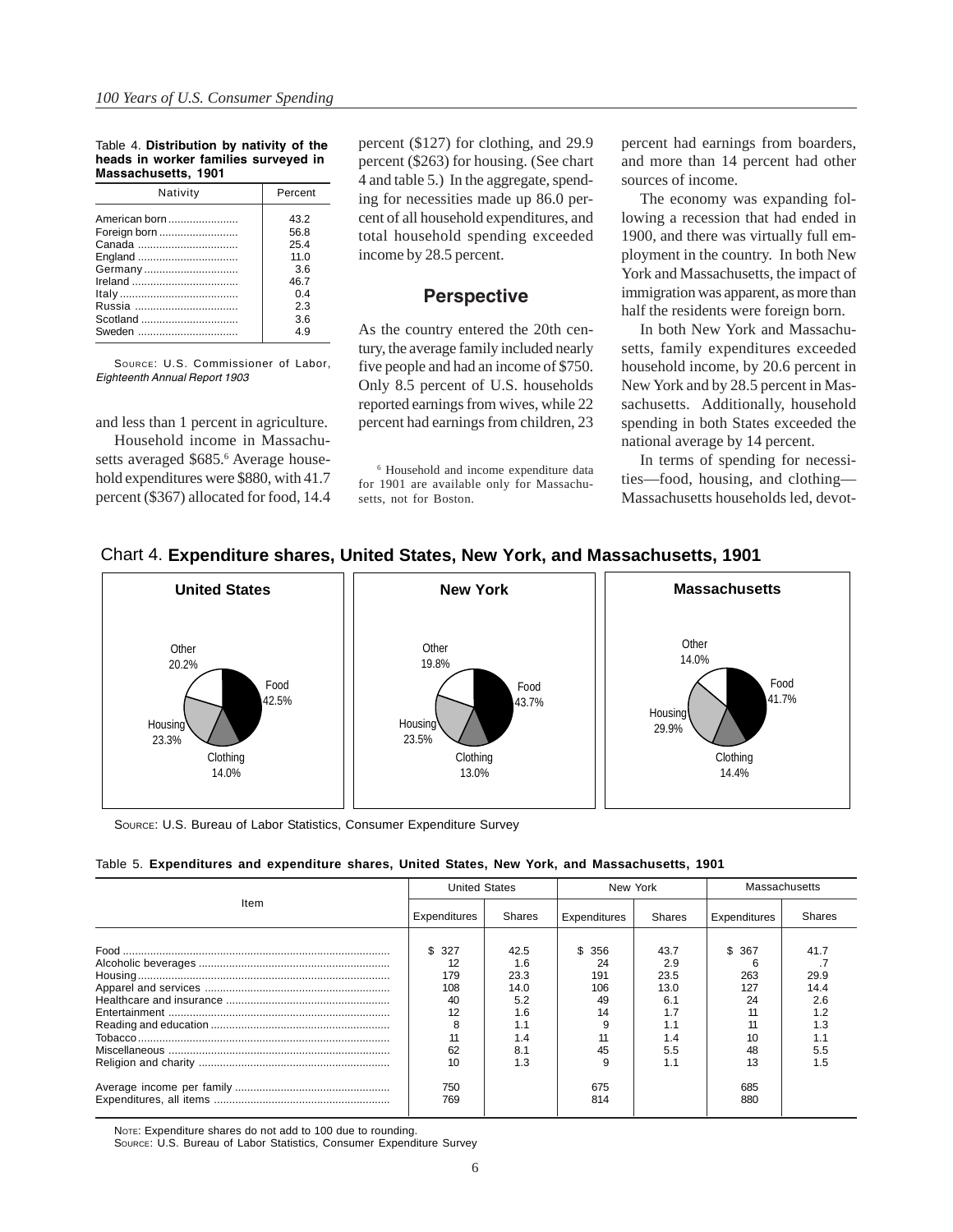Table 4. **Distribution by nativity of the heads in worker families surveyed in Massachusetts, 1901**

| Nativity | Percent |
|---|---|
| American born | 43.2 |
| Foreign born | 56.8 |
| Canada | 25.4 |
| England | 11.0 |
| Germany | 3.6 |
| Ireland | 46.7 |
| Italy | 0.4 |
| Russia | 2.3 |
| Scotland | 3.6 |
| Sweden | 4.9 |

SOURCE: U.S. Commissioner of Labor, *Eighteenth Annual Report 1903*

and less than 1 percent in agriculture.

Household income in Massachusetts averaged $685.[6] Average household expenditures were $880, with 41.7 percent ($367) allocated for food, 14.4 percent ($127) for clothing, and 29.9 percent ($263) for housing. (See chart 4 and table 5.) In the aggregate, spending for necessities made up 86.0 percent of all household expenditures, and total household spending exceeded income by 28.5 percent.

## Perspective

As the country entered the 20th century, the average family included nearly five people and had an income of $750. Only 8.5 percent of U.S. households reported earnings from wives, while 22 percent had earnings from children, 23 percent had earnings from boarders, and more than 14 percent had other sources of income.

The economy was expanding following a recession that had ended in 1900, and there was virtually full employment in the country. In both New York and Massachusetts, the impact of immigration was apparent, as more than half the residents were foreign born.

In both New York and Massachusetts, family expenditures exceeded household income, by 20.6 percent in New York and by 28.5 percent in Massachusetts. Additionally, household spending in both States exceeded the national average by 14 percent.

In terms of spending for necessities—food, housing, and clothing—Massachusetts households led, devot-

[6] Household and income expenditure data for 1901 are available only for Massachusetts, not for Boston.

Chart 4. **Expenditure shares, United States, New York, and Massachusetts, 1901**

| | United States | New York | Massachusetts |
|---|---|---|---|
| Food | 42.5% | 43.7% | 41.7% |
| Housing | 23.3% | 23.5% | 29.9% |
| Clothing | 14.0% | 13.0% | 14.4% |
| Other | 20.2% | 19.8% | 14.0% |

SOURCE: U.S. Bureau of Labor Statistics, Consumer Expenditure Survey

Table 5. **Expenditures and expenditure shares, United States, New York, and Massachusetts, 1901**

| Item | United States | | New York | | Massachusetts | |
|---|---|---|---|---|---|---|
| | Expenditures | Shares | Expenditures | Shares | Expenditures | Shares |
| Food | $ 327 | 42.5 | $ 356 | 43.7 | $ 367 | 41.7 |
| Alcoholic beverages | 12 | 1.6 | 24 | 2.9 | 6 | .7 |
| Housing | 179 | 23.3 | 191 | 23.5 | 263 | 29.9 |
| Apparel and services | 108 | 14.0 | 106 | 13.0 | 127 | 14.4 |
| Healthcare and insurance | 40 | 5.2 | 49 | 6.1 | 24 | 2.6 |
| Entertainment | 12 | 1.6 | 14 | 1.7 | 11 | 1.2 |
| Reading and education | 8 | 1.1 | 9 | 1.1 | 11 | 1.3 |
| Tobacco | 11 | 1.4 | 11 | 1.4 | 10 | 1.1 |
| Miscellaneous | 62 | 8.1 | 45 | 5.5 | 48 | 5.5 |
| Religion and charity | 10 | 1.3 | 9 | 1.1 | 13 | 1.5 |
| Average income per family | 750 | | 675 | | 685 | |
| Expenditures, all items | 769 | | 814 | | 880 | |

NOTE: Expenditure shares do not add to 100 due to rounding.
SOURCE: U.S. Bureau of Labor Statistics, Consumer Expenditure Survey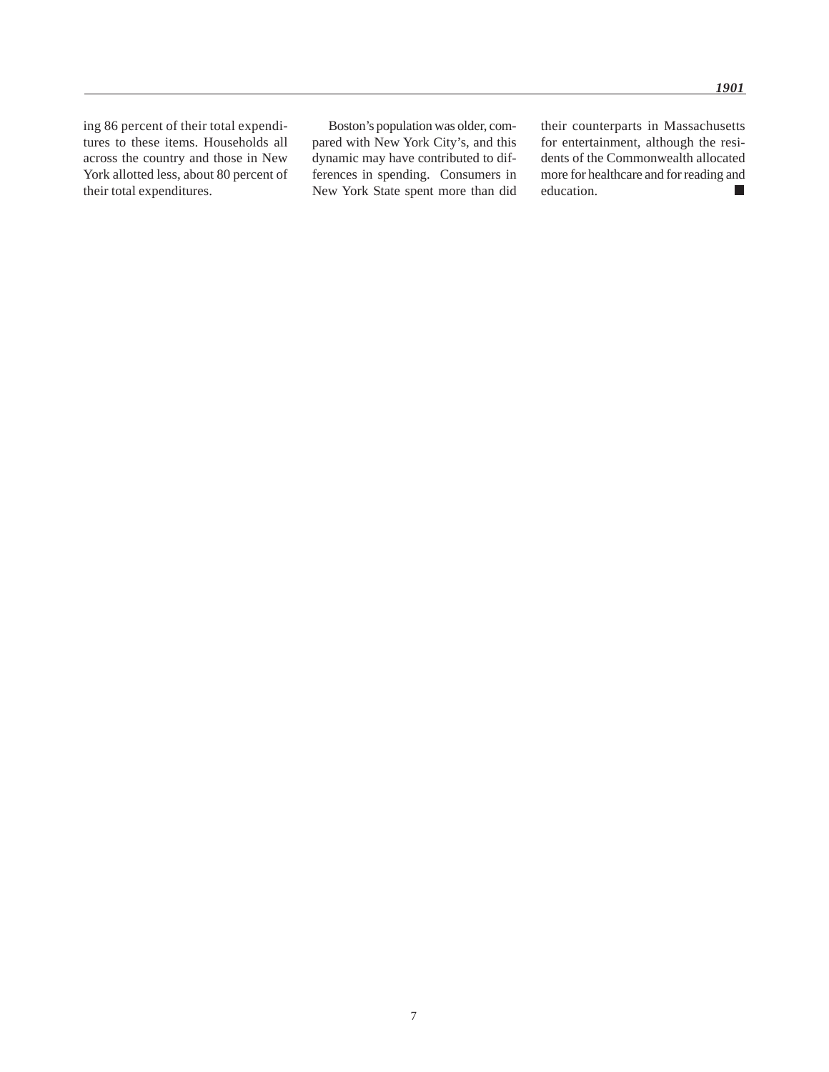ing 86 percent of their total expenditures to these items. Households all across the country and those in New York allotted less, about 80 percent of their total expenditures.

Boston's population was older, compared with New York City's, and this dynamic may have contributed to differences in spending. Consumers in New York State spent more than did their counterparts in Massachusetts for entertainment, although the residents of the Commonwealth allocated more for healthcare and for reading and education. ■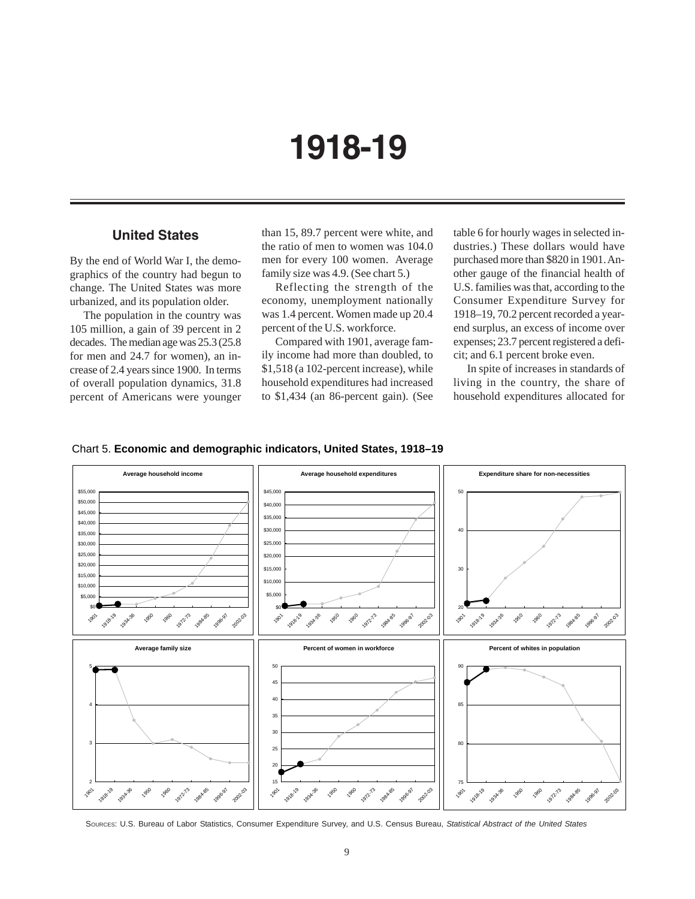# 1918-19

## United States

By the end of World War I, the demographics of the country had begun to change. The United States was more urbanized, and its population older.

The population in the country was 105 million, a gain of 39 percent in 2 decades. The median age was 25.3 (25.8 for men and 24.7 for women), an increase of 2.4 years since 1900. In terms of overall population dynamics, 31.8 percent of Americans were younger than 15, 89.7 percent were white, and the ratio of men to women was 104.0 men for every 100 women. Average family size was 4.9. (See chart 5.)

Reflecting the strength of the economy, unemployment nationally was 1.4 percent. Women made up 20.4 percent of the U.S. workforce.

Compared with 1901, average family income had more than doubled, to $1,518 (a 102-percent increase), while household expenditures had increased to $1,434 (an 86-percent gain). (See table 6 for hourly wages in selected industries.) These dollars would have purchased more than $820 in 1901. Another gauge of the financial health of U.S. families was that, according to the Consumer Expenditure Survey for 1918–19, 70.2 percent recorded a year-end surplus, an excess of income over expenses; 23.7 percent registered a deficit; and 6.1 percent broke even.

In spite of increases in standards of living in the country, the share of household expenditures allocated for

Chart 5. **Economic and demographic indicators, United States, 1918–19**

SOURCES: U.S. Bureau of Labor Statistics, Consumer Expenditure Survey, and U.S. Census Bureau, *Statistical Abstract of the United States*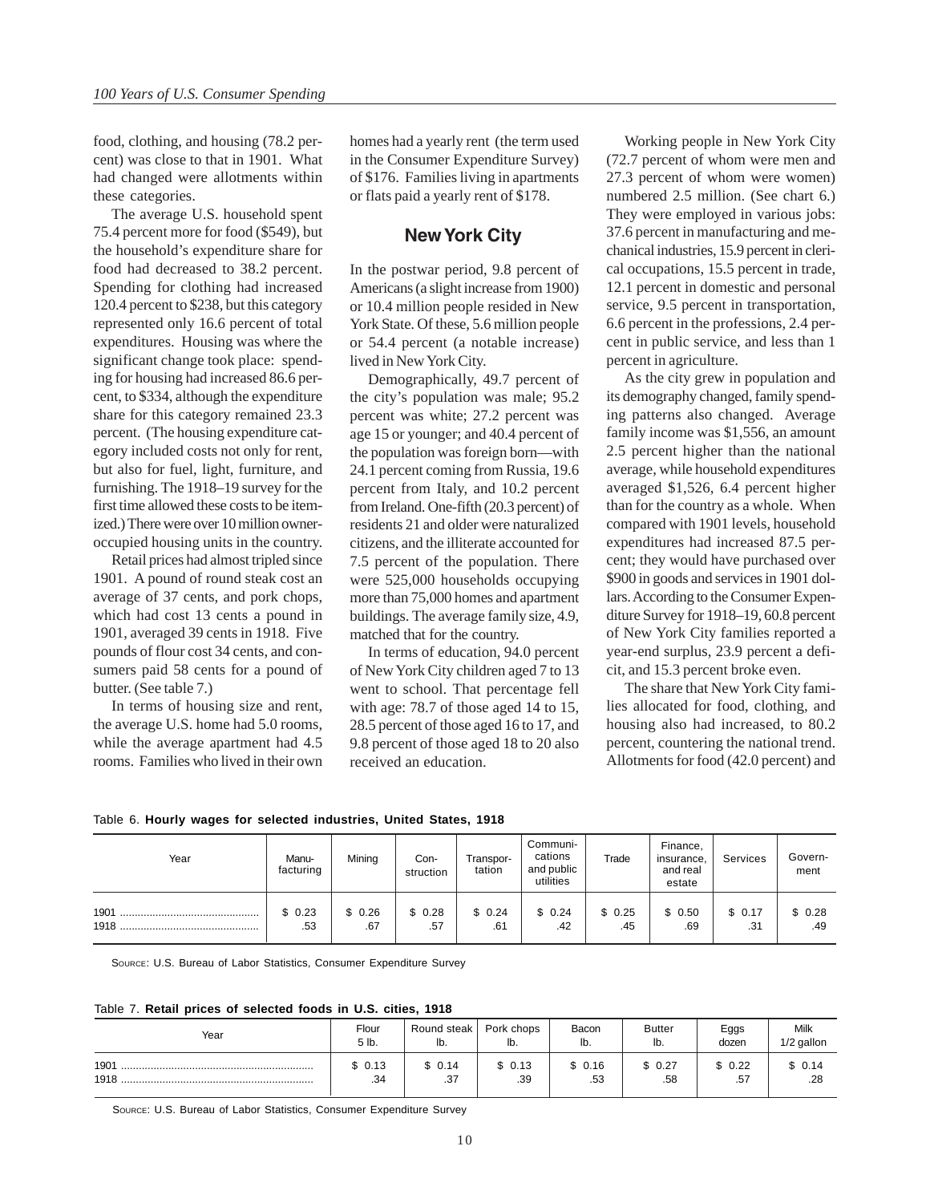food, clothing, and housing (78.2 percent) was close to that in 1901. What had changed were allotments within these categories.

The average U.S. household spent 75.4 percent more for food ($549), but the household's expenditure share for food had decreased to 38.2 percent. Spending for clothing had increased 120.4 percent to $238, but this category represented only 16.6 percent of total expenditures. Housing was where the significant change took place: spending for housing had increased 86.6 percent, to $334, although the expenditure share for this category remained 23.3 percent. (The housing expenditure category included costs not only for rent, but also for fuel, light, furniture, and furnishing. The 1918–19 survey for the first time allowed these costs to be itemized.) There were over 10 million owner-occupied housing units in the country.

Retail prices had almost tripled since 1901. A pound of round steak cost an average of 37 cents, and pork chops, which had cost 13 cents a pound in 1901, averaged 39 cents in 1918. Five pounds of flour cost 34 cents, and consumers paid 58 cents for a pound of butter. (See table 7.)

In terms of housing size and rent, the average U.S. home had 5.0 rooms, while the average apartment had 4.5 rooms. Families who lived in their own homes had a yearly rent (the term used in the Consumer Expenditure Survey) of $176. Families living in apartments or flats paid a yearly rent of $178.

## New York City

In the postwar period, 9.8 percent of Americans (a slight increase from 1900) or 10.4 million people resided in New York State. Of these, 5.6 million people or 54.4 percent (a notable increase) lived in New York City.

Demographically, 49.7 percent of the city's population was male; 95.2 percent was white; 27.2 percent was age 15 or younger; and 40.4 percent of the population was foreign born—with 24.1 percent coming from Russia, 19.6 percent from Italy, and 10.2 percent from Ireland. One-fifth (20.3 percent) of residents 21 and older were naturalized citizens, and the illiterate accounted for 7.5 percent of the population. There were 525,000 households occupying more than 75,000 homes and apartment buildings. The average family size, 4.9, matched that for the country.

In terms of education, 94.0 percent of New York City children aged 7 to 13 went to school. That percentage fell with age: 78.7 of those aged 14 to 15, 28.5 percent of those aged 16 to 17, and 9.8 percent of those aged 18 to 20 also received an education.

Working people in New York City (72.7 percent of whom were men and 27.3 percent of whom were women) numbered 2.5 million. (See chart 6.) They were employed in various jobs: 37.6 percent in manufacturing and mechanical industries, 15.9 percent in clerical occupations, 15.5 percent in trade, 12.1 percent in domestic and personal service, 9.5 percent in transportation, 6.6 percent in the professions, 2.4 percent in public service, and less than 1 percent in agriculture.

As the city grew in population and its demography changed, family spending patterns also changed. Average family income was $1,556, an amount 2.5 percent higher than the national average, while household expenditures averaged $1,526, 6.4 percent higher than for the country as a whole. When compared with 1901 levels, household expenditures had increased 87.5 percent; they would have purchased over $900 in goods and services in 1901 dollars. According to the Consumer Expenditure Survey for 1918–19, 60.8 percent of New York City families reported a year-end surplus, 23.9 percent a deficit, and 15.3 percent broke even.

The share that New York City families allocated for food, clothing, and housing also had increased, to 80.2 percent, countering the national trend. Allotments for food (42.0 percent) and

Table 6. **Hourly wages for selected industries, United States, 1918**

| Year | Manufacturing | Mining | Construction | Transportation | Communications and public utilities | Trade | Finance, insurance, and real estate | Services | Government |
|---|---|---|---|---|---|---|---|---|---|
| 1901 | $ 0.23 | $ 0.26 | $ 0.28 | $ 0.24 | $ 0.24 | $ 0.25 | $ 0.50 | $ 0.17 | $ 0.28 |
| 1918 | .53 | .67 | .57 | .61 | .42 | .45 | .69 | .31 | .49 |

SOURCE: U.S. Bureau of Labor Statistics, Consumer Expenditure Survey

Table 7. **Retail prices of selected foods in U.S. cities, 1918**

| Year | Flour 5 lb. | Round steak lb. | Pork chops lb. | Bacon lb. | Butter lb. | Eggs dozen | Milk 1/2 gallon |
|---|---|---|---|---|---|---|---|
| 1901 | $ 0.13 | $ 0.14 | $ 0.13 | $ 0.16 | $ 0.27 | $ 0.22 | $ 0.14 |
| 1918 | .34 | .37 | .39 | .53 | .58 | .57 | .28 |

SOURCE: U.S. Bureau of Labor Statistics, Consumer Expenditure Survey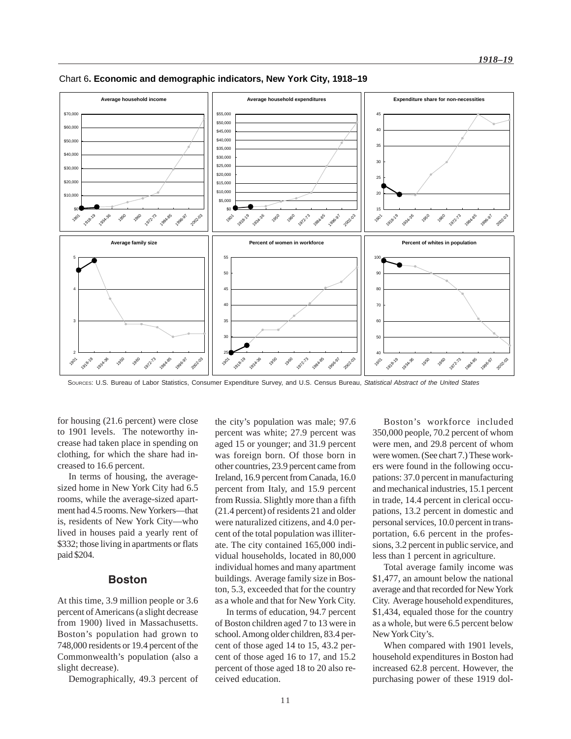Chart 6**. Economic and demographic indicators, New York City, 1918–19**

SOURCES: U.S. Bureau of Labor Statistics, Consumer Expenditure Survey, and U.S. Census Bureau, *Statistical Abstract of the United States*

for housing (21.6 percent) were close to 1901 levels. The noteworthy increase had taken place in spending on clothing, for which the share had increased to 16.6 percent.

In terms of housing, the average-sized home in New York City had 6.5 rooms, while the average-sized apartment had 4.5 rooms. New Yorkers—that is, residents of New York City—who lived in houses paid a yearly rent of $332; those living in apartments or flats paid $204.

## Boston

At this time, 3.9 million people or 3.6 percent of Americans (a slight decrease from 1900) lived in Massachusetts. Boston's population had grown to 748,000 residents or 19.4 percent of the Commonwealth's population (also a slight decrease).

Demographically, 49.3 percent of the city's population was male; 97.6 percent was white; 27.9 percent was aged 15 or younger; and 31.9 percent was foreign born. Of those born in other countries, 23.9 percent came from Ireland, 16.9 percent from Canada, 16.0 percent from Italy, and 15.9 percent from Russia. Slightly more than a fifth (21.4 percent) of residents 21 and older were naturalized citizens, and 4.0 percent of the total population was illiterate. The city contained 165,000 individual households, located in 80,000 individual homes and many apartment buildings. Average family size in Boston, 5.3, exceeded that for the country as a whole and that for New York City.

In terms of education, 94.7 percent of Boston children aged 7 to 13 were in school. Among older children, 83.4 percent of those aged 14 to 15, 43.2 percent of those aged 16 to 17, and 15.2 percent of those aged 18 to 20 also received education.

Boston's workforce included 350,000 people, 70.2 percent of whom were men, and 29.8 percent of whom were women. (See chart 7.) These workers were found in the following occupations: 37.0 percent in manufacturing and mechanical industries, 15.1 percent in trade, 14.4 percent in clerical occupations, 13.2 percent in domestic and personal services, 10.0 percent in transportation, 6.6 percent in the professions, 3.2 percent in public service, and less than 1 percent in agriculture.

Total average family income was $1,477, an amount below the national average and that recorded for New York City. Average household expenditures, $1,434, equaled those for the country as a whole, but were 6.5 percent below New York City's.

When compared with 1901 levels, household expenditures in Boston had increased 62.8 percent. However, the purchasing power of these 1919 dol-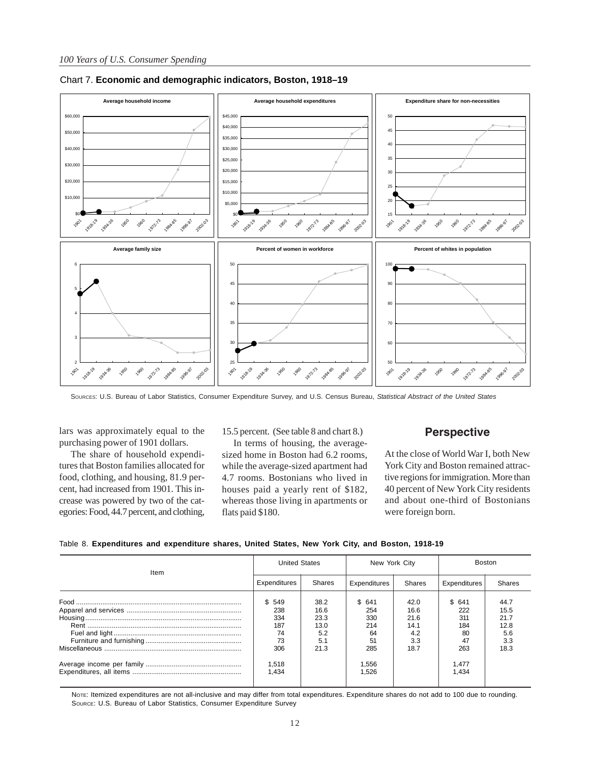Chart 7. **Economic and demographic indicators, Boston, 1918–19**

Sources: U.S. Bureau of Labor Statistics, Consumer Expenditure Survey, and U.S. Census Bureau, *Statistical Abstract of the United States*

lars was approximately equal to the purchasing power of 1901 dollars.

The share of household expenditures that Boston families allocated for food, clothing, and housing, 81.9 percent, had increased from 1901. This increase was powered by two of the categories: Food, 44.7 percent, and clothing, 15.5 percent. (See table 8 and chart 8.)

In terms of housing, the average-sized home in Boston had 6.2 rooms, while the average-sized apartment had 4.7 rooms. Bostonians who lived in houses paid a yearly rent of $182, whereas those living in apartments or flats paid $180.

## Perspective

At the close of World War I, both New York City and Boston remained attractive regions for immigration. More than 40 percent of New York City residents and about one-third of Bostonians were foreign born.

Table 8. **Expenditures and expenditure shares, United States, New York City, and Boston, 1918-19**

| Item | United States | | New York City | | Boston | |
|---|---|---|---|---|---|---|
| | Expenditures | Shares | Expenditures | Shares | Expenditures | Shares |
| Food | $ 549 | 38.2 | $ 641 | 42.0 | $ 641 | 44.7 |
| Apparel and services | 238 | 16.6 | 254 | 16.6 | 222 | 15.5 |
| Housing | 334 | 23.3 | 330 | 21.6 | 311 | 21.7 |
| Rent | 187 | 13.0 | 214 | 14.1 | 184 | 12.8 |
| Fuel and light | 74 | 5.2 | 64 | 4.2 | 80 | 5.6 |
| Furniture and furnishing | 73 | 5.1 | 51 | 3.3 | 47 | 3.3 |
| Miscellaneous | 306 | 21.3 | 285 | 18.7 | 263 | 18.3 |
| Average income per family | 1,518 | | 1,556 | | 1,477 | |
| Expenditures, all items | 1,434 | | 1,526 | | 1,434 | |

Note: Itemized expenditures are not all-inclusive and may differ from total expenditures. Expenditure shares do not add to 100 due to rounding.
Source: U.S. Bureau of Labor Statistics, Consumer Expenditure Survey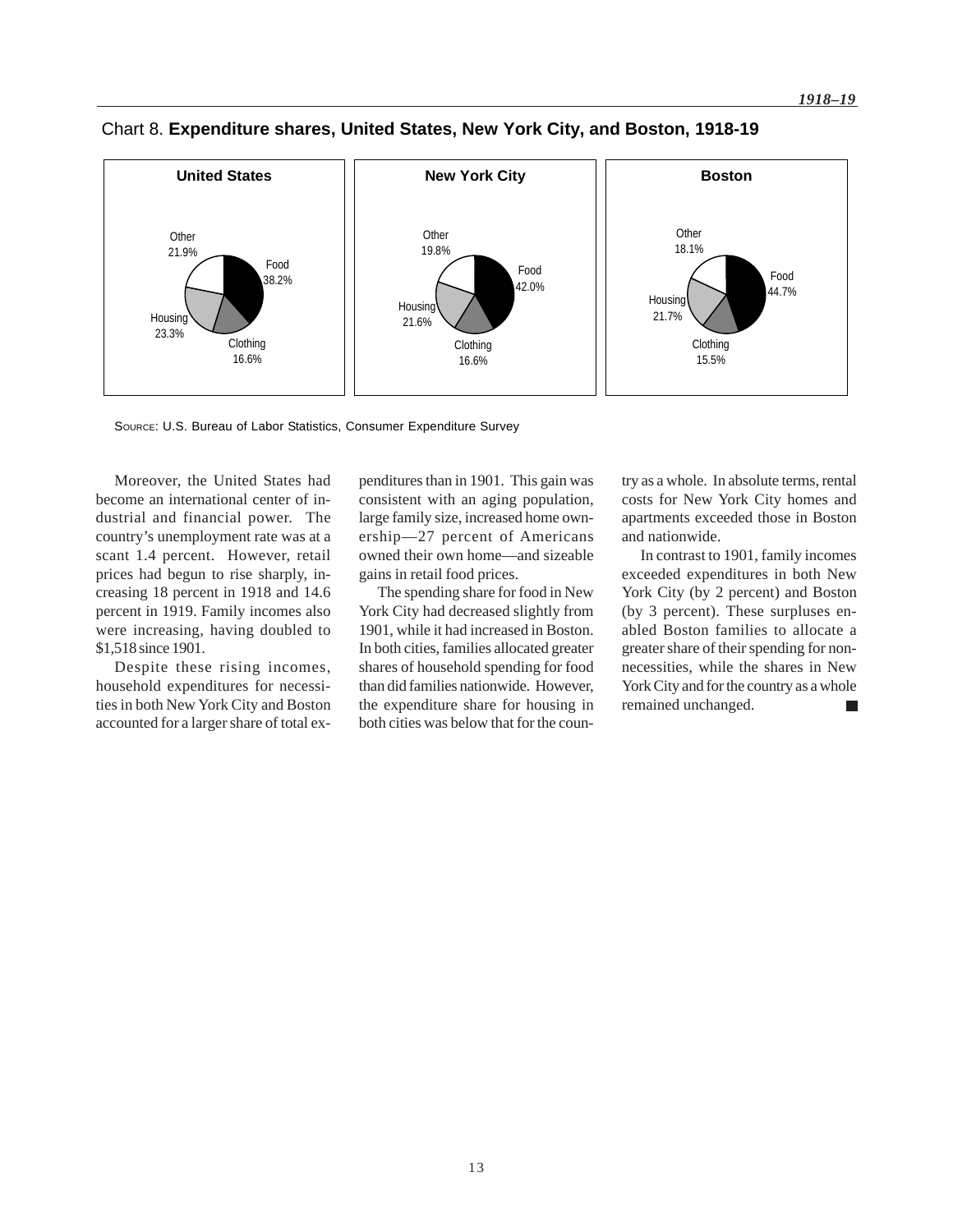Chart 8. **Expenditure shares, United States, New York City, and Boston, 1918-19**

**United States**

Other 21.9%
Food 38.2%
Housing 23.3%
Clothing 16.6%

**New York City**

Other 19.8%
Food 42.0%
Housing 21.6%
Clothing 16.6%

**Boston**

Other 18.1%
Food 44.7%
Housing 21.7%
Clothing 15.5%

SOURCE: U.S. Bureau of Labor Statistics, Consumer Expenditure Survey

Moreover, the United States had become an international center of industrial and financial power. The country's unemployment rate was at a scant 1.4 percent. However, retail prices had begun to rise sharply, increasing 18 percent in 1918 and 14.6 percent in 1919. Family incomes also were increasing, having doubled to $1,518 since 1901.

Despite these rising incomes, household expenditures for necessities in both New York City and Boston accounted for a larger share of total expenditures than in 1901. This gain was consistent with an aging population, large family size, increased home ownership—27 percent of Americans owned their own home—and sizeable gains in retail food prices.

The spending share for food in New York City had decreased slightly from 1901, while it had increased in Boston. In both cities, families allocated greater shares of household spending for food than did families nationwide. However, the expenditure share for housing in both cities was below that for the country as a whole. In absolute terms, rental costs for New York City homes and apartments exceeded those in Boston and nationwide.

In contrast to 1901, family incomes exceeded expenditures in both New York City (by 2 percent) and Boston (by 3 percent). These surpluses enabled Boston families to allocate a greater share of their spending for nonnecessities, while the shares in New York City and for the country as a whole remained unchanged.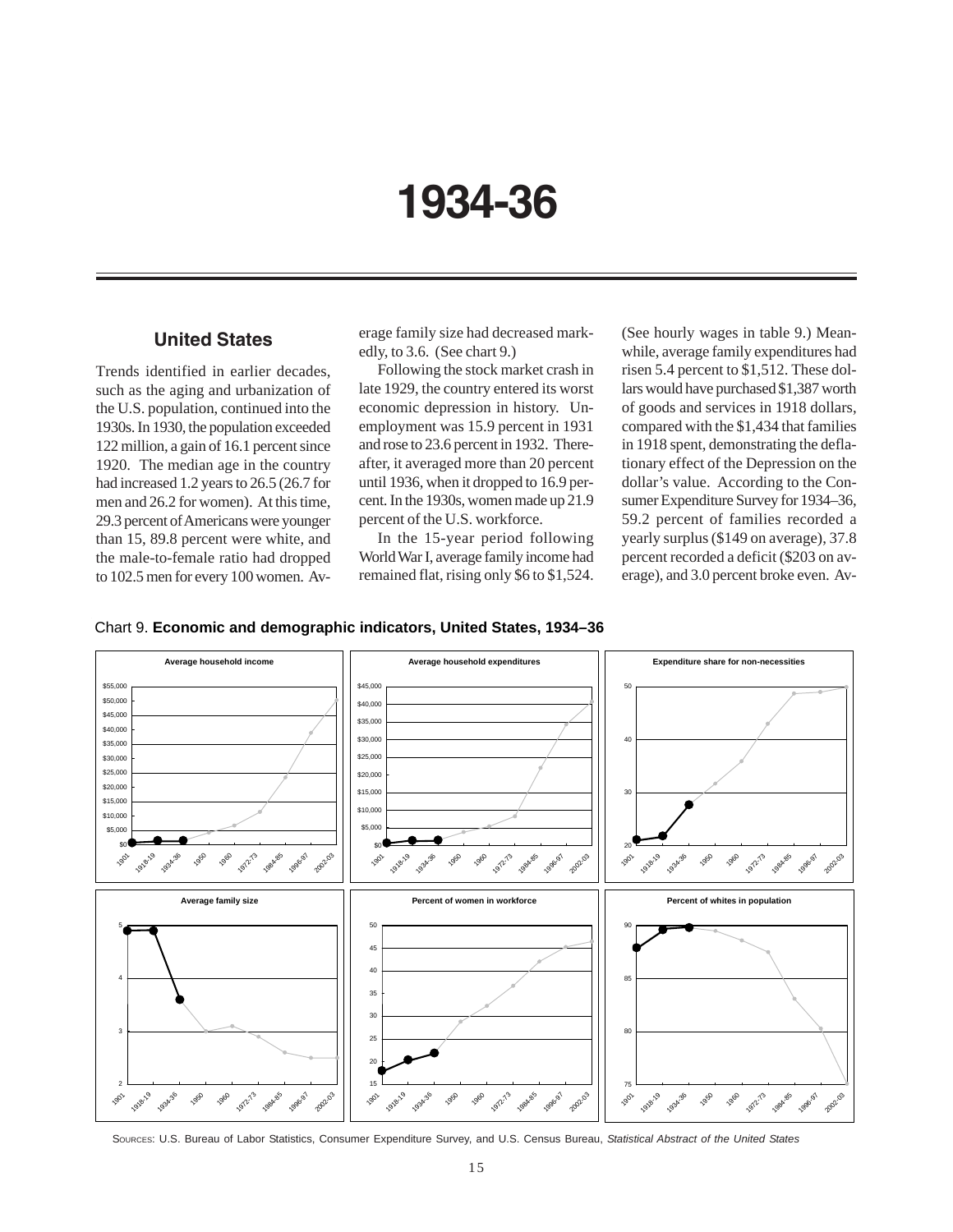# 1934-36

## United States

Trends identified in earlier decades, such as the aging and urbanization of the U.S. population, continued into the 1930s. In 1930, the population exceeded 122 million, a gain of 16.1 percent since 1920. The median age in the country had increased 1.2 years to 26.5 (26.7 for men and 26.2 for women). At this time, 29.3 percent of Americans were younger than 15, 89.8 percent were white, and the male-to-female ratio had dropped to 102.5 men for every 100 women. Average family size had decreased markedly, to 3.6. (See chart 9.)

Following the stock market crash in late 1929, the country entered its worst economic depression in history. Unemployment was 15.9 percent in 1931 and rose to 23.6 percent in 1932. Thereafter, it averaged more than 20 percent until 1936, when it dropped to 16.9 percent. In the 1930s, women made up 21.9 percent of the U.S. workforce.

In the 15-year period following World War I, average family income had remained flat, rising only $6 to $1,524. (See hourly wages in table 9.) Meanwhile, average family expenditures had risen 5.4 percent to $1,512. These dollars would have purchased $1,387 worth of goods and services in 1918 dollars, compared with the $1,434 that families in 1918 spent, demonstrating the deflationary effect of the Depression on the dollar's value. According to the Consumer Expenditure Survey for 1934–36, 59.2 percent of families recorded a yearly surplus ($149 on average), 37.8 percent recorded a deficit ($203 on average), and 3.0 percent broke even. Av-

Chart 9. **Economic and demographic indicators, United States, 1934–36**

SOURCES: U.S. Bureau of Labor Statistics, Consumer Expenditure Survey, and U.S. Census Bureau, *Statistical Abstract of the United States*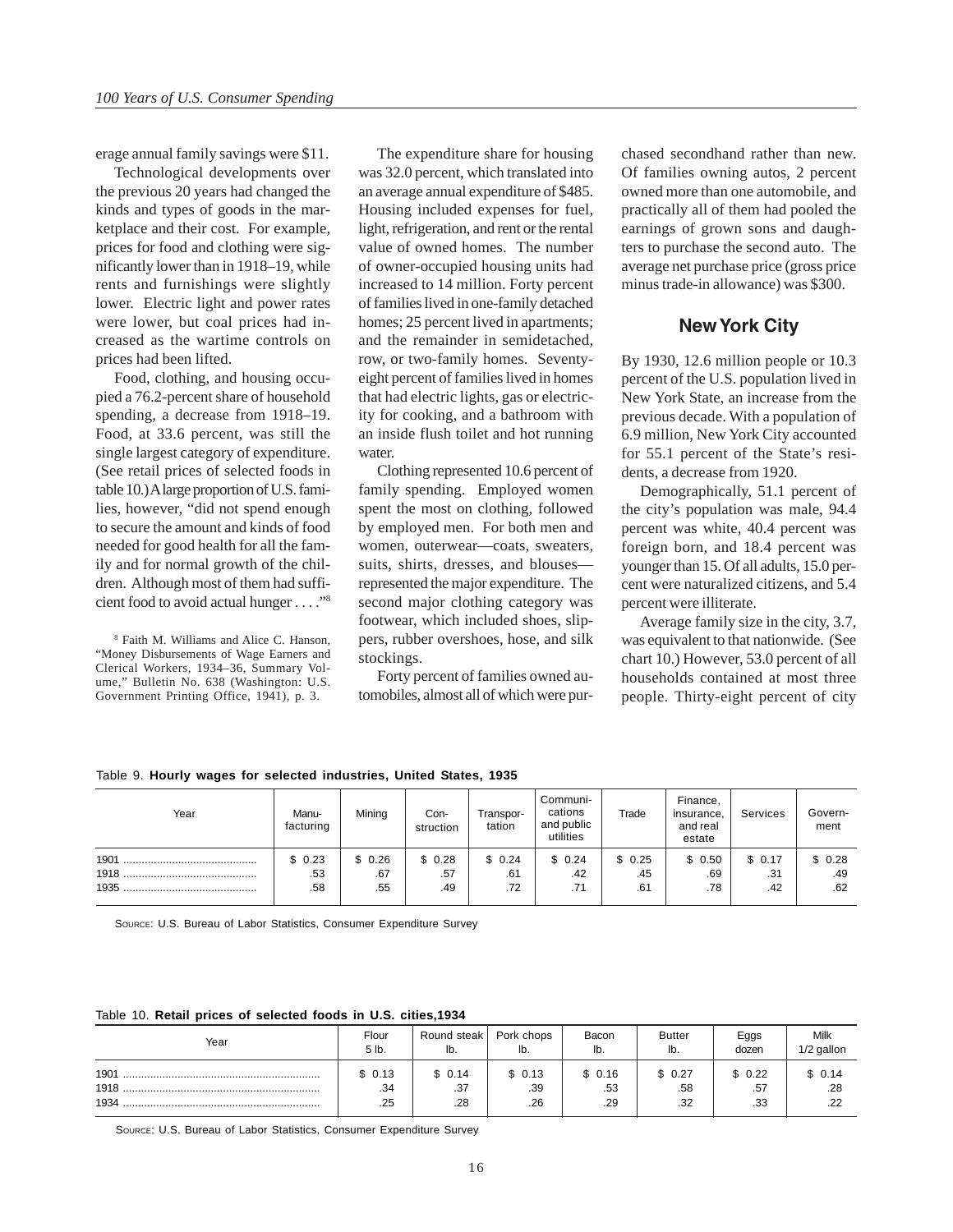erage annual family savings were $11.

Technological developments over the previous 20 years had changed the kinds and types of goods in the marketplace and their cost. For example, prices for food and clothing were significantly lower than in 1918–19, while rents and furnishings were slightly lower. Electric light and power rates were lower, but coal prices had increased as the wartime controls on prices had been lifted.

Food, clothing, and housing occupied a 76.2-percent share of household spending, a decrease from 1918–19. Food, at 33.6 percent, was still the single largest category of expenditure. (See retail prices of selected foods in table 10.) A large proportion of U.S. families, however, "did not spend enough to secure the amount and kinds of food needed for good health for all the family and for normal growth of the children. Although most of them had sufficient food to avoid actual hunger . . . ."[8]

[8] Faith M. Williams and Alice C. Hanson, "Money Disbursements of Wage Earners and Clerical Workers, 1934–36, Summary Volume," Bulletin No. 638 (Washington: U.S. Government Printing Office, 1941), p. 3.

The expenditure share for housing was 32.0 percent, which translated into an average annual expenditure of $485. Housing included expenses for fuel, light, refrigeration, and rent or the rental value of owned homes. The number of owner-occupied housing units had increased to 14 million. Forty percent of families lived in one-family detached homes; 25 percent lived in apartments; and the remainder in semidetached, row, or two-family homes. Seventy-eight percent of families lived in homes that had electric lights, gas or electricity for cooking, and a bathroom with an inside flush toilet and hot running water.

Clothing represented 10.6 percent of family spending. Employed women spent the most on clothing, followed by employed men. For both men and women, outerwear—coats, sweaters, suits, shirts, dresses, and blouses—represented the major expenditure. The second major clothing category was footwear, which included shoes, slippers, rubber overshoes, hose, and silk stockings.

Forty percent of families owned automobiles, almost all of which were purchased secondhand rather than new. Of families owning autos, 2 percent owned more than one automobile, and practically all of them had pooled the earnings of grown sons and daughters to purchase the second auto. The average net purchase price (gross price minus trade-in allowance) was $300.

## New York City

By 1930, 12.6 million people or 10.3 percent of the U.S. population lived in New York State, an increase from the previous decade. With a population of 6.9 million, New York City accounted for 55.1 percent of the State's residents, a decrease from 1920.

Demographically, 51.1 percent of the city's population was male, 94.4 percent was white, 40.4 percent was foreign born, and 18.4 percent was younger than 15. Of all adults, 15.0 percent were naturalized citizens, and 5.4 percent were illiterate.

Average family size in the city, 3.7, was equivalent to that nationwide. (See chart 10.) However, 53.0 percent of all households contained at most three people. Thirty-eight percent of city

Table 9. **Hourly wages for selected industries, United States, 1935**

| Year | Manufacturing | Mining | Construction | Transportation | Communications and public utilities | Trade | Finance, insurance, and real estate | Services | Government |
|---|---|---|---|---|---|---|---|---|---|
| 1901 | $ 0.23 | $ 0.26 | $ 0.28 | $ 0.24 | $ 0.24 | $ 0.25 | $ 0.50 | $ 0.17 | $ 0.28 |
| 1918 | .53 | .67 | .57 | .61 | .42 | .45 | .69 | .31 | .49 |
| 1935 | .58 | .55 | .49 | .72 | .71 | .61 | .78 | .42 | .62 |

Source: U.S. Bureau of Labor Statistics, Consumer Expenditure Survey

Table 10. **Retail prices of selected foods in U.S. cities,1934**

| Year | Flour 5 lb. | Round steak lb. | Pork chops lb. | Bacon lb. | Butter lb. | Eggs dozen | Milk 1/2 gallon |
|---|---|---|---|---|---|---|---|
| 1901 | $ 0.13 | $ 0.14 | $ 0.13 | $ 0.16 | $ 0.27 | $ 0.22 | $ 0.14 |
| 1918 | .34 | .37 | .39 | .53 | .58 | .57 | .28 |
| 1934 | .25 | .28 | .26 | .29 | .32 | .33 | .22 |

Source: U.S. Bureau of Labor Statistics, Consumer Expenditure Survey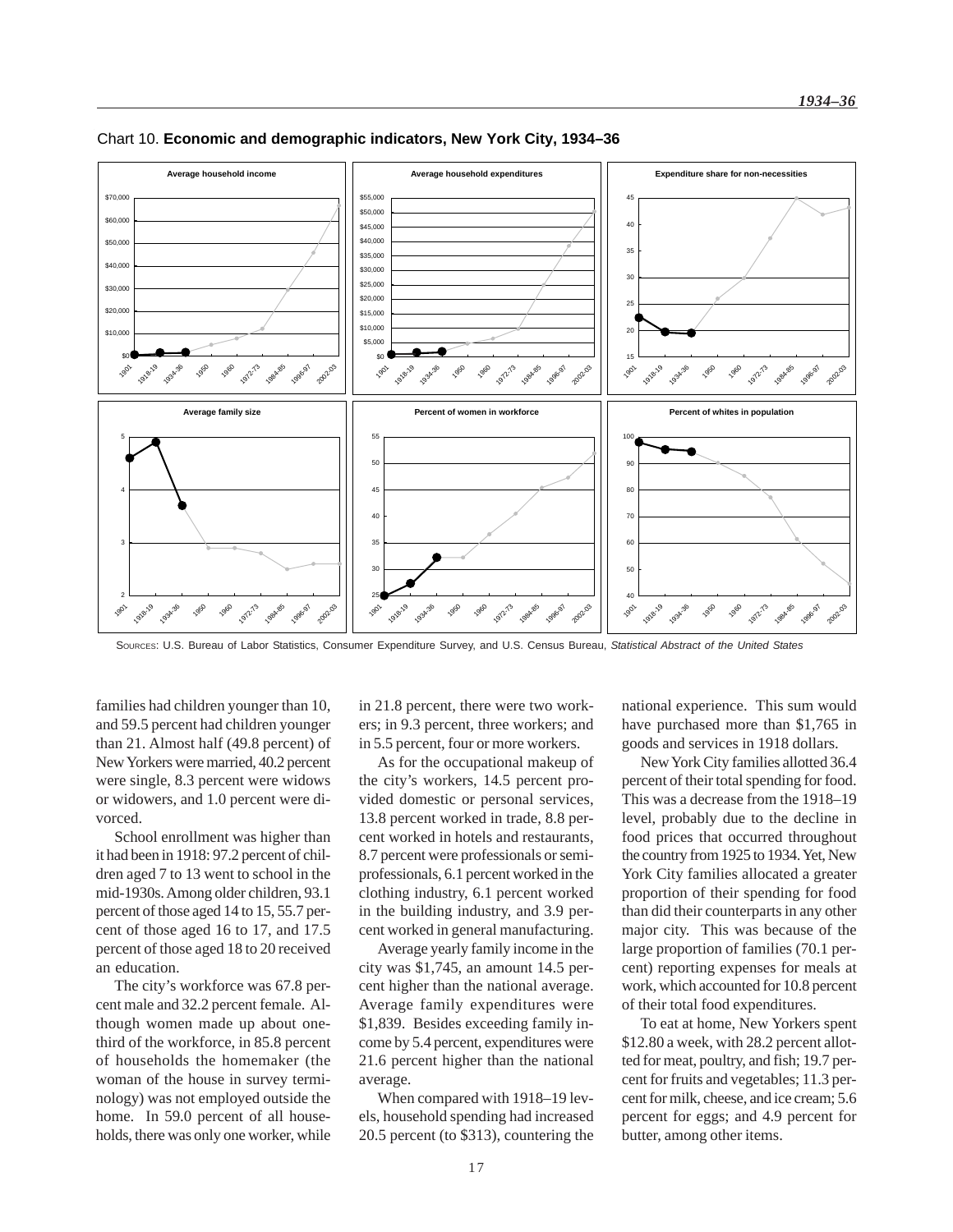Chart 10. **Economic and demographic indicators, New York City, 1934–36**

SOURCES: U.S. Bureau of Labor Statistics, Consumer Expenditure Survey, and U.S. Census Bureau, *Statistical Abstract of the United States*

families had children younger than 10, and 59.5 percent had children younger than 21. Almost half (49.8 percent) of New Yorkers were married, 40.2 percent were single, 8.3 percent were widows or widowers, and 1.0 percent were divorced.

School enrollment was higher than it had been in 1918: 97.2 percent of children aged 7 to 13 went to school in the mid-1930s. Among older children, 93.1 percent of those aged 14 to 15, 55.7 percent of those aged 16 to 17, and 17.5 percent of those aged 18 to 20 received an education.

The city's workforce was 67.8 percent male and 32.2 percent female. Although women made up about one-third of the workforce, in 85.8 percent of households the homemaker (the woman of the house in survey terminology) was not employed outside the home. In 59.0 percent of all households, there was only one worker, while in 21.8 percent, there were two workers; in 9.3 percent, three workers; and in 5.5 percent, four or more workers.

As for the occupational makeup of the city's workers, 14.5 percent provided domestic or personal services, 13.8 percent worked in trade, 8.8 percent worked in hotels and restaurants, 8.7 percent were professionals or semiprofessionals, 6.1 percent worked in the clothing industry, 6.1 percent worked in the building industry, and 3.9 percent worked in general manufacturing.

Average yearly family income in the city was $1,745, an amount 14.5 percent higher than the national average. Average family expenditures were $1,839. Besides exceeding family income by 5.4 percent, expenditures were 21.6 percent higher than the national average.

When compared with 1918–19 levels, household spending had increased 20.5 percent (to $313), countering the national experience. This sum would have purchased more than $1,765 in goods and services in 1918 dollars.

New York City families allotted 36.4 percent of their total spending for food. This was a decrease from the 1918–19 level, probably due to the decline in food prices that occurred throughout the country from 1925 to 1934. Yet, New York City families allocated a greater proportion of their spending for food than did their counterparts in any other major city. This was because of the large proportion of families (70.1 percent) reporting expenses for meals at work, which accounted for 10.8 percent of their total food expenditures.

To eat at home, New Yorkers spent $12.80 a week, with 28.2 percent allotted for meat, poultry, and fish; 19.7 percent for fruits and vegetables; 11.3 percent for milk, cheese, and ice cream; 5.6 percent for eggs; and 4.9 percent for butter, among other items.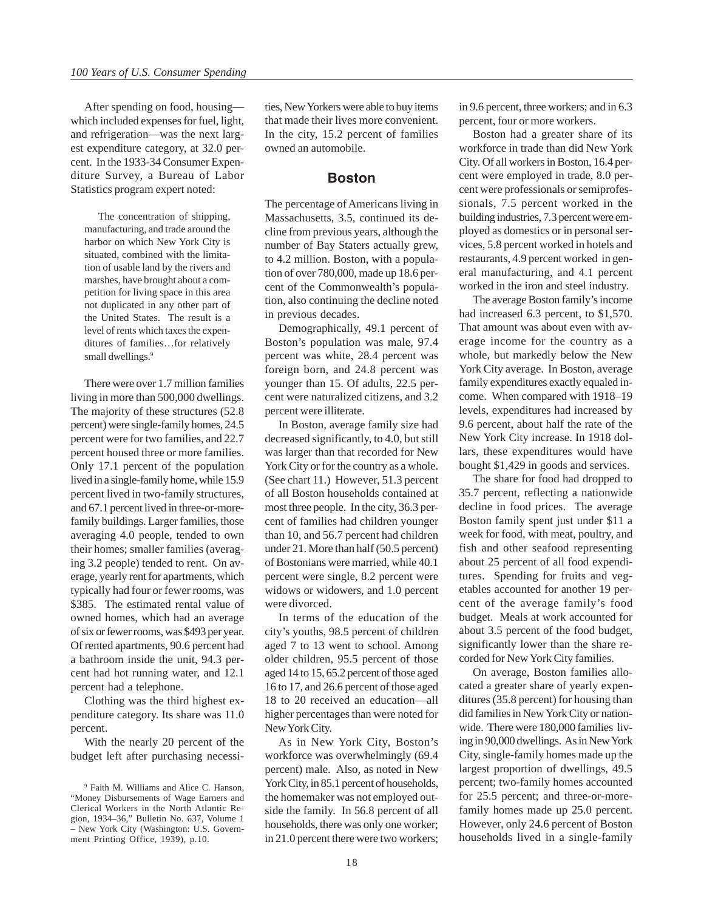After spending on food, housing—which included expenses for fuel, light, and refrigeration—was the next largest expenditure category, at 32.0 percent. In the 1933-34 Consumer Expenditure Survey, a Bureau of Labor Statistics program expert noted:

> The concentration of shipping, manufacturing, and trade around the harbor on which New York City is situated, combined with the limitation of usable land by the rivers and marshes, have brought about a competition for living space in this area not duplicated in any other part of the United States. The result is a level of rents which taxes the expenditures of families…for relatively small dwellings.[9]

There were over 1.7 million families living in more than 500,000 dwellings. The majority of these structures (52.8 percent) were single-family homes, 24.5 percent were for two families, and 22.7 percent housed three or more families. Only 17.1 percent of the population lived in a single-family home, while 15.9 percent lived in two-family structures, and 67.1 percent lived in three-or-more-family buildings. Larger families, those averaging 4.0 people, tended to own their homes; smaller families (averaging 3.2 people) tended to rent. On average, yearly rent for apartments, which typically had four or fewer rooms, was \$385. The estimated rental value of owned homes, which had an average of six or fewer rooms, was \$493 per year. Of rented apartments, 90.6 percent had a bathroom inside the unit, 94.3 percent had hot running water, and 12.1 percent had a telephone.

Clothing was the third highest expenditure category. Its share was 11.0 percent.

With the nearly 20 percent of the budget left after purchasing necessities, New Yorkers were able to buy items that made their lives more convenient. In the city, 15.2 percent of families owned an automobile.

## Boston

The percentage of Americans living in Massachusetts, 3.5, continued its decline from previous years, although the number of Bay Staters actually grew, to 4.2 million. Boston, with a population of over 780,000, made up 18.6 percent of the Commonwealth's population, also continuing the decline noted in previous decades.

Demographically, 49.1 percent of Boston's population was male, 97.4 percent was white, 28.4 percent was foreign born, and 24.8 percent was younger than 15. Of adults, 22.5 percent were naturalized citizens, and 3.2 percent were illiterate.

In Boston, average family size had decreased significantly, to 4.0, but still was larger than that recorded for New York City or for the country as a whole. (See chart 11.) However, 51.3 percent of all Boston households contained at most three people. In the city, 36.3 percent of families had children younger than 10, and 56.7 percent had children under 21. More than half (50.5 percent) of Bostonians were married, while 40.1 percent were single, 8.2 percent were widows or widowers, and 1.0 percent were divorced.

In terms of the education of the city's youths, 98.5 percent of children aged 7 to 13 went to school. Among older children, 95.5 percent of those aged 14 to 15, 65.2 percent of those aged 16 to 17, and 26.6 percent of those aged 18 to 20 received an education—all higher percentages than were noted for New York City.

As in New York City, Boston's workforce was overwhelmingly (69.4 percent) male. Also, as noted in New York City, in 85.1 percent of households, the homemaker was not employed outside the family. In 56.8 percent of all households, there was only one worker; in 21.0 percent there were two workers; in 9.6 percent, three workers; and in 6.3 percent, four or more workers.

Boston had a greater share of its workforce in trade than did New York City. Of all workers in Boston, 16.4 percent were employed in trade, 8.0 percent were professionals or semiprofessionals, 7.5 percent worked in the building industries, 7.3 percent were employed as domestics or in personal services, 5.8 percent worked in hotels and restaurants, 4.9 percent worked in general manufacturing, and 4.1 percent worked in the iron and steel industry.

The average Boston family's income had increased 6.3 percent, to \$1,570. That amount was about even with average income for the country as a whole, but markedly below the New York City average. In Boston, average family expenditures exactly equaled income. When compared with 1918–19 levels, expenditures had increased by 9.6 percent, about half the rate of the New York City increase. In 1918 dollars, these expenditures would have bought \$1,429 in goods and services.

The share for food had dropped to 35.7 percent, reflecting a nationwide decline in food prices. The average Boston family spent just under \$11 a week for food, with meat, poultry, and fish and other seafood representing about 25 percent of all food expenditures. Spending for fruits and vegetables accounted for another 19 percent of the average family's food budget. Meals at work accounted for about 3.5 percent of the food budget, significantly lower than the share recorded for New York City families.

On average, Boston families allocated a greater share of yearly expenditures (35.8 percent) for housing than did families in New York City or nationwide. There were 180,000 families living in 90,000 dwellings. As in New York City, single-family homes made up the largest proportion of dwellings, 49.5 percent; two-family homes accounted for 25.5 percent; and three-or-more-family homes made up 25.0 percent. However, only 24.6 percent of Boston households lived in a single-family

---

[9] Faith M. Williams and Alice C. Hanson, "Money Disbursements of Wage Earners and Clerical Workers in the North Atlantic Region, 1934–36," Bulletin No. 637, Volume 1 – New York City (Washington: U.S. Government Printing Office, 1939), p.10.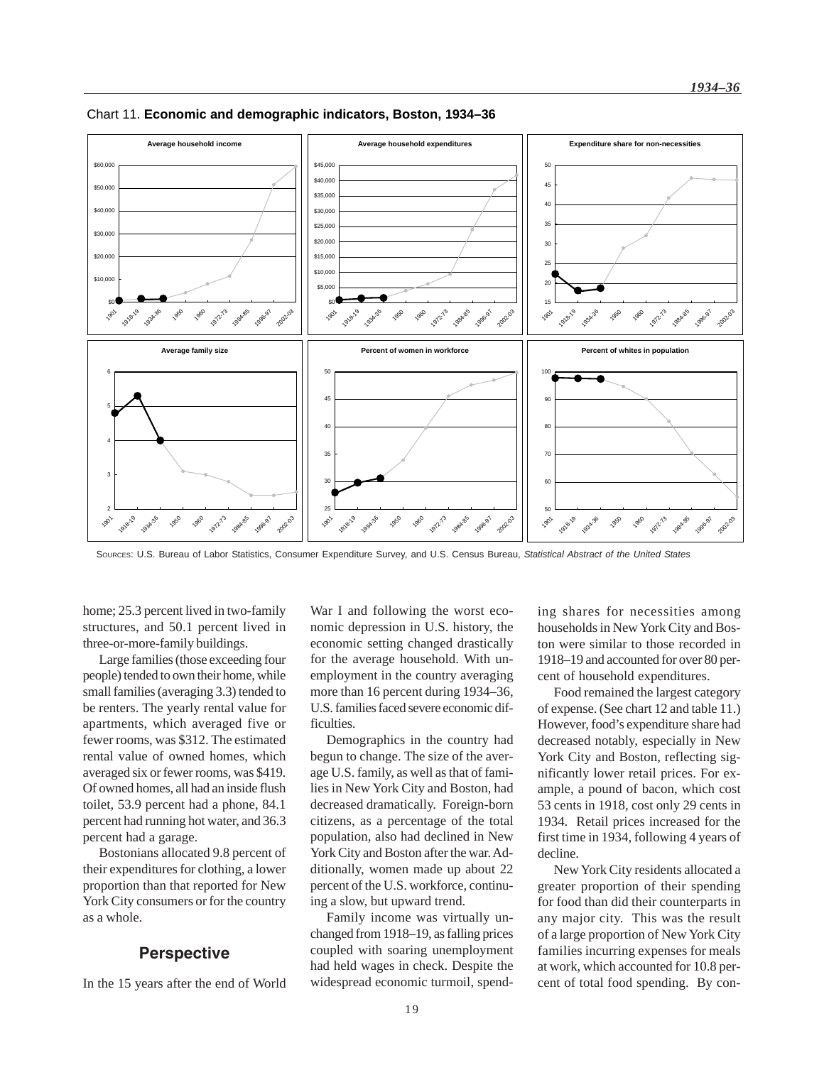Chart 11. **Economic and demographic indicators, Boston, 1934–36**

SOURCES: U.S. Bureau of Labor Statistics, Consumer Expenditure Survey, and U.S. Census Bureau, *Statistical Abstract of the United States*

home; 25.3 percent lived in two-family structures, and 50.1 percent lived in three-or-more-family buildings.

Large families (those exceeding four people) tended to own their home, while small families (averaging 3.3) tended to be renters. The yearly rental value for apartments, which averaged five or fewer rooms, was $312. The estimated rental value of owned homes, which averaged six or fewer rooms, was $419. Of owned homes, all had an inside flush toilet, 53.9 percent had a phone, 84.1 percent had running hot water, and 36.3 percent had a garage.

Bostonians allocated 9.8 percent of their expenditures for clothing, a lower proportion than that reported for New York City consumers or for the country as a whole.

## Perspective

In the 15 years after the end of World War I and following the worst economic depression in U.S. history, the economic setting changed drastically for the average household. With unemployment in the country averaging more than 16 percent during 1934–36, U.S. families faced severe economic difficulties.

Demographics in the country had begun to change. The size of the average U.S. family, as well as that of families in New York City and Boston, had decreased dramatically. Foreign-born citizens, as a percentage of the total population, also had declined in New York City and Boston after the war. Additionally, women made up about 22 percent of the U.S. workforce, continuing a slow, but upward trend.

Family income was virtually unchanged from 1918–19, as falling prices coupled with soaring unemployment had held wages in check. Despite the widespread economic turmoil, spending shares for necessities among households in New York City and Boston were similar to those recorded in 1918–19 and accounted for over 80 percent of household expenditures.

Food remained the largest category of expense. (See chart 12 and table 11.) However, food's expenditure share had decreased notably, especially in New York City and Boston, reflecting significantly lower retail prices. For example, a pound of bacon, which cost 53 cents in 1918, cost only 29 cents in 1934. Retail prices increased for the first time in 1934, following 4 years of decline.

New York City residents allocated a greater proportion of their spending for food than did their counterparts in any major city. This was the result of a large proportion of New York City families incurring expenses for meals at work, which accounted for 10.8 percent of total food spending. By con-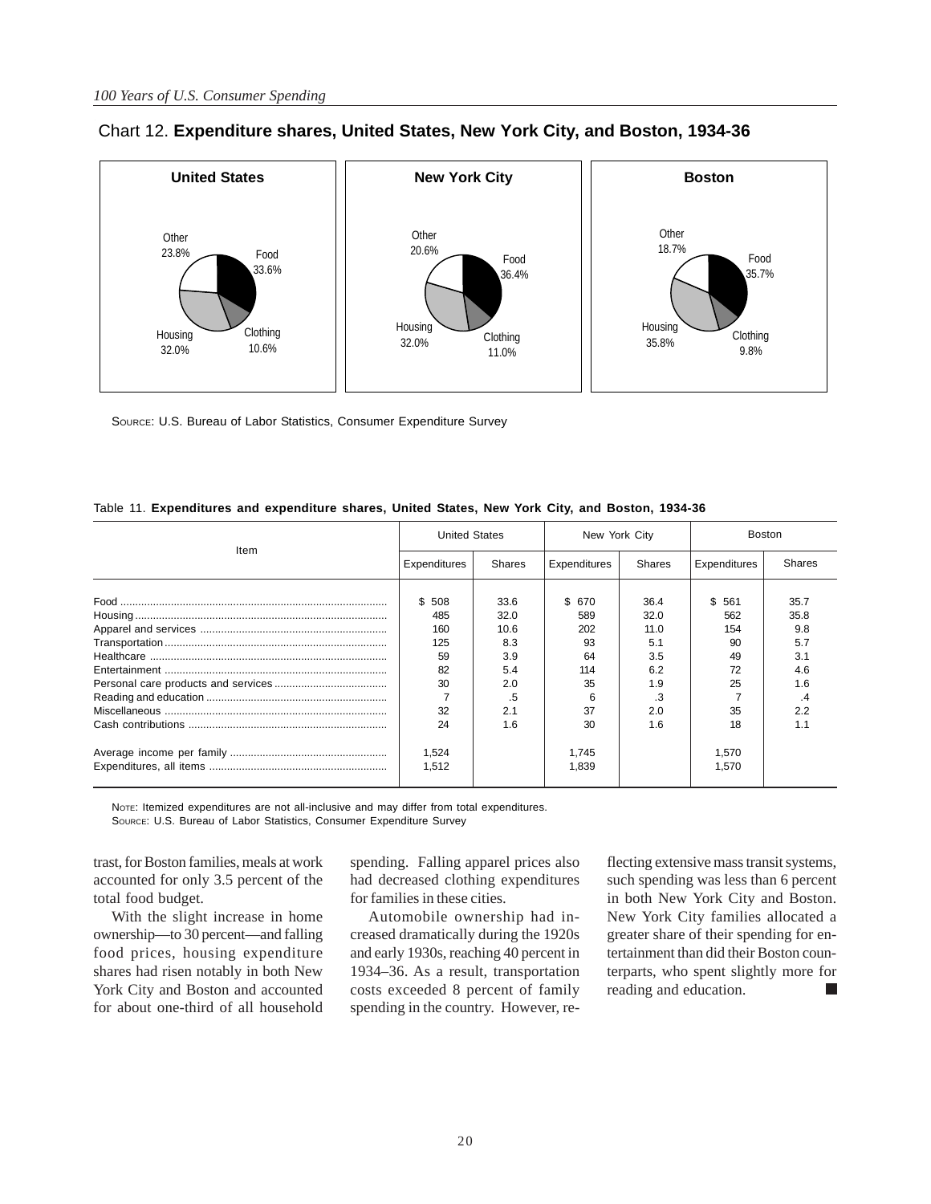Chart 12. **Expenditure shares, United States, New York City, and Boston, 1934-36**

**United States**

Other 23.8%, Food 33.6%, Clothing 10.6%, Housing 32.0%

**New York City**

Other 20.6%, Food 36.4%, Clothing 11.0%, Housing 32.0%

**Boston**

Other 18.7%, Food 35.7%, Clothing 9.8%, Housing 35.8%

SOURCE: U.S. Bureau of Labor Statistics, Consumer Expenditure Survey

Table 11. **Expenditures and expenditure shares, United States, New York City, and Boston, 1934-36**

| Item | United States | | New York City | | Boston | |
|---|---|---|---|---|---|---|
| | Expenditures | Shares | Expenditures | Shares | Expenditures | Shares |
| Food | $ 508 | 33.6 | $ 670 | 36.4 | $ 561 | 35.7 |
| Housing | 485 | 32.0 | 589 | 32.0 | 562 | 35.8 |
| Apparel and services | 160 | 10.6 | 202 | 11.0 | 154 | 9.8 |
| Transportation | 125 | 8.3 | 93 | 5.1 | 90 | 5.7 |
| Healthcare | 59 | 3.9 | 64 | 3.5 | 49 | 3.1 |
| Entertainment | 82 | 5.4 | 114 | 6.2 | 72 | 4.6 |
| Personal care products and services | 30 | 2.0 | 35 | 1.9 | 25 | 1.6 |
| Reading and education | 7 | .5 | 6 | .3 | 7 | .4 |
| Miscellaneous | 32 | 2.1 | 37 | 2.0 | 35 | 2.2 |
| Cash contributions | 24 | 1.6 | 30 | 1.6 | 18 | 1.1 |
| Average income per family | 1,524 | | 1,745 | | 1,570 | |
| Expenditures, all items | 1,512 | | 1,839 | | 1,570 | |

NOTE: Itemized expenditures are not all-inclusive and may differ from total expenditures.
SOURCE: U.S. Bureau of Labor Statistics, Consumer Expenditure Survey

trast, for Boston families, meals at work accounted for only 3.5 percent of the total food budget.

With the slight increase in home ownership—to 30 percent—and falling food prices, housing expenditure shares had risen notably in both New York City and Boston and accounted for about one-third of all household spending. Falling apparel prices also had decreased clothing expenditures for families in these cities.

Automobile ownership had increased dramatically during the 1920s and early 1930s, reaching 40 percent in 1934–36. As a result, transportation costs exceeded 8 percent of family spending in the country. However, reflecting extensive mass transit systems, such spending was less than 6 percent in both New York City and Boston. New York City families allocated a greater share of their spending for entertainment than did their Boston counterparts, who spent slightly more for reading and education. ■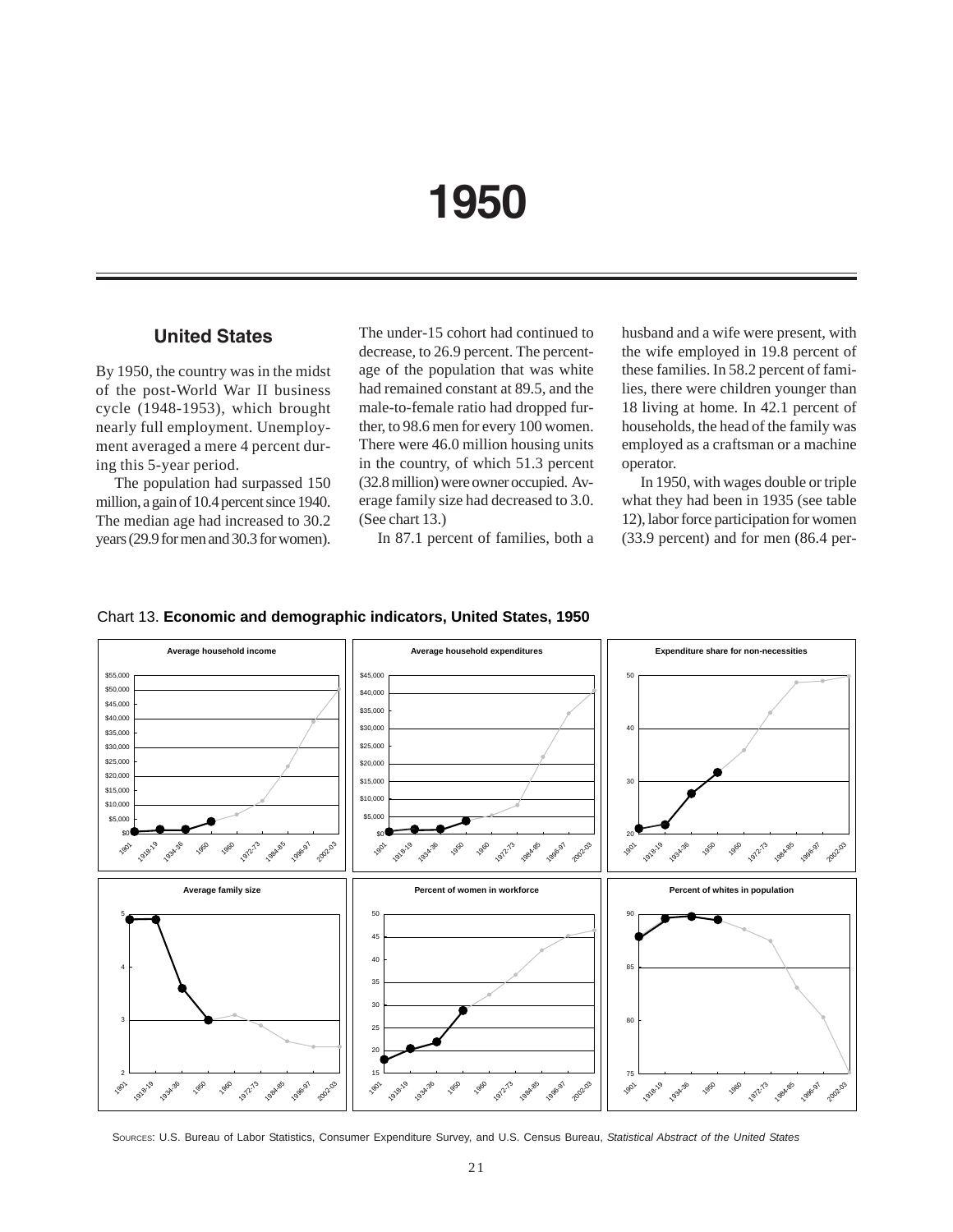# 1950

## United States

By 1950, the country was in the midst of the post-World War II business cycle (1948-1953), which brought nearly full employment. Unemployment averaged a mere 4 percent during this 5-year period.

The population had surpassed 150 million, a gain of 10.4 percent since 1940. The median age had increased to 30.2 years (29.9 for men and 30.3 for women). The under-15 cohort had continued to decrease, to 26.9 percent. The percentage of the population that was white had remained constant at 89.5, and the male-to-female ratio had dropped further, to 98.6 men for every 100 women. There were 46.0 million housing units in the country, of which 51.3 percent (32.8 million) were owner occupied. Average family size had decreased to 3.0. (See chart 13.)

In 87.1 percent of families, both a husband and a wife were present, with the wife employed in 19.8 percent of these families. In 58.2 percent of families, there were children younger than 18 living at home. In 42.1 percent of households, the head of the family was employed as a craftsman or a machine operator.

In 1950, with wages double or triple what they had been in 1935 (see table 12), labor force participation for women (33.9 percent) and for men (86.4 per-

Chart 13. **Economic and demographic indicators, United States, 1950**

Sources: U.S. Bureau of Labor Statistics, Consumer Expenditure Survey, and U.S. Census Bureau, *Statistical Abstract of the United States*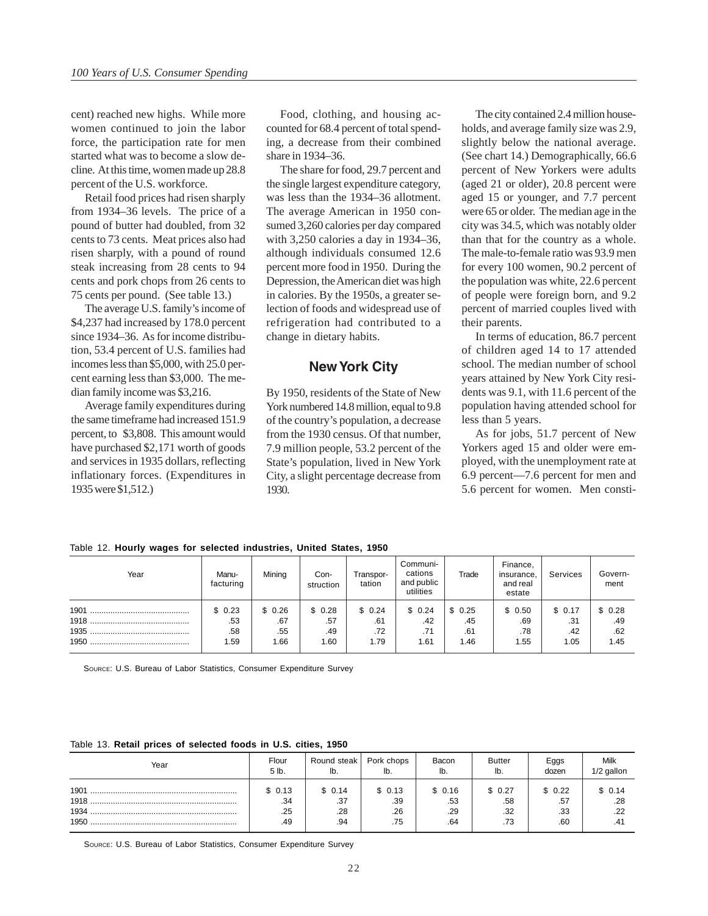cent) reached new highs. While more women continued to join the labor force, the participation rate for men started what was to become a slow decline. At this time, women made up 28.8 percent of the U.S. workforce.

Retail food prices had risen sharply from 1934–36 levels. The price of a pound of butter had doubled, from 32 cents to 73 cents. Meat prices also had risen sharply, with a pound of round steak increasing from 28 cents to 94 cents and pork chops from 26 cents to 75 cents per pound. (See table 13.)

The average U.S. family's income of $4,237 had increased by 178.0 percent since 1934–36. As for income distribution, 53.4 percent of U.S. families had incomes less than $5,000, with 25.0 percent earning less than $3,000. The median family income was $3,216.

Average family expenditures during the same timeframe had increased 151.9 percent, to $3,808. This amount would have purchased $2,171 worth of goods and services in 1935 dollars, reflecting inflationary forces. (Expenditures in 1935 were $1,512.)

Food, clothing, and housing accounted for 68.4 percent of total spending, a decrease from their combined share in 1934–36.

The share for food, 29.7 percent and the single largest expenditure category, was less than the 1934–36 allotment. The average American in 1950 consumed 3,260 calories per day compared with 3,250 calories a day in 1934–36, although individuals consumed 12.6 percent more food in 1950. During the Depression, the American diet was high in calories. By the 1950s, a greater selection of foods and widespread use of refrigeration had contributed to a change in dietary habits.

## New York City

By 1950, residents of the State of New York numbered 14.8 million, equal to 9.8 of the country's population, a decrease from the 1930 census. Of that number, 7.9 million people, 53.2 percent of the State's population, lived in New York City, a slight percentage decrease from 1930.

The city contained 2.4 million households, and average family size was 2.9, slightly below the national average. (See chart 14.) Demographically, 66.6 percent of New Yorkers were adults (aged 21 or older), 20.8 percent were aged 15 or younger, and 7.7 percent were 65 or older. The median age in the city was 34.5, which was notably older than that for the country as a whole. The male-to-female ratio was 93.9 men for every 100 women, 90.2 percent of the population was white, 22.6 percent of people were foreign born, and 9.2 percent of married couples lived with their parents.

In terms of education, 86.7 percent of children aged 14 to 17 attended school. The median number of school years attained by New York City residents was 9.1, with 11.6 percent of the population having attended school for less than 5 years.

As for jobs, 51.7 percent of New Yorkers aged 15 and older were employed, with the unemployment rate at 6.9 percent—7.6 percent for men and 5.6 percent for women. Men consti-

Table 12. **Hourly wages for selected industries, United States, 1950**

| Year | Manufacturing | Mining | Construction | Transportation | Communications and public utilities | Trade | Finance, insurance, and real estate | Services | Government |
|---|---|---|---|---|---|---|---|---|---|
| 1901 | $ 0.23 | $ 0.26 | $ 0.28 | $ 0.24 | $ 0.24 | $ 0.25 | $ 0.50 | $ 0.17 | $ 0.28 |
| 1918 | .53 | .67 | .57 | .61 | .42 | .45 | .69 | .31 | .49 |
| 1935 | .58 | .55 | .49 | .72 | .71 | .61 | .78 | .42 | .62 |
| 1950 | 1.59 | 1.66 | 1.60 | 1.79 | 1.61 | 1.46 | 1.55 | 1.05 | 1.45 |

Source: U.S. Bureau of Labor Statistics, Consumer Expenditure Survey

Table 13. **Retail prices of selected foods in U.S. cities, 1950**

| Year | Flour 5 lb. | Round steak lb. | Pork chops lb. | Bacon lb. | Butter lb. | Eggs dozen | Milk 1/2 gallon |
|---|---|---|---|---|---|---|---|
| 1901 | $ 0.13 | $ 0.14 | $ 0.13 | $ 0.16 | $ 0.27 | $ 0.22 | $ 0.14 |
| 1918 | .34 | .37 | .39 | .53 | .58 | .57 | .28 |
| 1934 | .25 | .28 | .26 | .29 | .32 | .33 | .22 |
| 1950 | .49 | .94 | .75 | .64 | .73 | .60 | .41 |

Source: U.S. Bureau of Labor Statistics, Consumer Expenditure Survey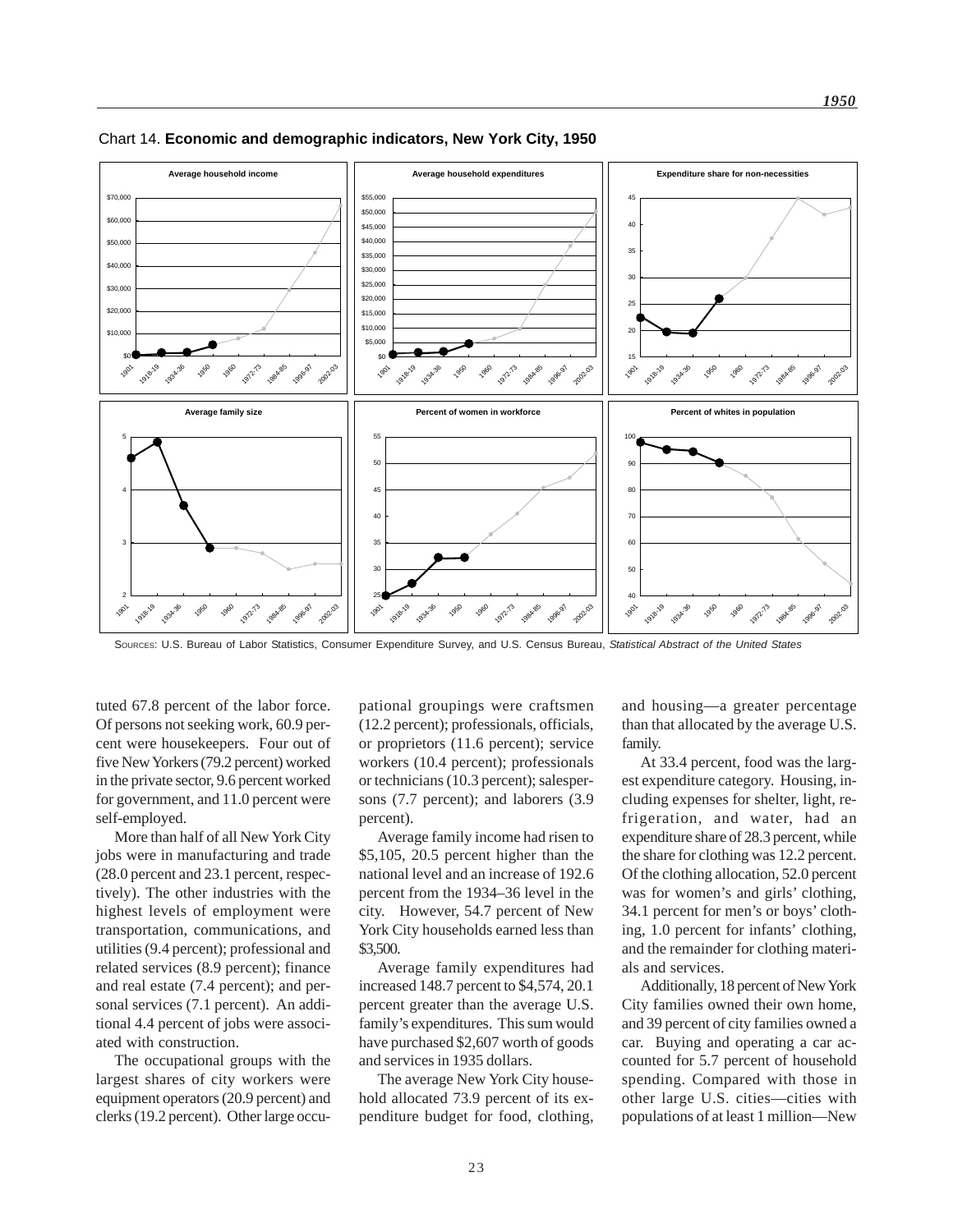Chart 14. **Economic and demographic indicators, New York City, 1950**

SOURCES: U.S. Bureau of Labor Statistics, Consumer Expenditure Survey, and U.S. Census Bureau, *Statistical Abstract of the United States*

tuted 67.8 percent of the labor force. Of persons not seeking work, 60.9 percent were housekeepers. Four out of five New Yorkers (79.2 percent) worked in the private sector, 9.6 percent worked for government, and 11.0 percent were self-employed.

More than half of all New York City jobs were in manufacturing and trade (28.0 percent and 23.1 percent, respectively). The other industries with the highest levels of employment were transportation, communications, and utilities (9.4 percent); professional and related services (8.9 percent); finance and real estate (7.4 percent); and personal services (7.1 percent). An additional 4.4 percent of jobs were associated with construction.

The occupational groups with the largest shares of city workers were equipment operators (20.9 percent) and clerks (19.2 percent). Other large occupational groupings were craftsmen (12.2 percent); professionals, officials, or proprietors (11.6 percent); service workers (10.4 percent); professionals or technicians (10.3 percent); salespersons (7.7 percent); and laborers (3.9 percent).

Average family income had risen to $5,105, 20.5 percent higher than the national level and an increase of 192.6 percent from the 1934–36 level in the city. However, 54.7 percent of New York City households earned less than $3,500.

Average family expenditures had increased 148.7 percent to $4,574, 20.1 percent greater than the average U.S. family's expenditures. This sum would have purchased $2,607 worth of goods and services in 1935 dollars.

The average New York City household allocated 73.9 percent of its expenditure budget for food, clothing, and housing—a greater percentage than that allocated by the average U.S. family.

At 33.4 percent, food was the largest expenditure category. Housing, including expenses for shelter, light, refrigeration, and water, had an expenditure share of 28.3 percent, while the share for clothing was 12.2 percent. Of the clothing allocation, 52.0 percent was for women's and girls' clothing, 34.1 percent for men's or boys' clothing, 1.0 percent for infants' clothing, and the remainder for clothing materials and services.

Additionally, 18 percent of New York City families owned their own home, and 39 percent of city families owned a car. Buying and operating a car accounted for 5.7 percent of household spending. Compared with those in other large U.S. cities—cities with populations of at least 1 million—New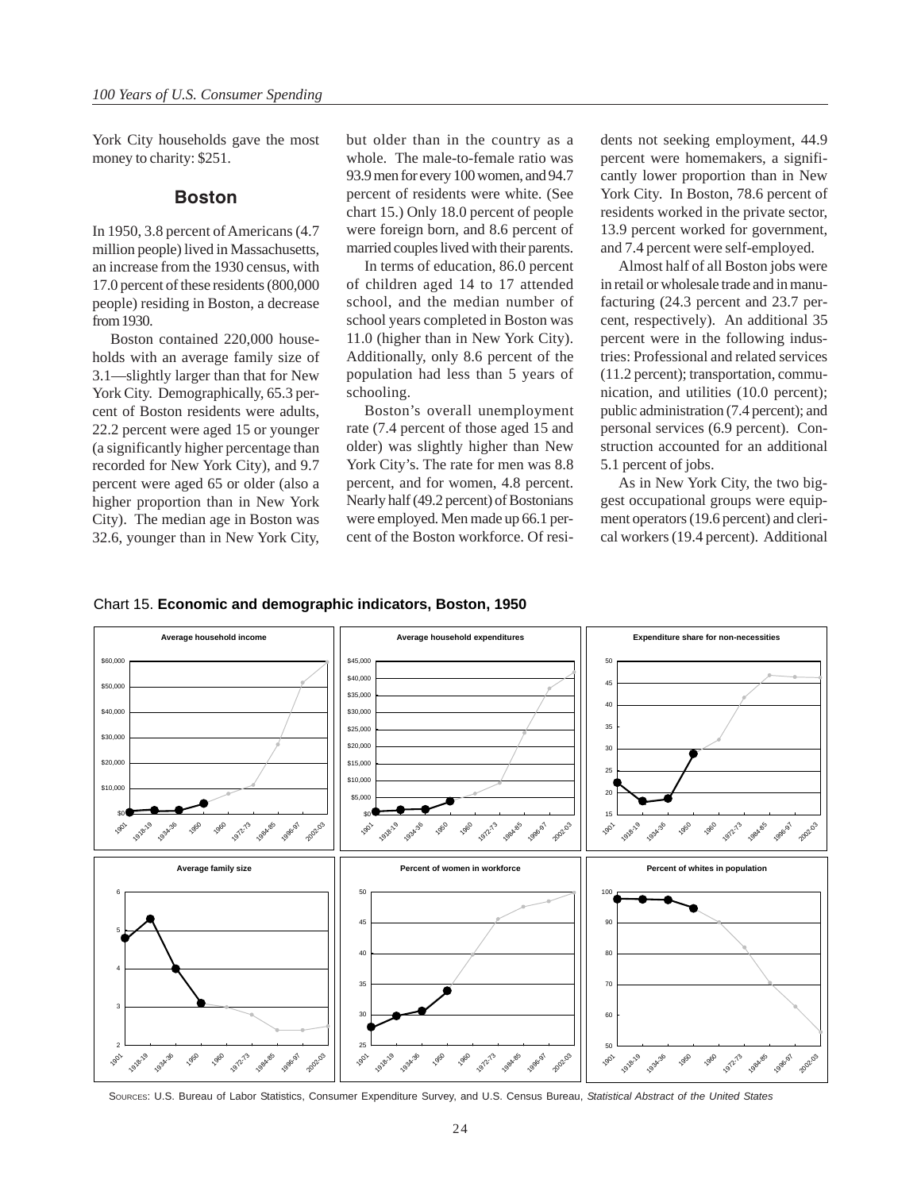York City households gave the most money to charity: $251.

## Boston

In 1950, 3.8 percent of Americans (4.7 million people) lived in Massachusetts, an increase from the 1930 census, with 17.0 percent of these residents (800,000 people) residing in Boston, a decrease from 1930.

Boston contained 220,000 households with an average family size of 3.1—slightly larger than that for New York City. Demographically, 65.3 percent of Boston residents were adults, 22.2 percent were aged 15 or younger (a significantly higher percentage than recorded for New York City), and 9.7 percent were aged 65 or older (also a higher proportion than in New York City). The median age in Boston was 32.6, younger than in New York City, but older than in the country as a whole. The male-to-female ratio was 93.9 men for every 100 women, and 94.7 percent of residents were white. (See chart 15.) Only 18.0 percent of people were foreign born, and 8.6 percent of married couples lived with their parents.

In terms of education, 86.0 percent of children aged 14 to 17 attended school, and the median number of school years completed in Boston was 11.0 (higher than in New York City). Additionally, only 8.6 percent of the population had less than 5 years of schooling.

Boston's overall unemployment rate (7.4 percent of those aged 15 and older) was slightly higher than New York City's. The rate for men was 8.8 percent, and for women, 4.8 percent. Nearly half (49.2 percent) of Bostonians were employed. Men made up 66.1 percent of the Boston workforce. Of residents not seeking employment, 44.9 percent were homemakers, a significantly lower proportion than in New York City. In Boston, 78.6 percent of residents worked in the private sector, 13.9 percent worked for government, and 7.4 percent were self-employed.

Almost half of all Boston jobs were in retail or wholesale trade and in manufacturing (24.3 percent and 23.7 percent, respectively). An additional 35 percent were in the following industries: Professional and related services (11.2 percent); transportation, communication, and utilities (10.0 percent); public administration (7.4 percent); and personal services (6.9 percent). Construction accounted for an additional 5.1 percent of jobs.

As in New York City, the two biggest occupational groups were equipment operators (19.6 percent) and clerical workers (19.4 percent). Additional

Chart 15. **Economic and demographic indicators, Boston, 1950**

Sources: U.S. Bureau of Labor Statistics, Consumer Expenditure Survey, and U.S. Census Bureau, *Statistical Abstract of the United States*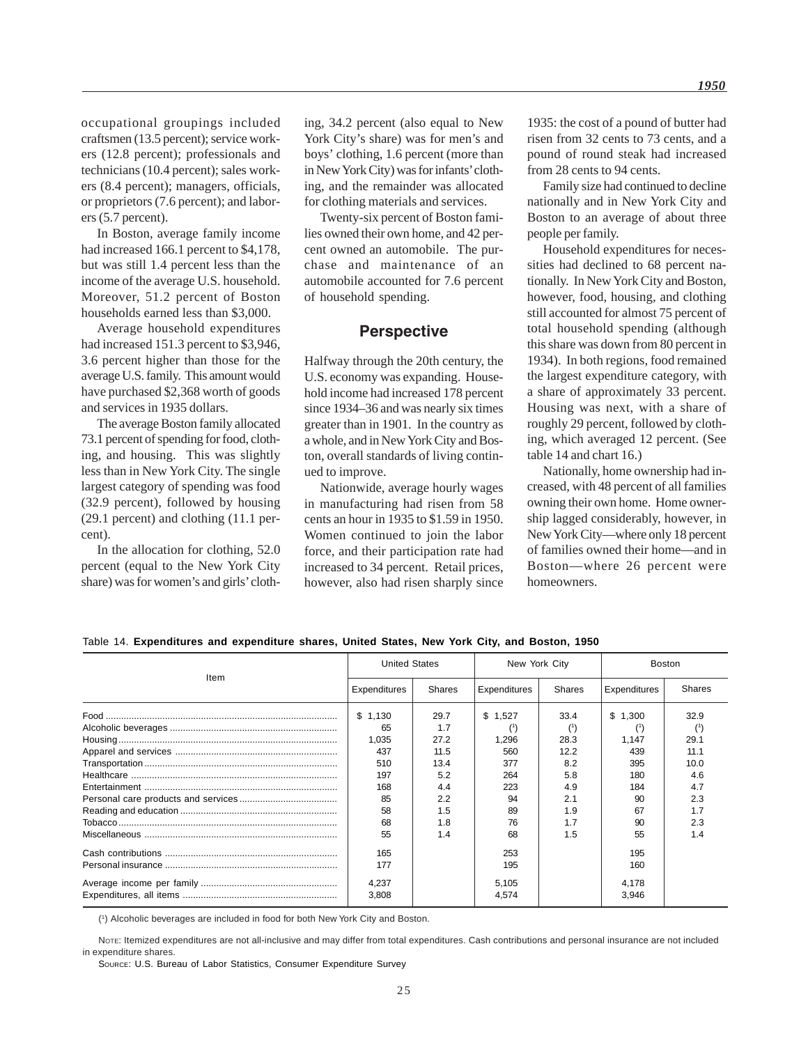occupational groupings included craftsmen (13.5 percent); service workers (12.8 percent); professionals and technicians (10.4 percent); sales workers (8.4 percent); managers, officials, or proprietors (7.6 percent); and laborers (5.7 percent).

In Boston, average family income had increased 166.1 percent to $4,178, but was still 1.4 percent less than the income of the average U.S. household. Moreover, 51.2 percent of Boston households earned less than $3,000.

Average household expenditures had increased 151.3 percent to $3,946, 3.6 percent higher than those for the average U.S. family. This amount would have purchased $2,368 worth of goods and services in 1935 dollars.

The average Boston family allocated 73.1 percent of spending for food, clothing, and housing. This was slightly less than in New York City. The single largest category of spending was food (32.9 percent), followed by housing (29.1 percent) and clothing (11.1 percent).

In the allocation for clothing, 52.0 percent (equal to the New York City share) was for women's and girls' clothing, 34.2 percent (also equal to New York City's share) was for men's and boys' clothing, 1.6 percent (more than in New York City) was for infants' clothing, and the remainder was allocated for clothing materials and services.

Twenty-six percent of Boston families owned their own home, and 42 percent owned an automobile. The purchase and maintenance of an automobile accounted for 7.6 percent of household spending.

## Perspective

Halfway through the 20th century, the U.S. economy was expanding. Household income had increased 178 percent since 1934–36 and was nearly six times greater than in 1901. In the country as a whole, and in New York City and Boston, overall standards of living continued to improve.

Nationwide, average hourly wages in manufacturing had risen from 58 cents an hour in 1935 to $1.59 in 1950. Women continued to join the labor force, and their participation rate had increased to 34 percent. Retail prices, however, also had risen sharply since 1935: the cost of a pound of butter had risen from 32 cents to 73 cents, and a pound of round steak had increased from 28 cents to 94 cents.

Family size had continued to decline nationally and in New York City and Boston to an average of about three people per family.

Household expenditures for necessities had declined to 68 percent nationally. In New York City and Boston, however, food, housing, and clothing still accounted for almost 75 percent of total household spending (although this share was down from 80 percent in 1934). In both regions, food remained the largest expenditure category, with a share of approximately 33 percent. Housing was next, with a share of roughly 29 percent, followed by clothing, which averaged 12 percent. (See table 14 and chart 16.)

Nationally, home ownership had increased, with 48 percent of all families owning their own home. Home ownership lagged considerably, however, in New York City—where only 18 percent of families owned their home—and in Boston—where 26 percent were homeowners.

Table 14. **Expenditures and expenditure shares, United States, New York City, and Boston, 1950**

| Item | United States | | New York City | | Boston | |
|---|---|---|---|---|---|---|
| | Expenditures | Shares | Expenditures | Shares | Expenditures | Shares |
| Food | $ 1,130 | 29.7 | $ 1,527 | 33.4 | $ 1,300 | 32.9 |
| Alcoholic beverages | 65 | 1.7 | (1) | (1) | (1) | (1) |
| Housing | 1,035 | 27.2 | 1,296 | 28.3 | 1,147 | 29.1 |
| Apparel and services | 437 | 11.5 | 560 | 12.2 | 439 | 11.1 |
| Transportation | 510 | 13.4 | 377 | 8.2 | 395 | 10.0 |
| Healthcare | 197 | 5.2 | 264 | 5.8 | 180 | 4.6 |
| Entertainment | 168 | 4.4 | 223 | 4.9 | 184 | 4.7 |
| Personal care products and services | 85 | 2.2 | 94 | 2.1 | 90 | 2.3 |
| Reading and education | 58 | 1.5 | 89 | 1.9 | 67 | 1.7 |
| Tobacco | 68 | 1.8 | 76 | 1.7 | 90 | 2.3 |
| Miscellaneous | 55 | 1.4 | 68 | 1.5 | 55 | 1.4 |
| Cash contributions | 165 | | 253 | | 195 | |
| Personal insurance | 177 | | 195 | | 160 | |
| Average income per family | 4,237 | | 5,105 | | 4,178 | |
| Expenditures, all items | 3,808 | | 4,574 | | 3,946 | |

(1) Alcoholic beverages are included in food for both New York City and Boston.

NOTE: Itemized expenditures are not all-inclusive and may differ from total expenditures. Cash contributions and personal insurance are not included in expenditure shares.

SOURCE: U.S. Bureau of Labor Statistics, Consumer Expenditure Survey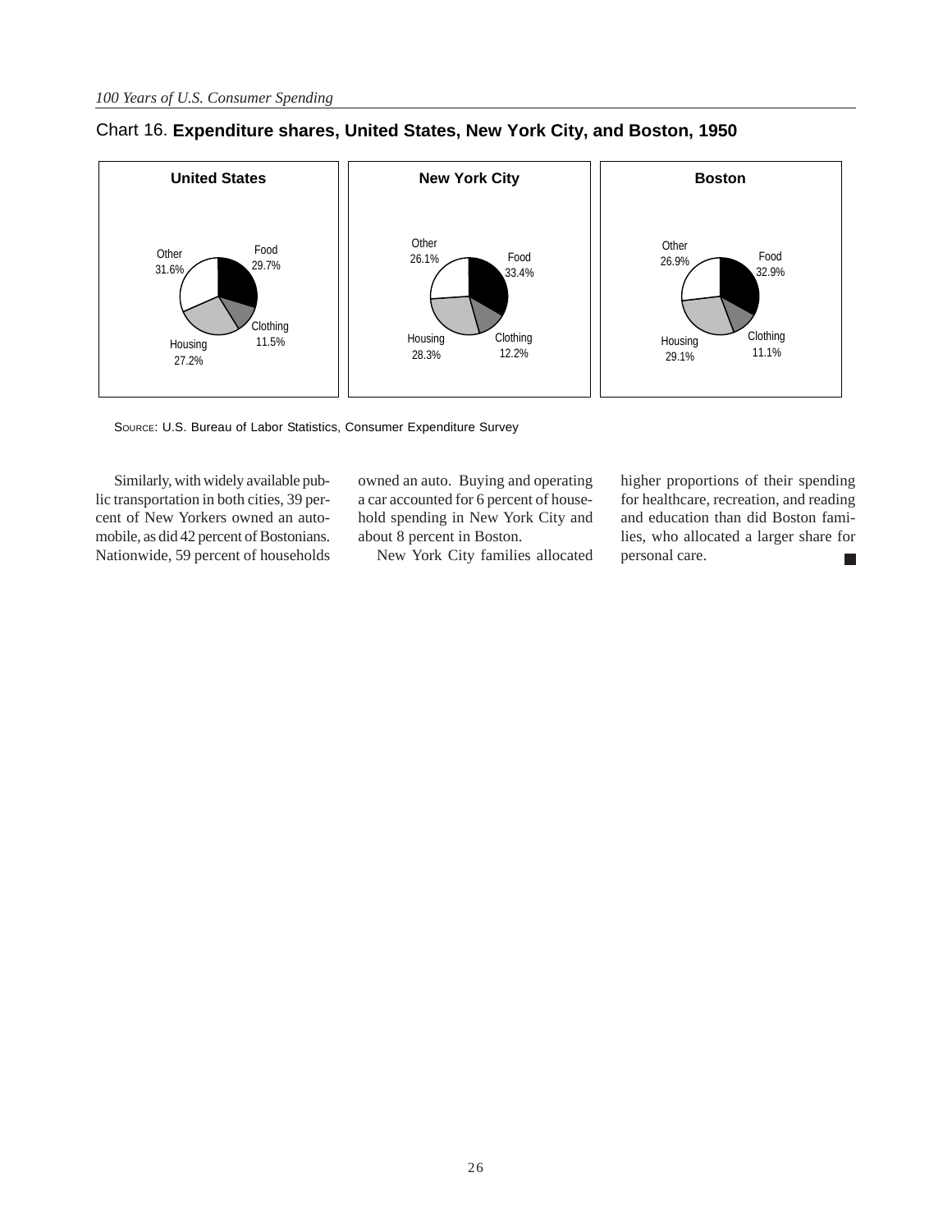Chart 16. **Expenditure shares, United States, New York City, and Boston, 1950**

**United States**

Food 29.7%, Clothing 11.5%, Housing 27.2%, Other 31.6%

**New York City**

Food 33.4%, Clothing 12.2%, Housing 28.3%, Other 26.1%

**Boston**

Food 32.9%, Clothing 11.1%, Housing 29.1%, Other 26.9%

SOURCE: U.S. Bureau of Labor Statistics, Consumer Expenditure Survey

Similarly, with widely available public transportation in both cities, 39 percent of New Yorkers owned an automobile, as did 42 percent of Bostonians. Nationwide, 59 percent of households owned an auto. Buying and operating a car accounted for 6 percent of household spending in New York City and about 8 percent in Boston.

New York City families allocated higher proportions of their spending for healthcare, recreation, and reading and education than did Boston families, who allocated a larger share for personal care.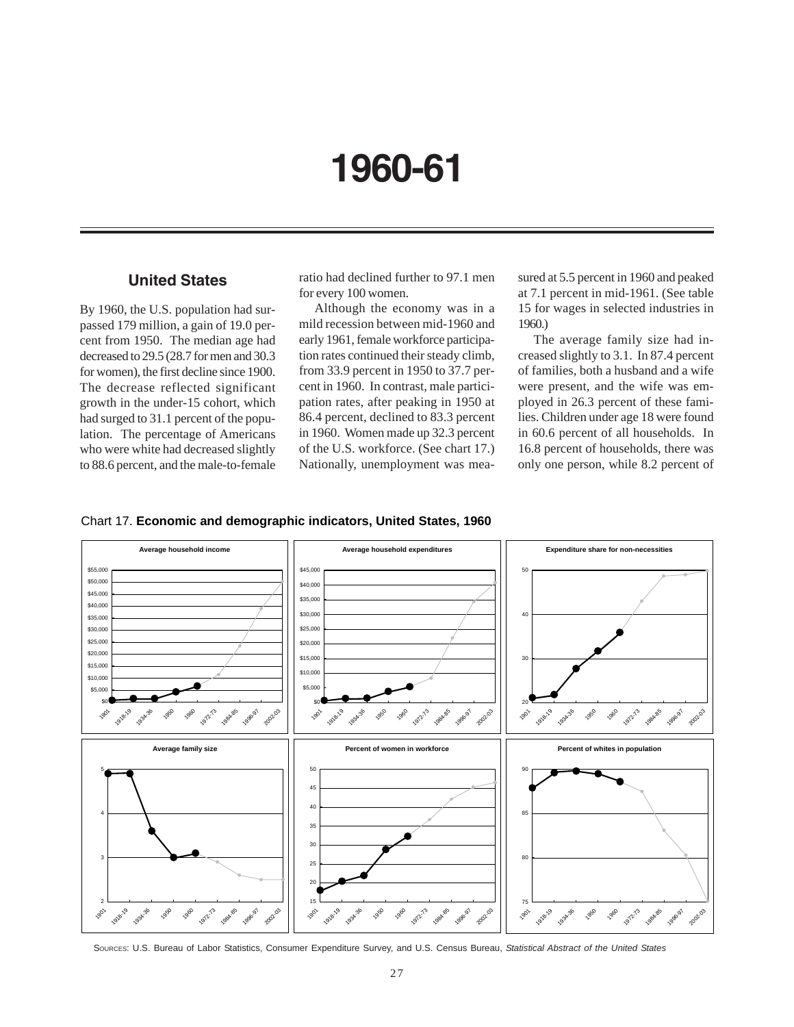# 1960-61

## United States

By 1960, the U.S. population had surpassed 179 million, a gain of 19.0 percent from 1950. The median age had decreased to 29.5 (28.7 for men and 30.3 for women), the first decline since 1900. The decrease reflected significant growth in the under-15 cohort, which had surged to 31.1 percent of the population. The percentage of Americans who were white had decreased slightly to 88.6 percent, and the male-to-female ratio had declined further to 97.1 men for every 100 women.

Although the economy was in a mild recession between mid-1960 and early 1961, female workforce participation rates continued their steady climb, from 33.9 percent in 1950 to 37.7 percent in 1960. In contrast, male participation rates, after peaking in 1950 at 86.4 percent, declined to 83.3 percent in 1960. Women made up 32.3 percent of the U.S. workforce. (See chart 17.) Nationally, unemployment was measured at 5.5 percent in 1960 and peaked at 7.1 percent in mid-1961. (See table 15 for wages in selected industries in 1960.)

The average family size had increased slightly to 3.1. In 87.4 percent of families, both a husband and a wife were present, and the wife was employed in 26.3 percent of these families. Children under age 18 were found in 60.6 percent of all households. In 16.8 percent of households, there was only one person, while 8.2 percent of

Chart 17. **Economic and demographic indicators, United States, 1960**

Sources: U.S. Bureau of Labor Statistics, Consumer Expenditure Survey, and U.S. Census Bureau, *Statistical Abstract of the United States*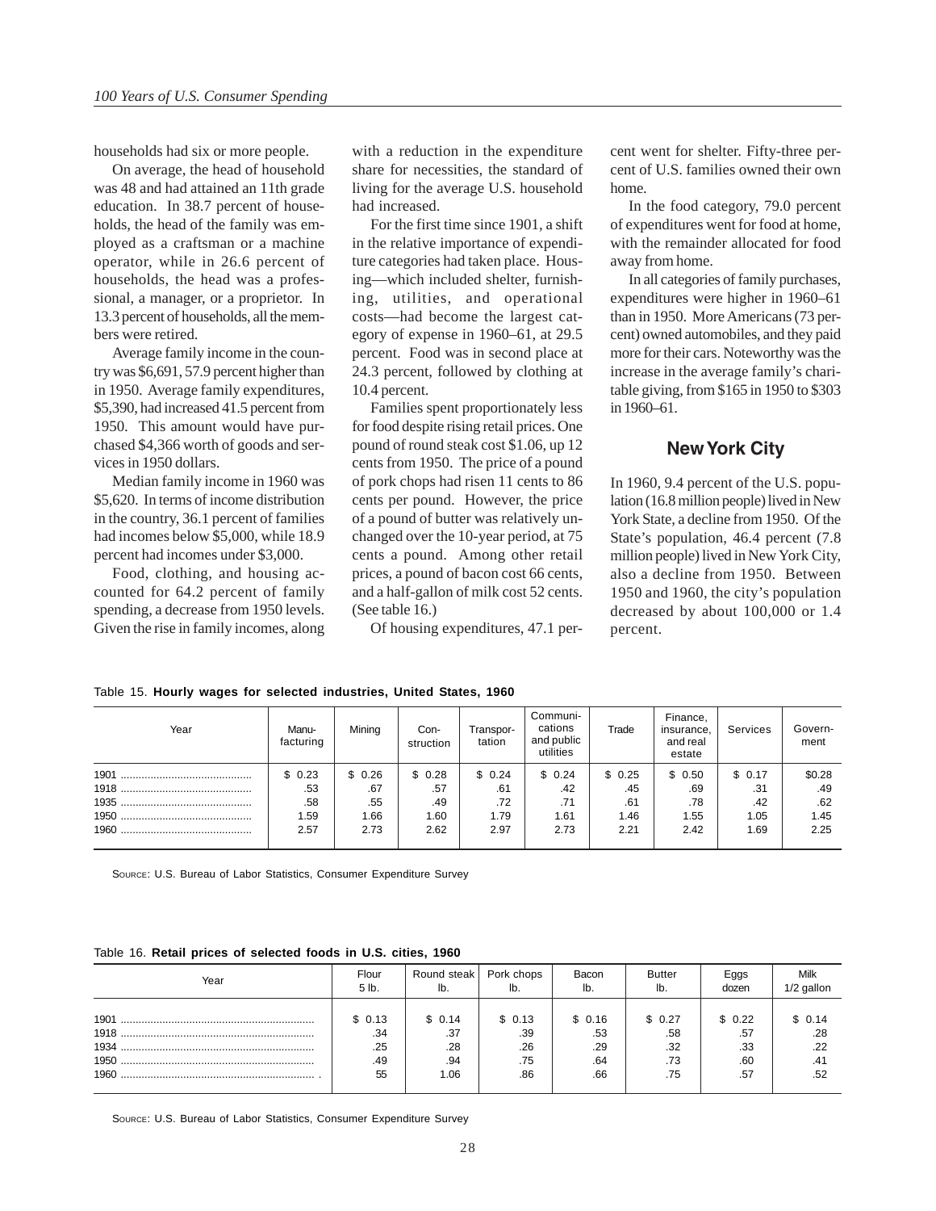households had six or more people.

On average, the head of household was 48 and had attained an 11th grade education. In 38.7 percent of households, the head of the family was employed as a craftsman or a machine operator, while in 26.6 percent of households, the head was a professional, a manager, or a proprietor. In 13.3 percent of households, all the members were retired.

Average family income in the country was $6,691, 57.9 percent higher than in 1950. Average family expenditures, $5,390, had increased 41.5 percent from 1950. This amount would have purchased $4,366 worth of goods and services in 1950 dollars.

Median family income in 1960 was $5,620. In terms of income distribution in the country, 36.1 percent of families had incomes below $5,000, while 18.9 percent had incomes under $3,000.

Food, clothing, and housing accounted for 64.2 percent of family spending, a decrease from 1950 levels. Given the rise in family incomes, along with a reduction in the expenditure share for necessities, the standard of living for the average U.S. household had increased.

For the first time since 1901, a shift in the relative importance of expenditure categories had taken place. Housing—which included shelter, furnishing, utilities, and operational costs—had become the largest category of expense in 1960–61, at 29.5 percent. Food was in second place at 24.3 percent, followed by clothing at 10.4 percent.

Families spent proportionately less for food despite rising retail prices. One pound of round steak cost $1.06, up 12 cents from 1950. The price of a pound of pork chops had risen 11 cents to 86 cents per pound. However, the price of a pound of butter was relatively unchanged over the 10-year period, at 75 cents a pound. Among other retail prices, a pound of bacon cost 66 cents, and a half-gallon of milk cost 52 cents. (See table 16.)

Of housing expenditures, 47.1 percent went for shelter. Fifty-three percent of U.S. families owned their own home.

In the food category, 79.0 percent of expenditures went for food at home, with the remainder allocated for food away from home.

In all categories of family purchases, expenditures were higher in 1960–61 than in 1950. More Americans (73 percent) owned automobiles, and they paid more for their cars. Noteworthy was the increase in the average family's charitable giving, from $165 in 1950 to $303 in 1960–61.

## New York City

In 1960, 9.4 percent of the U.S. population (16.8 million people) lived in New York State, a decline from 1950. Of the State's population, 46.4 percent (7.8 million people) lived in New York City, also a decline from 1950. Between 1950 and 1960, the city's population decreased by about 100,000 or 1.4 percent.

Table 15. **Hourly wages for selected industries, United States, 1960**

| Year | Manufacturing | Mining | Construction | Transportation | Communications and public utilities | Trade | Finance, insurance, and real estate | Services | Government |
|---|---|---|---|---|---|---|---|---|---|
| 1901 | $ 0.23 | $ 0.26 | $ 0.28 | $ 0.24 | $ 0.24 | $ 0.25 | $ 0.50 | $ 0.17 | $0.28 |
| 1918 | .53 | .67 | .57 | .61 | .42 | .45 | .69 | .31 | .49 |
| 1935 | .58 | .55 | .49 | .72 | .71 | .61 | .78 | .42 | .62 |
| 1950 | 1.59 | 1.66 | 1.60 | 1.79 | 1.61 | 1.46 | 1.55 | 1.05 | 1.45 |
| 1960 | 2.57 | 2.73 | 2.62 | 2.97 | 2.73 | 2.21 | 2.42 | 1.69 | 2.25 |

Source: U.S. Bureau of Labor Statistics, Consumer Expenditure Survey

Table 16. **Retail prices of selected foods in U.S. cities, 1960**

| Year | Flour 5 lb. | Round steak lb. | Pork chops lb. | Bacon lb. | Butter lb. | Eggs dozen | Milk 1/2 gallon |
|---|---|---|---|---|---|---|---|
| 1901 | $ 0.13 | $ 0.14 | $ 0.13 | $ 0.16 | $ 0.27 | $ 0.22 | $ 0.14 |
| 1918 | .34 | .37 | .39 | .53 | .58 | .57 | .28 |
| 1934 | .25 | .28 | .26 | .29 | .32 | .33 | .22 |
| 1950 | .49 | .94 | .75 | .64 | .73 | .60 | .41 |
| 1960 | 55 | 1.06 | .86 | .66 | .75 | .57 | .52 |

Source: U.S. Bureau of Labor Statistics, Consumer Expenditure Survey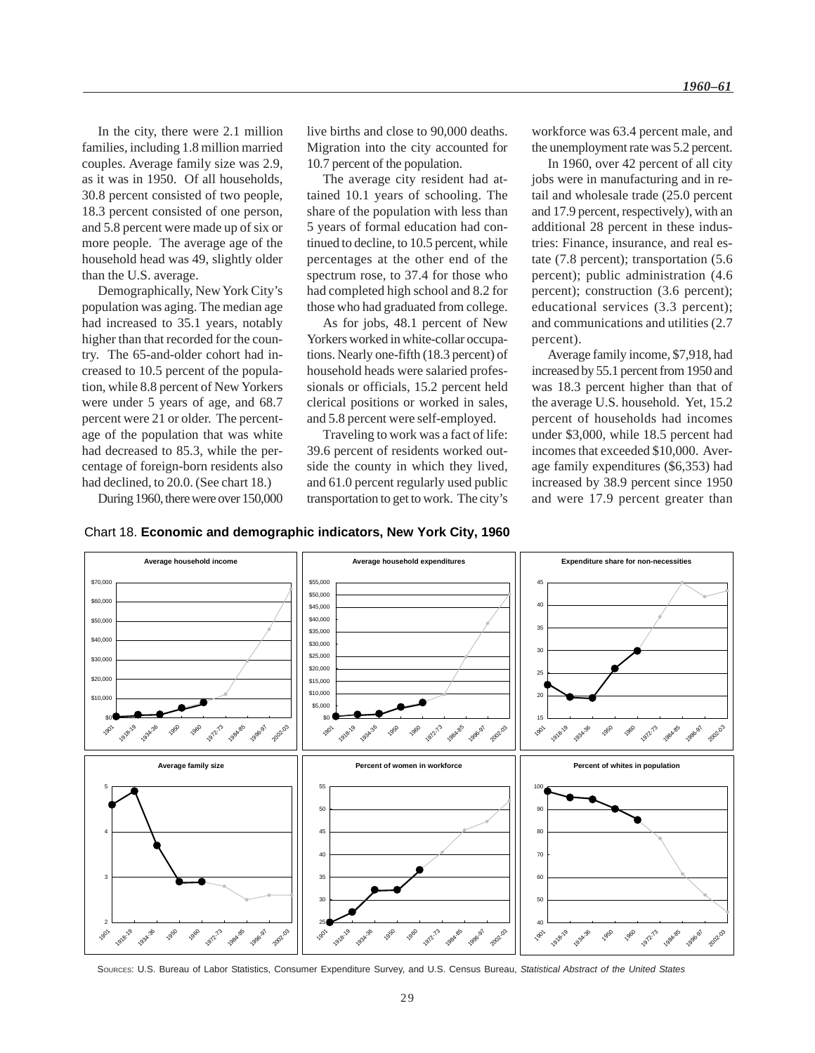In the city, there were 2.1 million families, including 1.8 million married couples. Average family size was 2.9, as it was in 1950. Of all households, 30.8 percent consisted of two people, 18.3 percent consisted of one person, and 5.8 percent were made up of six or more people. The average age of the household head was 49, slightly older than the U.S. average.

Demographically, New York City's population was aging. The median age had increased to 35.1 years, notably higher than that recorded for the country. The 65-and-older cohort had increased to 10.5 percent of the population, while 8.8 percent of New Yorkers were under 5 years of age, and 68.7 percent were 21 or older. The percentage of the population that was white had decreased to 85.3, while the percentage of foreign-born residents also had declined, to 20.0. (See chart 18.)

During 1960, there were over 150,000 live births and close to 90,000 deaths. Migration into the city accounted for 10.7 percent of the population.

The average city resident had attained 10.1 years of schooling. The share of the population with less than 5 years of formal education had continued to decline, to 10.5 percent, while percentages at the other end of the spectrum rose, to 37.4 for those who had completed high school and 8.2 for those who had graduated from college.

As for jobs, 48.1 percent of New Yorkers worked in white-collar occupations. Nearly one-fifth (18.3 percent) of household heads were salaried professionals or officials, 15.2 percent held clerical positions or worked in sales, and 5.8 percent were self-employed.

Traveling to work was a fact of life: 39.6 percent of residents worked outside the county in which they lived, and 61.0 percent regularly used public transportation to get to work. The city's workforce was 63.4 percent male, and the unemployment rate was 5.2 percent.

In 1960, over 42 percent of all city jobs were in manufacturing and in retail and wholesale trade (25.0 percent and 17.9 percent, respectively), with an additional 28 percent in these industries: Finance, insurance, and real estate (7.8 percent); transportation (5.6 percent); public administration (4.6 percent); construction (3.6 percent); educational services (3.3 percent); and communications and utilities (2.7 percent).

Average family income, $7,918, had increased by 55.1 percent from 1950 and was 18.3 percent higher than that of the average U.S. household. Yet, 15.2 percent of households had incomes under $3,000, while 18.5 percent had incomes that exceeded $10,000. Average family expenditures ($6,353) had increased by 38.9 percent since 1950 and were 17.9 percent greater than

Chart 18. **Economic and demographic indicators, New York City, 1960**

Sources: U.S. Bureau of Labor Statistics, Consumer Expenditure Survey, and U.S. Census Bureau, *Statistical Abstract of the United States*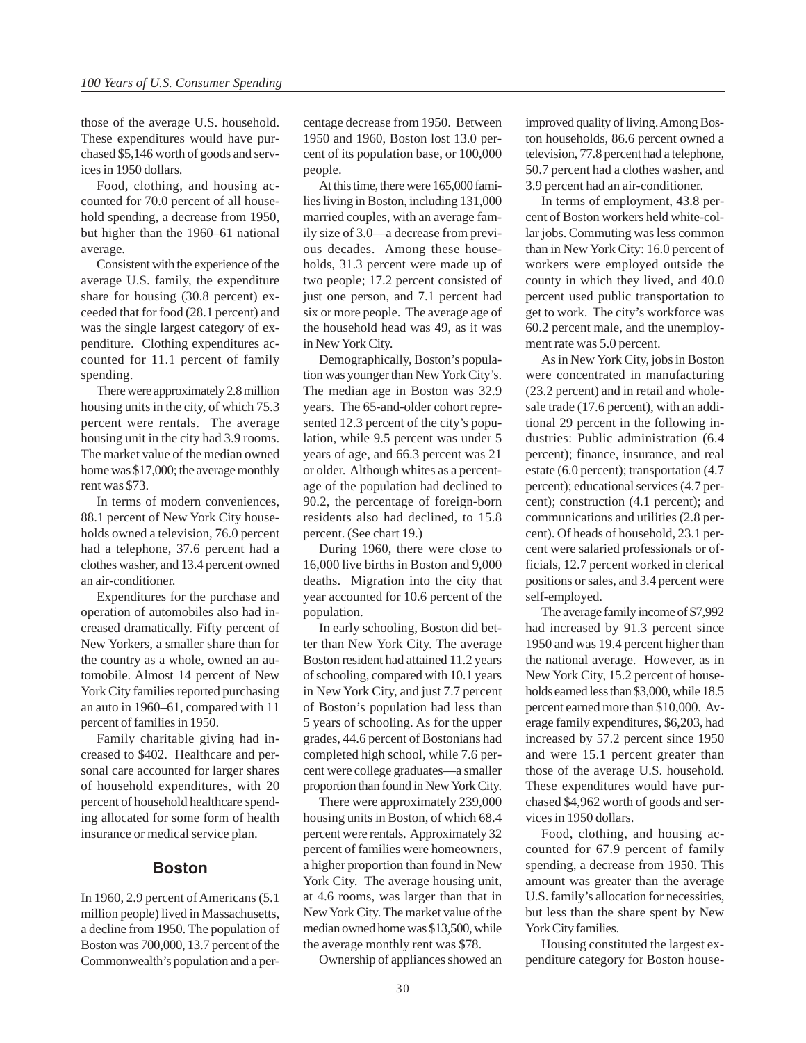those of the average U.S. household. These expenditures would have purchased $5,146 worth of goods and services in 1950 dollars.

Food, clothing, and housing accounted for 70.0 percent of all household spending, a decrease from 1950, but higher than the 1960–61 national average.

Consistent with the experience of the average U.S. family, the expenditure share for housing (30.8 percent) exceeded that for food (28.1 percent) and was the single largest category of expenditure. Clothing expenditures accounted for 11.1 percent of family spending.

There were approximately 2.8 million housing units in the city, of which 75.3 percent were rentals. The average housing unit in the city had 3.9 rooms. The market value of the median owned home was $17,000; the average monthly rent was $73.

In terms of modern conveniences, 88.1 percent of New York City households owned a television, 76.0 percent had a telephone, 37.6 percent had a clothes washer, and 13.4 percent owned an air-conditioner.

Expenditures for the purchase and operation of automobiles also had increased dramatically. Fifty percent of New Yorkers, a smaller share than for the country as a whole, owned an automobile. Almost 14 percent of New York City families reported purchasing an auto in 1960–61, compared with 11 percent of families in 1950.

Family charitable giving had increased to $402. Healthcare and personal care accounted for larger shares of household expenditures, with 20 percent of household healthcare spending allocated for some form of health insurance or medical service plan.

## Boston

In 1960, 2.9 percent of Americans (5.1 million people) lived in Massachusetts, a decline from 1950. The population of Boston was 700,000, 13.7 percent of the Commonwealth's population and a percentage decrease from 1950. Between 1950 and 1960, Boston lost 13.0 percent of its population base, or 100,000 people.

At this time, there were 165,000 families living in Boston, including 131,000 married couples, with an average family size of 3.0—a decrease from previous decades. Among these households, 31.3 percent were made up of two people; 17.2 percent consisted of just one person, and 7.1 percent had six or more people. The average age of the household head was 49, as it was in New York City.

Demographically, Boston's population was younger than New York City's. The median age in Boston was 32.9 years. The 65-and-older cohort represented 12.3 percent of the city's population, while 9.5 percent was under 5 years of age, and 66.3 percent was 21 or older. Although whites as a percentage of the population had declined to 90.2, the percentage of foreign-born residents also had declined, to 15.8 percent. (See chart 19.)

During 1960, there were close to 16,000 live births in Boston and 9,000 deaths. Migration into the city that year accounted for 10.6 percent of the population.

In early schooling, Boston did better than New York City. The average Boston resident had attained 11.2 years of schooling, compared with 10.1 years in New York City, and just 7.7 percent of Boston's population had less than 5 years of schooling. As for the upper grades, 44.6 percent of Bostonians had completed high school, while 7.6 percent were college graduates—a smaller proportion than found in New York City.

There were approximately 239,000 housing units in Boston, of which 68.4 percent were rentals. Approximately 32 percent of families were homeowners, a higher proportion than found in New York City. The average housing unit, at 4.6 rooms, was larger than that in New York City. The market value of the median owned home was $13,500, while the average monthly rent was $78.

Ownership of appliances showed an improved quality of living. Among Boston households, 86.6 percent owned a television, 77.8 percent had a telephone, 50.7 percent had a clothes washer, and 3.9 percent had an air-conditioner.

In terms of employment, 43.8 percent of Boston workers held white-collar jobs. Commuting was less common than in New York City: 16.0 percent of workers were employed outside the county in which they lived, and 40.0 percent used public transportation to get to work. The city's workforce was 60.2 percent male, and the unemployment rate was 5.0 percent.

As in New York City, jobs in Boston were concentrated in manufacturing (23.2 percent) and in retail and wholesale trade (17.6 percent), with an additional 29 percent in the following industries: Public administration (6.4 percent); finance, insurance, and real estate (6.0 percent); transportation (4.7 percent); educational services (4.7 percent); construction (4.1 percent); and communications and utilities (2.8 percent). Of heads of household, 23.1 percent were salaried professionals or officials, 12.7 percent worked in clerical positions or sales, and 3.4 percent were self-employed.

The average family income of $7,992 had increased by 91.3 percent since 1950 and was 19.4 percent higher than the national average. However, as in New York City, 15.2 percent of households earned less than $3,000, while 18.5 percent earned more than $10,000. Average family expenditures, $6,203, had increased by 57.2 percent since 1950 and were 15.1 percent greater than those of the average U.S. household. These expenditures would have purchased $4,962 worth of goods and services in 1950 dollars.

Food, clothing, and housing accounted for 67.9 percent of family spending, a decrease from 1950. This amount was greater than the average U.S. family's allocation for necessities, but less than the share spent by New York City families.

Housing constituted the largest expenditure category for Boston house-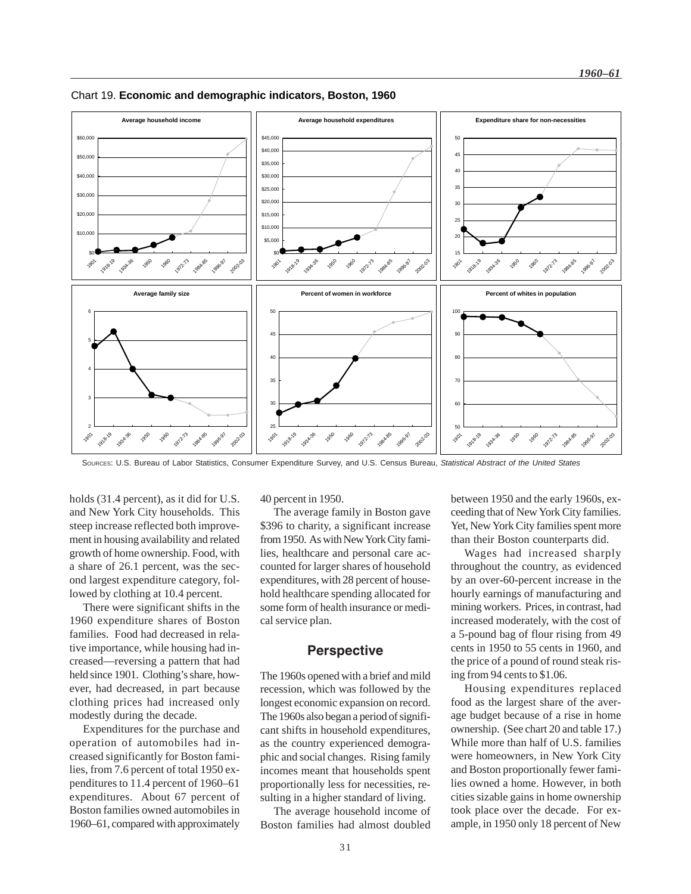Chart 19. **Economic and demographic indicators, Boston, 1960**

SOURCES: U.S. Bureau of Labor Statistics, Consumer Expenditure Survey, and U.S. Census Bureau, *Statistical Abstract of the United States*

holds (31.4 percent), as it did for U.S. and New York City households. This steep increase reflected both improvement in housing availability and related growth of home ownership. Food, with a share of 26.1 percent, was the second largest expenditure category, followed by clothing at 10.4 percent.

There were significant shifts in the 1960 expenditure shares of Boston families. Food had decreased in relative importance, while housing had increased—reversing a pattern that had held since 1901. Clothing's share, however, had decreased, in part because clothing prices had increased only modestly during the decade.

Expenditures for the purchase and operation of automobiles had increased significantly for Boston families, from 7.6 percent of total 1950 expenditures to 11.4 percent of 1960–61 expenditures. About 67 percent of Boston families owned automobiles in 1960–61, compared with approximately 40 percent in 1950.

The average family in Boston gave $396 to charity, a significant increase from 1950. As with New York City families, healthcare and personal care accounted for larger shares of household expenditures, with 28 percent of household healthcare spending allocated for some form of health insurance or medical service plan.

## Perspective

The 1960s opened with a brief and mild recession, which was followed by the longest economic expansion on record. The 1960s also began a period of significant shifts in household expenditures, as the country experienced demographic and social changes. Rising family incomes meant that households spent proportionally less for necessities, resulting in a higher standard of living.

The average household income of Boston families had almost doubled between 1950 and the early 1960s, exceeding that of New York City families. Yet, New York City families spent more than their Boston counterparts did.

Wages had increased sharply throughout the country, as evidenced by an over-60-percent increase in the hourly earnings of manufacturing and mining workers. Prices, in contrast, had increased moderately, with the cost of a 5-pound bag of flour rising from 49 cents in 1950 to 55 cents in 1960, and the price of a pound of round steak rising from 94 cents to $1.06.

Housing expenditures replaced food as the largest share of the average budget because of a rise in home ownership. (See chart 20 and table 17.) While more than half of U.S. families were homeowners, in New York City and Boston proportionally fewer families owned a home. However, in both cities sizable gains in home ownership took place over the decade. For example, in 1950 only 18 percent of New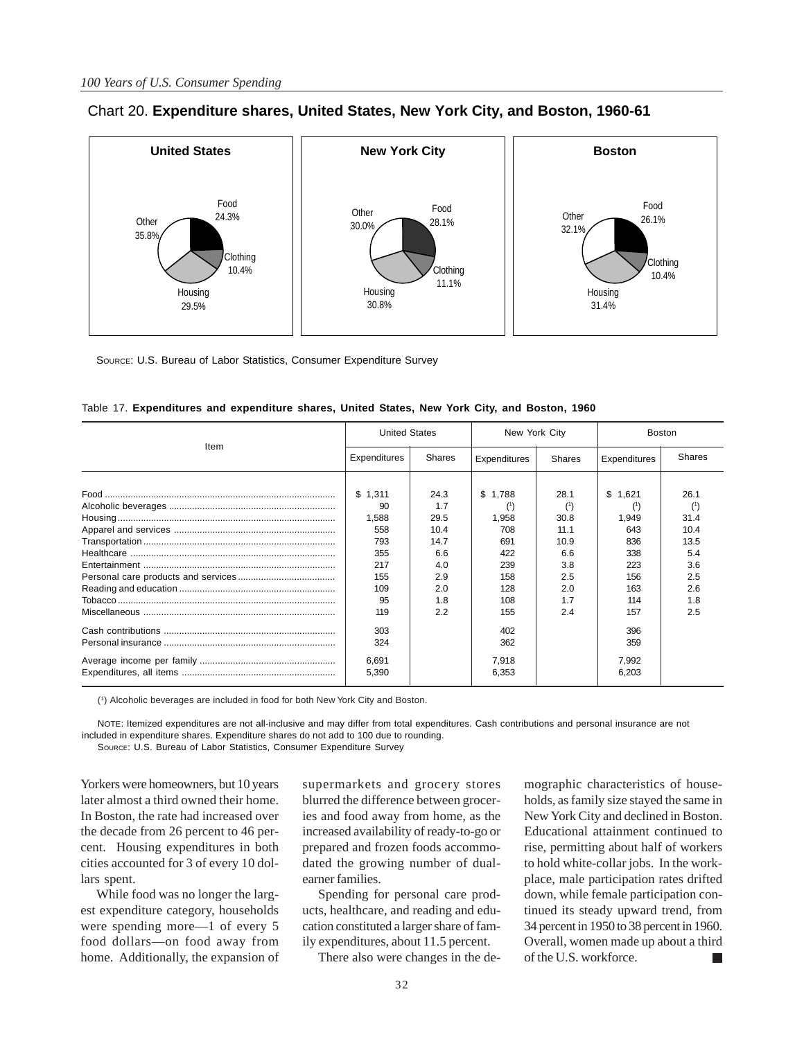Chart 20. **Expenditure shares, United States, New York City, and Boston, 1960-61**

**United States**: Food 24.3%, Clothing 10.4%, Housing 29.5%, Other 35.8%

**New York City**: Food 28.1%, Clothing 11.1%, Housing 30.8%, Other 30.0%

**Boston**: Food 26.1%, Clothing 10.4%, Housing 31.4%, Other 32.1%

SOURCE: U.S. Bureau of Labor Statistics, Consumer Expenditure Survey

Table 17. **Expenditures and expenditure shares, United States, New York City, and Boston, 1960**

| Item | United States | | New York City | | Boston | |
|---|---|---|---|---|---|---|
| | Expenditures | Shares | Expenditures | Shares | Expenditures | Shares |
| Food | $ 1,311 | 24.3 | $ 1,788 | 28.1 | $ 1,621 | 26.1 |
| Alcoholic beverages | 90 | 1.7 | (1) | (1) | (1) | (1) |
| Housing | 1,588 | 29.5 | 1,958 | 30.8 | 1,949 | 31.4 |
| Apparel and services | 558 | 10.4 | 708 | 11.1 | 643 | 10.4 |
| Transportation | 793 | 14.7 | 691 | 10.9 | 836 | 13.5 |
| Healthcare | 355 | 6.6 | 422 | 6.6 | 338 | 5.4 |
| Entertainment | 217 | 4.0 | 239 | 3.8 | 223 | 3.6 |
| Personal care products and services | 155 | 2.9 | 158 | 2.5 | 156 | 2.5 |
| Reading and education | 109 | 2.0 | 128 | 2.0 | 163 | 2.6 |
| Tobacco | 95 | 1.8 | 108 | 1.7 | 114 | 1.8 |
| Miscellaneous | 119 | 2.2 | 155 | 2.4 | 157 | 2.5 |
| Cash contributions | 303 | | 402 | | 396 | |
| Personal insurance | 324 | | 362 | | 359 | |
| Average income per family | 6,691 | | 7,918 | | 7,992 | |
| Expenditures, all items | 5,390 | | 6,353 | | 6,203 | |

(1) Alcoholic beverages are included in food for both New York City and Boston.

NOTE: Itemized expenditures are not all-inclusive and may differ from total expenditures. Cash contributions and personal insurance are not included in expenditure shares. Expenditure shares do not add to 100 due to rounding.

SOURCE: U.S. Bureau of Labor Statistics, Consumer Expenditure Survey

Yorkers were homeowners, but 10 years later almost a third owned their home. In Boston, the rate had increased over the decade from 26 percent to 46 percent. Housing expenditures in both cities accounted for 3 of every 10 dollars spent.

While food was no longer the largest expenditure category, households were spending more—1 of every 5 food dollars—on food away from home. Additionally, the expansion of supermarkets and grocery stores blurred the difference between groceries and food away from home, as the increased availability of ready-to-go or prepared and frozen foods accommodated the growing number of dual-earner families.

Spending for personal care products, healthcare, and reading and education constituted a larger share of family expenditures, about 11.5 percent.

There also were changes in the demographic characteristics of households, as family size stayed the same in New York City and declined in Boston. Educational attainment continued to rise, permitting about half of workers to hold white-collar jobs. In the workplace, male participation rates drifted down, while female participation continued its steady upward trend, from 34 percent in 1950 to 38 percent in 1960. Overall, women made up about a third of the U.S. workforce.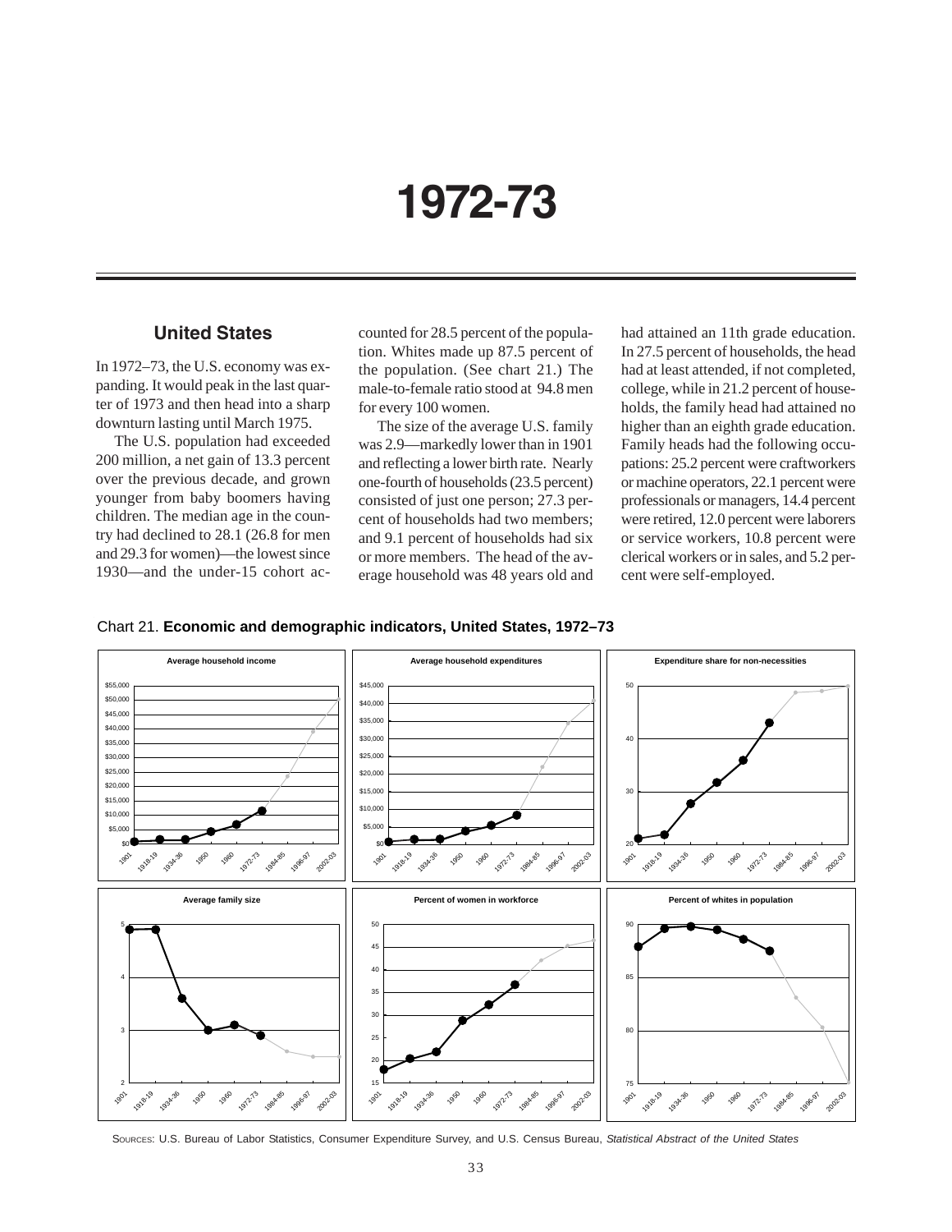# 1972-73

## United States

In 1972–73, the U.S. economy was expanding. It would peak in the last quarter of 1973 and then head into a sharp downturn lasting until March 1975.

The U.S. population had exceeded 200 million, a net gain of 13.3 percent over the previous decade, and grown younger from baby boomers having children. The median age in the country had declined to 28.1 (26.8 for men and 29.3 for women)—the lowest since 1930—and the under-15 cohort accounted for 28.5 percent of the population. Whites made up 87.5 percent of the population. (See chart 21.) The male-to-female ratio stood at 94.8 men for every 100 women.

The size of the average U.S. family was 2.9—markedly lower than in 1901 and reflecting a lower birth rate. Nearly one-fourth of households (23.5 percent) consisted of just one person; 27.3 percent of households had two members; and 9.1 percent of households had six or more members. The head of the average household was 48 years old and had attained an 11th grade education. In 27.5 percent of households, the head had at least attended, if not completed, college, while in 21.2 percent of households, the family head had attained no higher than an eighth grade education. Family heads had the following occupations: 25.2 percent were craftworkers or machine operators, 22.1 percent were professionals or managers, 14.4 percent were retired, 12.0 percent were laborers or service workers, 10.8 percent were clerical workers or in sales, and 5.2 percent were self-employed.

Chart 21. **Economic and demographic indicators, United States, 1972–73**

SOURCES: U.S. Bureau of Labor Statistics, Consumer Expenditure Survey, and U.S. Census Bureau, *Statistical Abstract of the United States*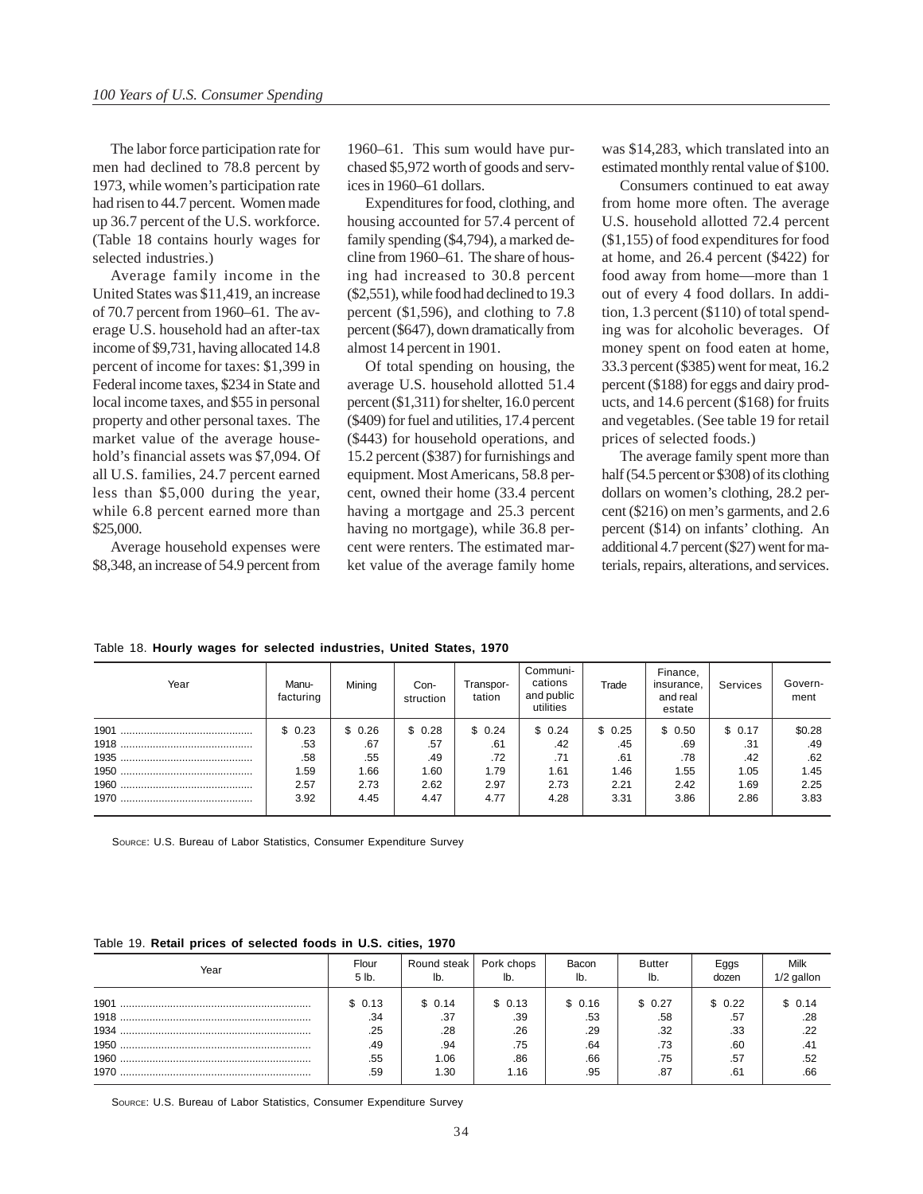The labor force participation rate for men had declined to 78.8 percent by 1973, while women's participation rate had risen to 44.7 percent. Women made up 36.7 percent of the U.S. workforce. (Table 18 contains hourly wages for selected industries.)

Average family income in the United States was $11,419, an increase of 70.7 percent from 1960–61. The average U.S. household had an after-tax income of $9,731, having allocated 14.8 percent of income for taxes: $1,399 in Federal income taxes, $234 in State and local income taxes, and $55 in personal property and other personal taxes. The market value of the average household's financial assets was $7,094. Of all U.S. families, 24.7 percent earned less than $5,000 during the year, while 6.8 percent earned more than $25,000.

Average household expenses were $8,348, an increase of 54.9 percent from 1960–61. This sum would have purchased $5,972 worth of goods and services in 1960–61 dollars.

Expenditures for food, clothing, and housing accounted for 57.4 percent of family spending ($4,794), a marked decline from 1960–61. The share of housing had increased to 30.8 percent ($2,551), while food had declined to 19.3 percent ($1,596), and clothing to 7.8 percent ($647), down dramatically from almost 14 percent in 1901.

Of total spending on housing, the average U.S. household allotted 51.4 percent ($1,311) for shelter, 16.0 percent ($409) for fuel and utilities, 17.4 percent ($443) for household operations, and 15.2 percent ($387) for furnishings and equipment. Most Americans, 58.8 percent, owned their home (33.4 percent having a mortgage and 25.3 percent having no mortgage), while 36.8 percent were renters. The estimated market value of the average family home was $14,283, which translated into an estimated monthly rental value of $100.

Consumers continued to eat away from home more often. The average U.S. household allotted 72.4 percent ($1,155) of food expenditures for food at home, and 26.4 percent ($422) for food away from home—more than 1 out of every 4 food dollars. In addition, 1.3 percent ($110) of total spending was for alcoholic beverages. Of money spent on food eaten at home, 33.3 percent ($385) went for meat, 16.2 percent ($188) for eggs and dairy products, and 14.6 percent ($168) for fruits and vegetables. (See table 19 for retail prices of selected foods.)

The average family spent more than half (54.5 percent or $308) of its clothing dollars on women's clothing, 28.2 percent ($216) on men's garments, and 2.6 percent ($14) on infants' clothing. An additional 4.7 percent ($27) went for materials, repairs, alterations, and services.

Table 18. **Hourly wages for selected industries, United States, 1970**

| Year | Manufacturing | Mining | Construction | Transportation | Communications and public utilities | Trade | Finance, insurance, and real estate | Services | Government |
|---|---|---|---|---|---|---|---|---|---|
| 1901 | $ 0.23 | $ 0.26 | $ 0.28 | $ 0.24 | $ 0.24 | $ 0.25 | $ 0.50 | $ 0.17 | $0.28 |
| 1918 | .53 | .67 | .57 | .61 | .42 | .45 | .69 | .31 | .49 |
| 1935 | .58 | .55 | .49 | .72 | .71 | .61 | .78 | .42 | .62 |
| 1950 | 1.59 | 1.66 | 1.60 | 1.79 | 1.61 | 1.46 | 1.55 | 1.05 | 1.45 |
| 1960 | 2.57 | 2.73 | 2.62 | 2.97 | 2.73 | 2.21 | 2.42 | 1.69 | 2.25 |
| 1970 | 3.92 | 4.45 | 4.47 | 4.77 | 4.28 | 3.31 | 3.86 | 2.86 | 3.83 |

Source: U.S. Bureau of Labor Statistics, Consumer Expenditure Survey

Table 19. **Retail prices of selected foods in U.S. cities, 1970**

| Year | Flour 5 lb. | Round steak lb. | Pork chops lb. | Bacon lb. | Butter lb. | Eggs dozen | Milk 1/2 gallon |
|---|---|---|---|---|---|---|---|
| 1901 | $ 0.13 | $ 0.14 | $ 0.13 | $ 0.16 | $ 0.27 | $ 0.22 | $ 0.14 |
| 1918 | .34 | .37 | .39 | .53 | .58 | .57 | .28 |
| 1934 | .25 | .28 | .26 | .29 | .32 | .33 | .22 |
| 1950 | .49 | .94 | .75 | .64 | .73 | .60 | .41 |
| 1960 | .55 | 1.06 | .86 | .66 | .75 | .57 | .52 |
| 1970 | .59 | 1.30 | 1.16 | .95 | .87 | .61 | .66 |

Source: U.S. Bureau of Labor Statistics, Consumer Expenditure Survey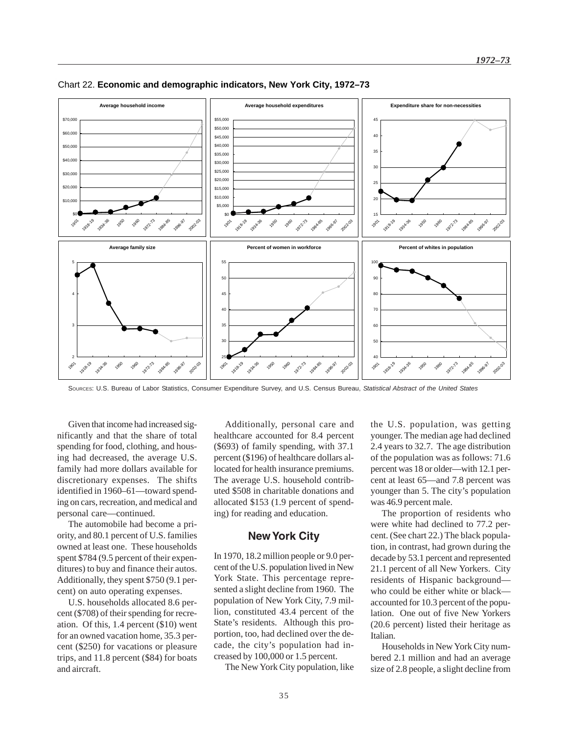Chart 22. **Economic and demographic indicators, New York City, 1972–73**

SOURCES: U.S. Bureau of Labor Statistics, Consumer Expenditure Survey, and U.S. Census Bureau, *Statistical Abstract of the United States*

Given that income had increased significantly and that the share of total spending for food, clothing, and housing had decreased, the average U.S. family had more dollars available for discretionary expenses. The shifts identified in 1960–61—toward spending on cars, recreation, and medical and personal care—continued.

The automobile had become a priority, and 80.1 percent of U.S. families owned at least one. These households spent $784 (9.5 percent of their expenditures) to buy and finance their autos. Additionally, they spent $750 (9.1 percent) on auto operating expenses.

U.S. households allocated 8.6 percent ($708) of their spending for recreation. Of this, 1.4 percent ($10) went for an owned vacation home, 35.3 percent ($250) for vacations or pleasure trips, and 11.8 percent ($84) for boats and aircraft.

Additionally, personal care and healthcare accounted for 8.4 percent ($693) of family spending, with 37.1 percent ($196) of healthcare dollars allocated for health insurance premiums. The average U.S. household contributed $508 in charitable donations and allocated $153 (1.9 percent of spending) for reading and education.

## New York City

In 1970, 18.2 million people or 9.0 percent of the U.S. population lived in New York State. This percentage represented a slight decline from 1960. The population of New York City, 7.9 million, constituted 43.4 percent of the State's residents. Although this proportion, too, had declined over the decade, the city's population had increased by 100,000 or 1.5 percent.

The New York City population, like the U.S. population, was getting younger. The median age had declined 2.4 years to 32.7. The age distribution of the population was as follows: 71.6 percent was 18 or older—with 12.1 percent at least 65—and 7.8 percent was younger than 5. The city's population was 46.9 percent male.

The proportion of residents who were white had declined to 77.2 percent. (See chart 22.) The black population, in contrast, had grown during the decade by 53.1 percent and represented 21.1 percent of all New Yorkers. City residents of Hispanic background—who could be either white or black—accounted for 10.3 percent of the population. One out of five New Yorkers (20.6 percent) listed their heritage as Italian.

Households in New York City numbered 2.1 million and had an average size of 2.8 people, a slight decline from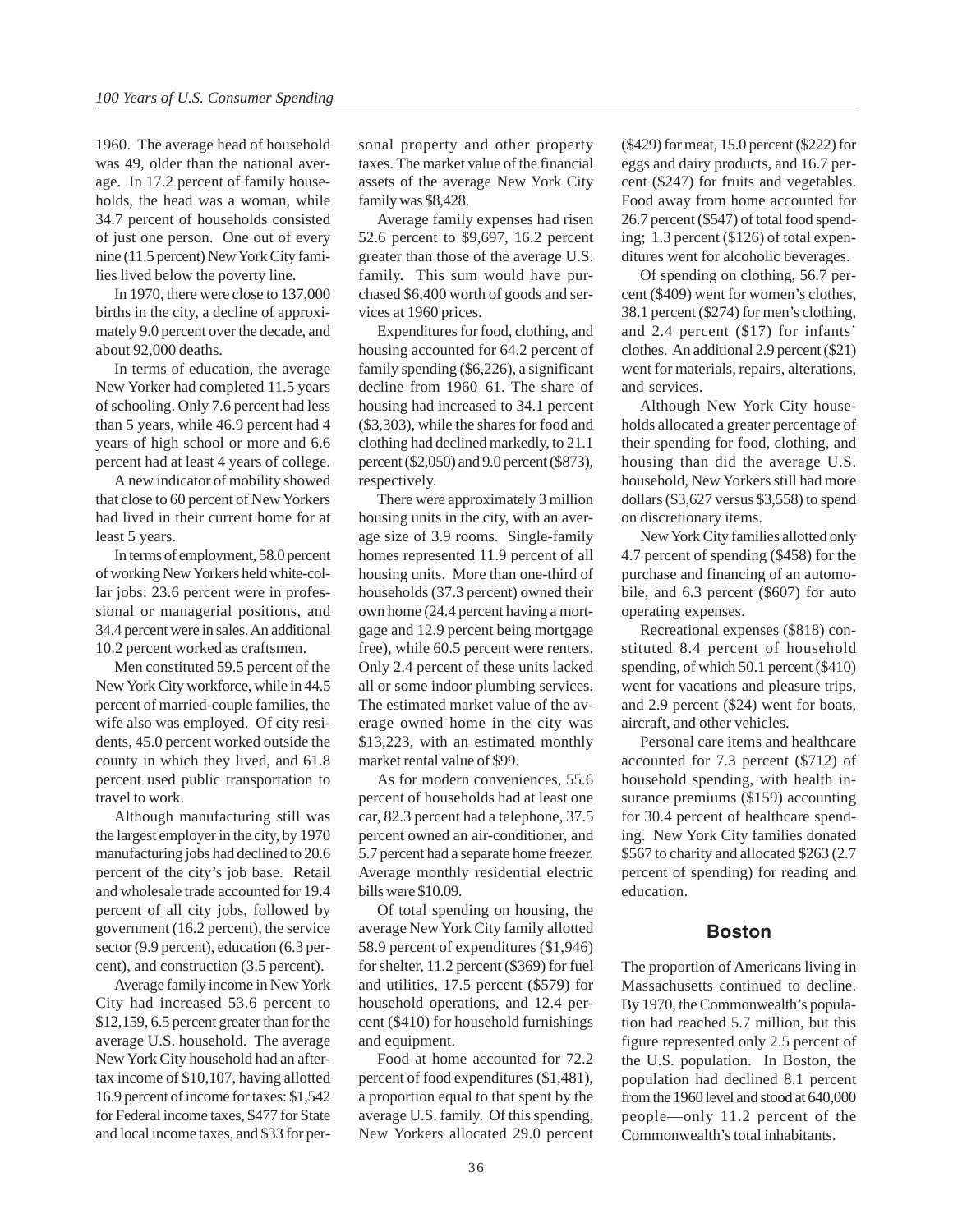1960. The average head of household was 49, older than the national average. In 17.2 percent of family households, the head was a woman, while 34.7 percent of households consisted of just one person. One out of every nine (11.5 percent) New York City families lived below the poverty line.

In 1970, there were close to 137,000 births in the city, a decline of approximately 9.0 percent over the decade, and about 92,000 deaths.

In terms of education, the average New Yorker had completed 11.5 years of schooling. Only 7.6 percent had less than 5 years, while 46.9 percent had 4 years of high school or more and 6.6 percent had at least 4 years of college.

A new indicator of mobility showed that close to 60 percent of New Yorkers had lived in their current home for at least 5 years.

In terms of employment, 58.0 percent of working New Yorkers held white-collar jobs: 23.6 percent were in professional or managerial positions, and 34.4 percent were in sales. An additional 10.2 percent worked as craftsmen.

Men constituted 59.5 percent of the New York City workforce, while in 44.5 percent of married-couple families, the wife also was employed. Of city residents, 45.0 percent worked outside the county in which they lived, and 61.8 percent used public transportation to travel to work.

Although manufacturing still was the largest employer in the city, by 1970 manufacturing jobs had declined to 20.6 percent of the city's job base. Retail and wholesale trade accounted for 19.4 percent of all city jobs, followed by government (16.2 percent), the service sector (9.9 percent), education (6.3 percent), and construction (3.5 percent).

Average family income in New York City had increased 53.6 percent to $12,159, 6.5 percent greater than for the average U.S. household. The average New York City household had an after-tax income of $10,107, having allotted 16.9 percent of income for taxes: $1,542 for Federal income taxes, $477 for State and local income taxes, and $33 for personal property and other property taxes. The market value of the financial assets of the average New York City family was $8,428.

Average family expenses had risen 52.6 percent to $9,697, 16.2 percent greater than those of the average U.S. family. This sum would have purchased $6,400 worth of goods and services at 1960 prices.

Expenditures for food, clothing, and housing accounted for 64.2 percent of family spending ($6,226), a significant decline from 1960–61. The share of housing had increased to 34.1 percent ($3,303), while the shares for food and clothing had declined markedly, to 21.1 percent ($2,050) and 9.0 percent ($873), respectively.

There were approximately 3 million housing units in the city, with an average size of 3.9 rooms. Single-family homes represented 11.9 percent of all housing units. More than one-third of households (37.3 percent) owned their own home (24.4 percent having a mortgage and 12.9 percent being mortgage free), while 60.5 percent were renters. Only 2.4 percent of these units lacked all or some indoor plumbing services. The estimated market value of the average owned home in the city was $13,223, with an estimated monthly market rental value of $99.

As for modern conveniences, 55.6 percent of households had at least one car, 82.3 percent had a telephone, 37.5 percent owned an air-conditioner, and 5.7 percent had a separate home freezer. Average monthly residential electric bills were $10.09.

Of total spending on housing, the average New York City family allotted 58.9 percent of expenditures ($1,946) for shelter, 11.2 percent ($369) for fuel and utilities, 17.5 percent ($579) for household operations, and 12.4 percent ($410) for household furnishings and equipment.

Food at home accounted for 72.2 percent of food expenditures ($1,481), a proportion equal to that spent by the average U.S. family. Of this spending, New Yorkers allocated 29.0 percent ($429) for meat, 15.0 percent ($222) for eggs and dairy products, and 16.7 percent ($247) for fruits and vegetables. Food away from home accounted for 26.7 percent ($547) of total food spending; 1.3 percent ($126) of total expenditures went for alcoholic beverages.

Of spending on clothing, 56.7 percent ($409) went for women's clothes, 38.1 percent ($274) for men's clothing, and 2.4 percent ($17) for infants' clothes. An additional 2.9 percent ($21) went for materials, repairs, alterations, and services.

Although New York City households allocated a greater percentage of their spending for food, clothing, and housing than did the average U.S. household, New Yorkers still had more dollars ($3,627 versus $3,558) to spend on discretionary items.

New York City families allotted only 4.7 percent of spending ($458) for the purchase and financing of an automobile, and 6.3 percent ($607) for auto operating expenses.

Recreational expenses ($818) constituted 8.4 percent of household spending, of which 50.1 percent ($410) went for vacations and pleasure trips, and 2.9 percent ($24) went for boats, aircraft, and other vehicles.

Personal care items and healthcare accounted for 7.3 percent ($712) of household spending, with health insurance premiums ($159) accounting for 30.4 percent of healthcare spending. New York City families donated $567 to charity and allocated $263 (2.7 percent of spending) for reading and education.

## Boston

The proportion of Americans living in Massachusetts continued to decline. By 1970, the Commonwealth's population had reached 5.7 million, but this figure represented only 2.5 percent of the U.S. population. In Boston, the population had declined 8.1 percent from the 1960 level and stood at 640,000 people—only 11.2 percent of the Commonwealth's total inhabitants.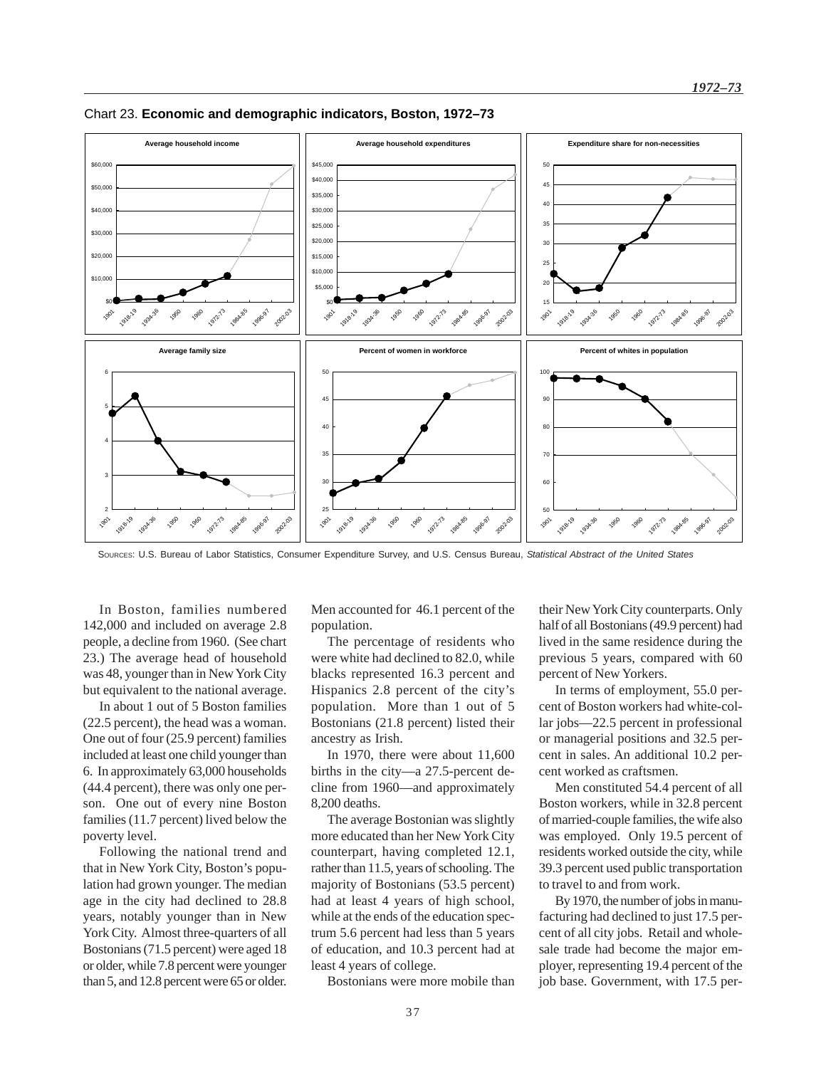Chart 23. **Economic and demographic indicators, Boston, 1972–73**

SOURCES: U.S. Bureau of Labor Statistics, Consumer Expenditure Survey, and U.S. Census Bureau, *Statistical Abstract of the United States*

In Boston, families numbered 142,000 and included on average 2.8 people, a decline from 1960. (See chart 23.) The average head of household was 48, younger than in New York City but equivalent to the national average.

In about 1 out of 5 Boston families (22.5 percent), the head was a woman. One out of four (25.9 percent) families included at least one child younger than 6. In approximately 63,000 households (44.4 percent), there was only one person. One out of every nine Boston families (11.7 percent) lived below the poverty level.

Following the national trend and that in New York City, Boston's population had grown younger. The median age in the city had declined to 28.8 years, notably younger than in New York City. Almost three-quarters of all Bostonians (71.5 percent) were aged 18 or older, while 7.8 percent were younger than 5, and 12.8 percent were 65 or older. Men accounted for 46.1 percent of the population.

The percentage of residents who were white had declined to 82.0, while blacks represented 16.3 percent and Hispanics 2.8 percent of the city's population. More than 1 out of 5 Bostonians (21.8 percent) listed their ancestry as Irish.

In 1970, there were about 11,600 births in the city—a 27.5-percent decline from 1960—and approximately 8,200 deaths.

The average Bostonian was slightly more educated than her New York City counterpart, having completed 12.1, rather than 11.5, years of schooling. The majority of Bostonians (53.5 percent) had at least 4 years of high school, while at the ends of the education spectrum 5.6 percent had less than 5 years of education, and 10.3 percent had at least 4 years of college.

Bostonians were more mobile than their New York City counterparts. Only half of all Bostonians (49.9 percent) had lived in the same residence during the previous 5 years, compared with 60 percent of New Yorkers.

In terms of employment, 55.0 percent of Boston workers had white-collar jobs—22.5 percent in professional or managerial positions and 32.5 percent in sales. An additional 10.2 percent worked as craftsmen.

Men constituted 54.4 percent of all Boston workers, while in 32.8 percent of married-couple families, the wife also was employed. Only 19.5 percent of residents worked outside the city, while 39.3 percent used public transportation to travel to and from work.

By 1970, the number of jobs in manufacturing had declined to just 17.5 percent of all city jobs. Retail and wholesale trade had become the major employer, representing 19.4 percent of the job base. Government, with 17.5 per-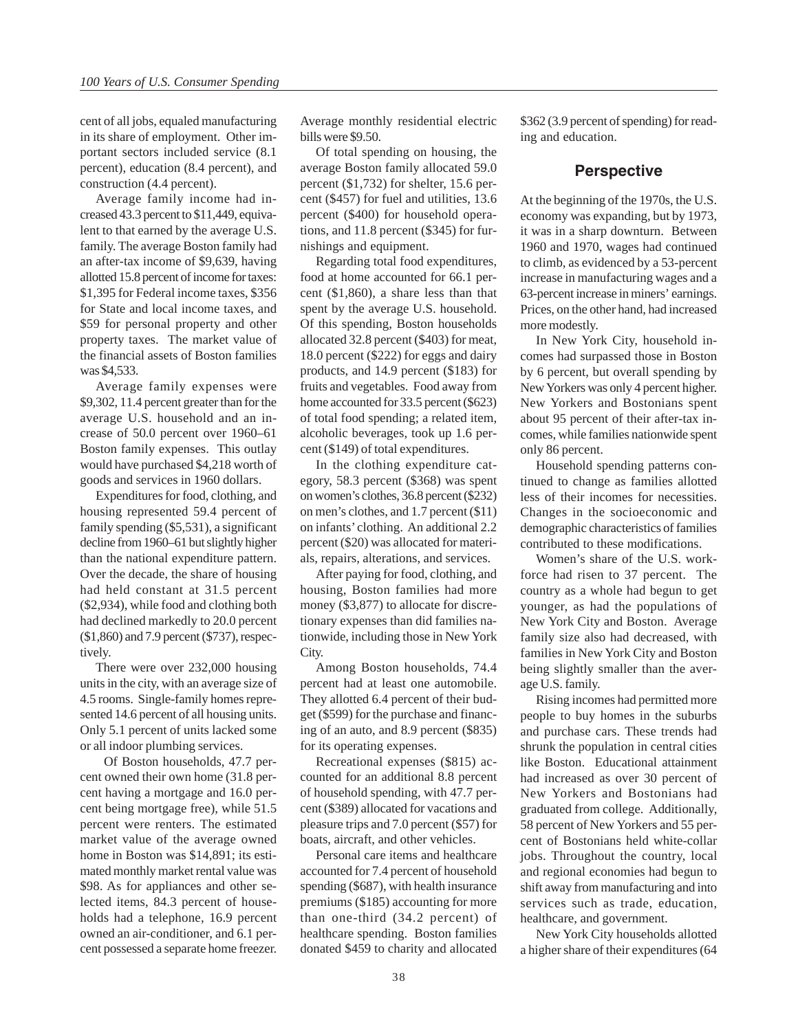cent of all jobs, equaled manufacturing in its share of employment. Other important sectors included service (8.1 percent), education (8.4 percent), and construction (4.4 percent).

Average family income had increased 43.3 percent to $11,449, equivalent to that earned by the average U.S. family. The average Boston family had an after-tax income of $9,639, having allotted 15.8 percent of income for taxes: $1,395 for Federal income taxes, $356 for State and local income taxes, and $59 for personal property and other property taxes. The market value of the financial assets of Boston families was $4,533.

Average family expenses were $9,302, 11.4 percent greater than for the average U.S. household and an increase of 50.0 percent over 1960–61 Boston family expenses. This outlay would have purchased $4,218 worth of goods and services in 1960 dollars.

Expenditures for food, clothing, and housing represented 59.4 percent of family spending ($5,531), a significant decline from 1960–61 but slightly higher than the national expenditure pattern. Over the decade, the share of housing had held constant at 31.5 percent ($2,934), while food and clothing both had declined markedly to 20.0 percent ($1,860) and 7.9 percent ($737), respectively.

There were over 232,000 housing units in the city, with an average size of 4.5 rooms. Single-family homes represented 14.6 percent of all housing units. Only 5.1 percent of units lacked some or all indoor plumbing services.

Of Boston households, 47.7 percent owned their own home (31.8 percent having a mortgage and 16.0 percent being mortgage free), while 51.5 percent were renters. The estimated market value of the average owned home in Boston was $14,891; its estimated monthly market rental value was $98. As for appliances and other selected items, 84.3 percent of households had a telephone, 16.9 percent owned an air-conditioner, and 6.1 percent possessed a separate home freezer. Average monthly residential electric bills were $9.50.

Of total spending on housing, the average Boston family allocated 59.0 percent ($1,732) for shelter, 15.6 percent ($457) for fuel and utilities, 13.6 percent ($400) for household operations, and 11.8 percent ($345) for furnishings and equipment.

Regarding total food expenditures, food at home accounted for 66.1 percent ($1,860), a share less than that spent by the average U.S. household. Of this spending, Boston households allocated 32.8 percent ($403) for meat, 18.0 percent ($222) for eggs and dairy products, and 14.9 percent ($183) for fruits and vegetables. Food away from home accounted for 33.5 percent ($623) of total food spending; a related item, alcoholic beverages, took up 1.6 percent ($149) of total expenditures.

In the clothing expenditure category, 58.3 percent ($368) was spent on women's clothes, 36.8 percent ($232) on men's clothes, and 1.7 percent ($11) on infants' clothing. An additional 2.2 percent ($20) was allocated for materials, repairs, alterations, and services.

After paying for food, clothing, and housing, Boston families had more money ($3,877) to allocate for discretionary expenses than did families nationwide, including those in New York City.

Among Boston households, 74.4 percent had at least one automobile. They allotted 6.4 percent of their budget ($599) for the purchase and financing of an auto, and 8.9 percent ($835) for its operating expenses.

Recreational expenses ($815) accounted for an additional 8.8 percent of household spending, with 47.7 percent ($389) allocated for vacations and pleasure trips and 7.0 percent ($57) for boats, aircraft, and other vehicles.

Personal care items and healthcare accounted for 7.4 percent of household spending ($687), with health insurance premiums ($185) accounting for more than one-third (34.2 percent) of healthcare spending. Boston families donated $459 to charity and allocated $362 (3.9 percent of spending) for reading and education.

## Perspective

At the beginning of the 1970s, the U.S. economy was expanding, but by 1973, it was in a sharp downturn. Between 1960 and 1970, wages had continued to climb, as evidenced by a 53-percent increase in manufacturing wages and a 63-percent increase in miners' earnings. Prices, on the other hand, had increased more modestly.

In New York City, household incomes had surpassed those in Boston by 6 percent, but overall spending by New Yorkers was only 4 percent higher. New Yorkers and Bostonians spent about 95 percent of their after-tax incomes, while families nationwide spent only 86 percent.

Household spending patterns continued to change as families allotted less of their incomes for necessities. Changes in the socioeconomic and demographic characteristics of families contributed to these modifications.

Women's share of the U.S. workforce had risen to 37 percent. The country as a whole had begun to get younger, as had the populations of New York City and Boston. Average family size also had decreased, with families in New York City and Boston being slightly smaller than the average U.S. family.

Rising incomes had permitted more people to buy homes in the suburbs and purchase cars. These trends had shrunk the population in central cities like Boston. Educational attainment had increased as over 30 percent of New Yorkers and Bostonians had graduated from college. Additionally, 58 percent of New Yorkers and 55 percent of Bostonians held white-collar jobs. Throughout the country, local and regional economies had begun to shift away from manufacturing and into services such as trade, education, healthcare, and government.

New York City households allotted a higher share of their expenditures (64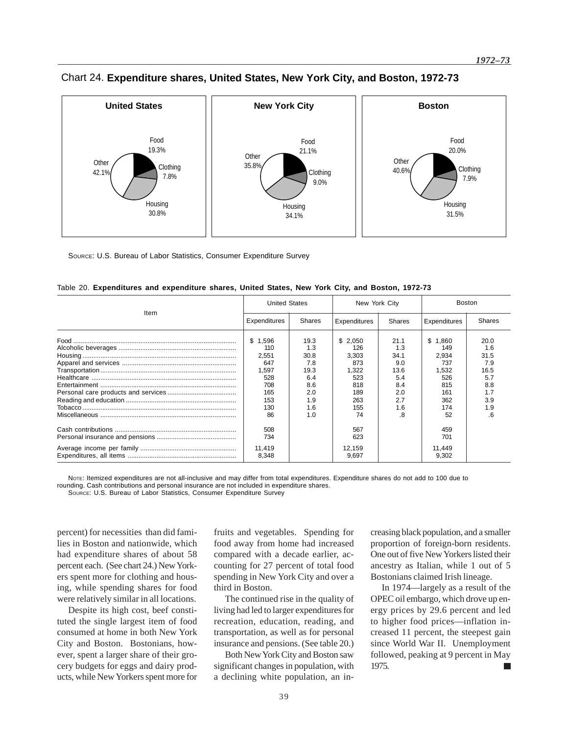Chart 24. **Expenditure shares, United States, New York City, and Boston, 1972-73**

**United States**: Food 19.3%, Clothing 7.8%, Housing 30.8%, Other 42.1%

**New York City**: Food 21.1%, Clothing 9.0%, Housing 34.1%, Other 35.8%

**Boston**: Food 20.0%, Clothing 7.9%, Housing 31.5%, Other 40.6%

SOURCE: U.S. Bureau of Labor Statistics, Consumer Expenditure Survey

Table 20. **Expenditures and expenditure shares, United States, New York City, and Boston, 1972-73**

| Item | United States | | New York City | | Boston | |
|---|---|---|---|---|---|---|
| | Expenditures | Shares | Expenditures | Shares | Expenditures | Shares |
| Food | $ 1,596 | 19.3 | $ 2,050 | 21.1 | $ 1,860 | 20.0 |
| Alcoholic beverages | 110 | 1.3 | 126 | 1.3 | 149 | 1.6 |
| Housing | 2,551 | 30.8 | 3,303 | 34.1 | 2,934 | 31.5 |
| Apparel and services | 647 | 7.8 | 873 | 9.0 | 737 | 7.9 |
| Transportation | 1,597 | 19.3 | 1,322 | 13.6 | 1,532 | 16.5 |
| Healthcare | 528 | 6.4 | 523 | 5.4 | 526 | 5.7 |
| Entertainment | 708 | 8.6 | 818 | 8.4 | 815 | 8.8 |
| Personal care products and services | 165 | 2.0 | 189 | 2.0 | 161 | 1.7 |
| Reading and education | 153 | 1.9 | 263 | 2.7 | 362 | 3.9 |
| Tobacco | 130 | 1.6 | 155 | 1.6 | 174 | 1.9 |
| Miscellaneous | 86 | 1.0 | 74 | .8 | 52 | .6 |
| Cash contributions | 508 | | 567 | | 459 | |
| Personal insurance and pensions | 734 | | 623 | | 701 | |
| Average income per family | 11,419 | | 12,159 | | 11,449 | |
| Expenditures, all items | 8,348 | | 9,697 | | 9,302 | |

NOTE: Itemized expenditures are not all-inclusive and may differ from total expenditures. Expenditure shares do not add to 100 due to rounding. Cash contributions and personal insurance are not included in expenditure shares.
SOURCE: U.S. Bureau of Labor Statistics, Consumer Expenditure Survey

percent) for necessities than did families in Boston and nationwide, which had expenditure shares of about 58 percent each. (See chart 24.) New Yorkers spent more for clothing and housing, while spending shares for food were relatively similar in all locations.

Despite its high cost, beef constituted the single largest item of food consumed at home in both New York City and Boston. Bostonians, however, spent a larger share of their grocery budgets for eggs and dairy products, while New Yorkers spent more for fruits and vegetables. Spending for food away from home had increased compared with a decade earlier, accounting for 27 percent of total food spending in New York City and over a third in Boston.

The continued rise in the quality of living had led to larger expenditures for recreation, education, reading, and transportation, as well as for personal insurance and pensions. (See table 20.)

Both New York City and Boston saw significant changes in population, with a declining white population, an increasing black population, and a smaller proportion of foreign-born residents. One out of five New Yorkers listed their ancestry as Italian, while 1 out of 5 Bostonians claimed Irish lineage.

In 1974—largely as a result of the OPEC oil embargo, which drove up energy prices by 29.6 percent and led to higher food prices—inflation increased 11 percent, the steepest gain since World War II. Unemployment followed, peaking at 9 percent in May 1975. ■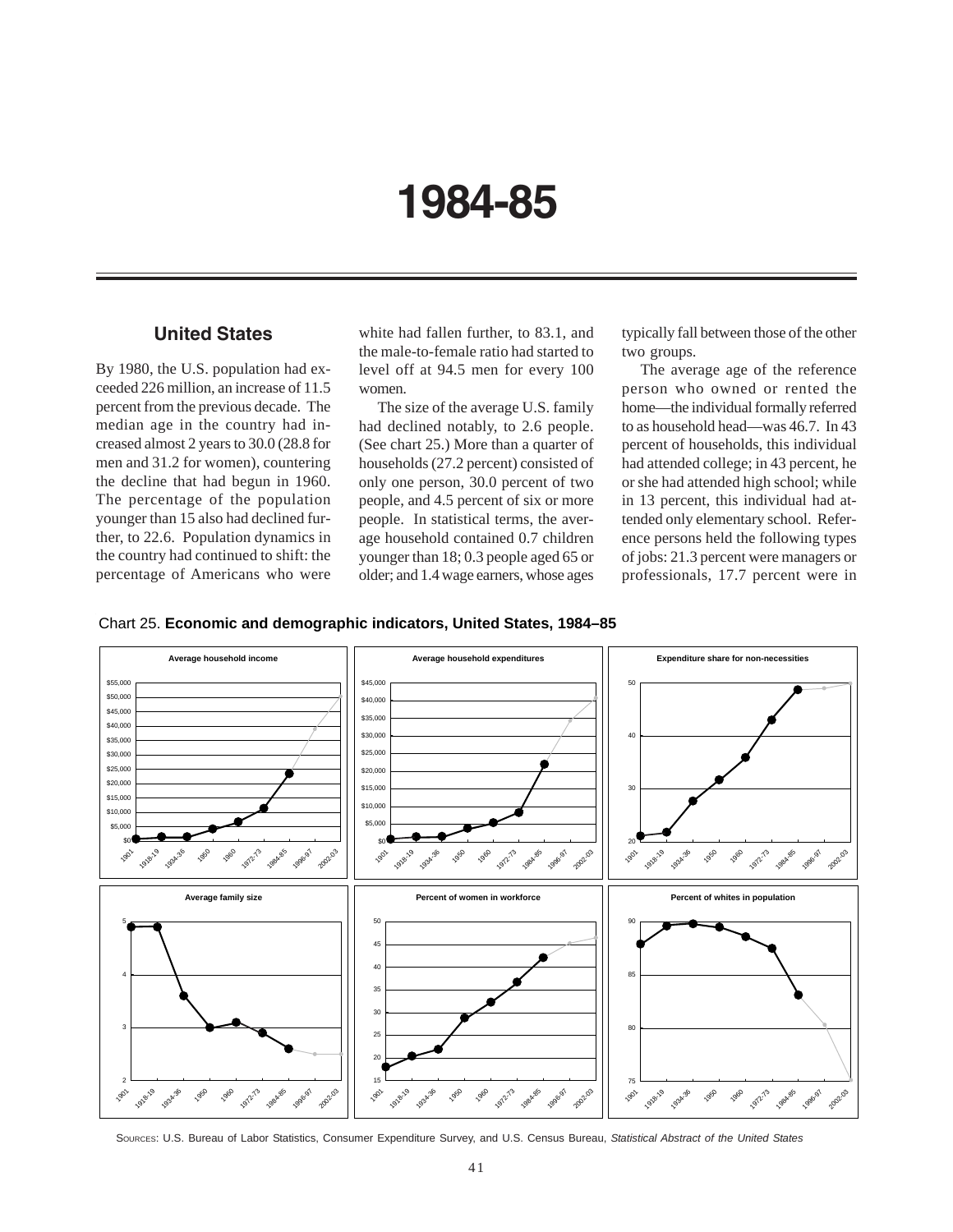# 1984-85

## United States

By 1980, the U.S. population had exceeded 226 million, an increase of 11.5 percent from the previous decade. The median age in the country had increased almost 2 years to 30.0 (28.8 for men and 31.2 for women), countering the decline that had begun in 1960. The percentage of the population younger than 15 also had declined further, to 22.6. Population dynamics in the country had continued to shift: the percentage of Americans who were white had fallen further, to 83.1, and the male-to-female ratio had started to level off at 94.5 men for every 100 women.

The size of the average U.S. family had declined notably, to 2.6 people. (See chart 25.) More than a quarter of households (27.2 percent) consisted of only one person, 30.0 percent of two people, and 4.5 percent of six or more people. In statistical terms, the average household contained 0.7 children younger than 18; 0.3 people aged 65 or older; and 1.4 wage earners, whose ages typically fall between those of the other two groups.

The average age of the reference person who owned or rented the home—the individual formally referred to as household head—was 46.7. In 43 percent of households, this individual had attended college; in 43 percent, he or she had attended high school; while in 13 percent, this individual had attended only elementary school. Reference persons held the following types of jobs: 21.3 percent were managers or professionals, 17.7 percent were in

Chart 25. **Economic and demographic indicators, United States, 1984–85**

Sources: U.S. Bureau of Labor Statistics, Consumer Expenditure Survey, and U.S. Census Bureau, *Statistical Abstract of the United States*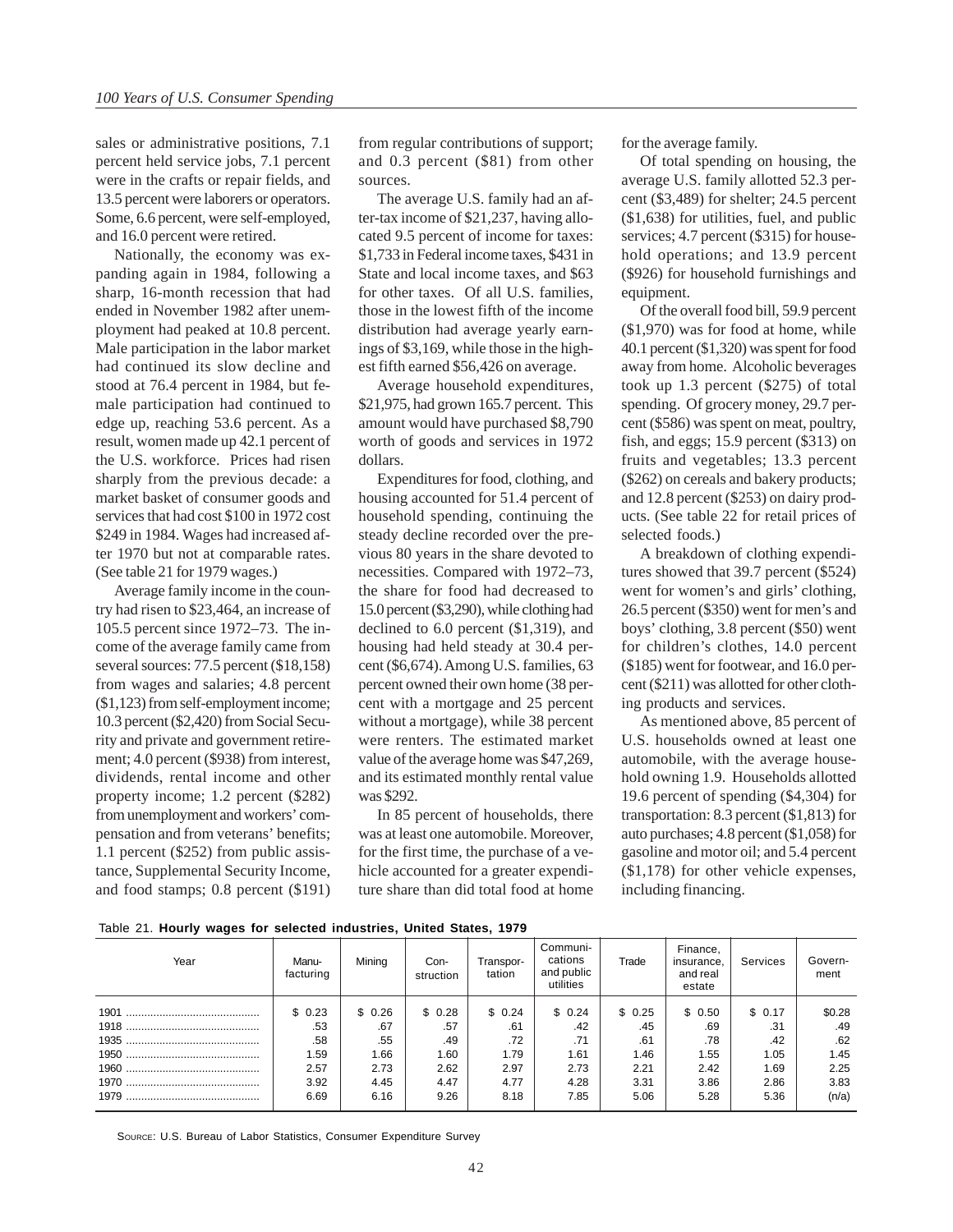sales or administrative positions, 7.1 percent held service jobs, 7.1 percent were in the crafts or repair fields, and 13.5 percent were laborers or operators. Some, 6.6 percent, were self-employed, and 16.0 percent were retired.

Nationally, the economy was expanding again in 1984, following a sharp, 16-month recession that had ended in November 1982 after unemployment had peaked at 10.8 percent. Male participation in the labor market had continued its slow decline and stood at 76.4 percent in 1984, but female participation had continued to edge up, reaching 53.6 percent. As a result, women made up 42.1 percent of the U.S. workforce. Prices had risen sharply from the previous decade: a market basket of consumer goods and services that had cost $100 in 1972 cost $249 in 1984. Wages had increased after 1970 but not at comparable rates. (See table 21 for 1979 wages.)

Average family income in the country had risen to $23,464, an increase of 105.5 percent since 1972–73. The income of the average family came from several sources: 77.5 percent ($18,158) from wages and salaries; 4.8 percent ($1,123) from self-employment income; 10.3 percent ($2,420) from Social Security and private and government retirement; 4.0 percent ($938) from interest, dividends, rental income and other property income; 1.2 percent ($282) from unemployment and workers' compensation and from veterans' benefits; 1.1 percent ($252) from public assistance, Supplemental Security Income, and food stamps; 0.8 percent ($191) from regular contributions of support; and 0.3 percent ($81) from other sources.

The average U.S. family had an after-tax income of $21,237, having allocated 9.5 percent of income for taxes: $1,733 in Federal income taxes, $431 in State and local income taxes, and $63 for other taxes. Of all U.S. families, those in the lowest fifth of the income distribution had average yearly earnings of $3,169, while those in the highest fifth earned $56,426 on average.

Average household expenditures, $21,975, had grown 165.7 percent. This amount would have purchased $8,790 worth of goods and services in 1972 dollars.

Expenditures for food, clothing, and housing accounted for 51.4 percent of household spending, continuing the steady decline recorded over the previous 80 years in the share devoted to necessities. Compared with 1972–73, the share for food had decreased to 15.0 percent ($3,290), while clothing had declined to 6.0 percent ($1,319), and housing had held steady at 30.4 percent ($6,674). Among U.S. families, 63 percent owned their own home (38 percent with a mortgage and 25 percent without a mortgage), while 38 percent were renters. The estimated market value of the average home was $47,269, and its estimated monthly rental value was $292.

In 85 percent of households, there was at least one automobile. Moreover, for the first time, the purchase of a vehicle accounted for a greater expenditure share than did total food at home for the average family.

Of total spending on housing, the average U.S. family allotted 52.3 percent ($3,489) for shelter; 24.5 percent ($1,638) for utilities, fuel, and public services; 4.7 percent ($315) for household operations; and 13.9 percent ($926) for household furnishings and equipment.

Of the overall food bill, 59.9 percent ($1,970) was for food at home, while 40.1 percent ($1,320) was spent for food away from home. Alcoholic beverages took up 1.3 percent ($275) of total spending. Of grocery money, 29.7 percent ($586) was spent on meat, poultry, fish, and eggs; 15.9 percent ($313) on fruits and vegetables; 13.3 percent ($262) on cereals and bakery products; and 12.8 percent ($253) on dairy products. (See table 22 for retail prices of selected foods.)

A breakdown of clothing expenditures showed that 39.7 percent ($524) went for women's and girls' clothing, 26.5 percent ($350) went for men's and boys' clothing, 3.8 percent ($50) went for children's clothes, 14.0 percent ($185) went for footwear, and 16.0 percent ($211) was allotted for other clothing products and services.

As mentioned above, 85 percent of U.S. households owned at least one automobile, with the average household owning 1.9. Households allotted 19.6 percent of spending ($4,304) for transportation: 8.3 percent ($1,813) for auto purchases; 4.8 percent ($1,058) for gasoline and motor oil; and 5.4 percent ($1,178) for other vehicle expenses, including financing.

Table 21. **Hourly wages for selected industries, United States, 1979**

| Year | Manufacturing | Mining | Construction | Transportation | Communications and public utilities | Trade | Finance, insurance, and real estate | Services | Government |
|---|---|---|---|---|---|---|---|---|---|
| 1901 | $ 0.23 | $ 0.26 | $ 0.28 | $ 0.24 | $ 0.24 | $ 0.25 | $ 0.50 | $ 0.17 | $0.28 |
| 1918 | .53 | .67 | .57 | .61 | .42 | .45 | .69 | .31 | .49 |
| 1935 | .58 | .55 | .49 | .72 | .71 | .61 | .78 | .42 | .62 |
| 1950 | 1.59 | 1.66 | 1.60 | 1.79 | 1.61 | 1.46 | 1.55 | 1.05 | 1.45 |
| 1960 | 2.57 | 2.73 | 2.62 | 2.97 | 2.73 | 2.21 | 2.42 | 1.69 | 2.25 |
| 1970 | 3.92 | 4.45 | 4.47 | 4.77 | 4.28 | 3.31 | 3.86 | 2.86 | 3.83 |
| 1979 | 6.69 | 6.16 | 9.26 | 8.18 | 7.85 | 5.06 | 5.28 | 5.36 | (n/a) |

SOURCE: U.S. Bureau of Labor Statistics, Consumer Expenditure Survey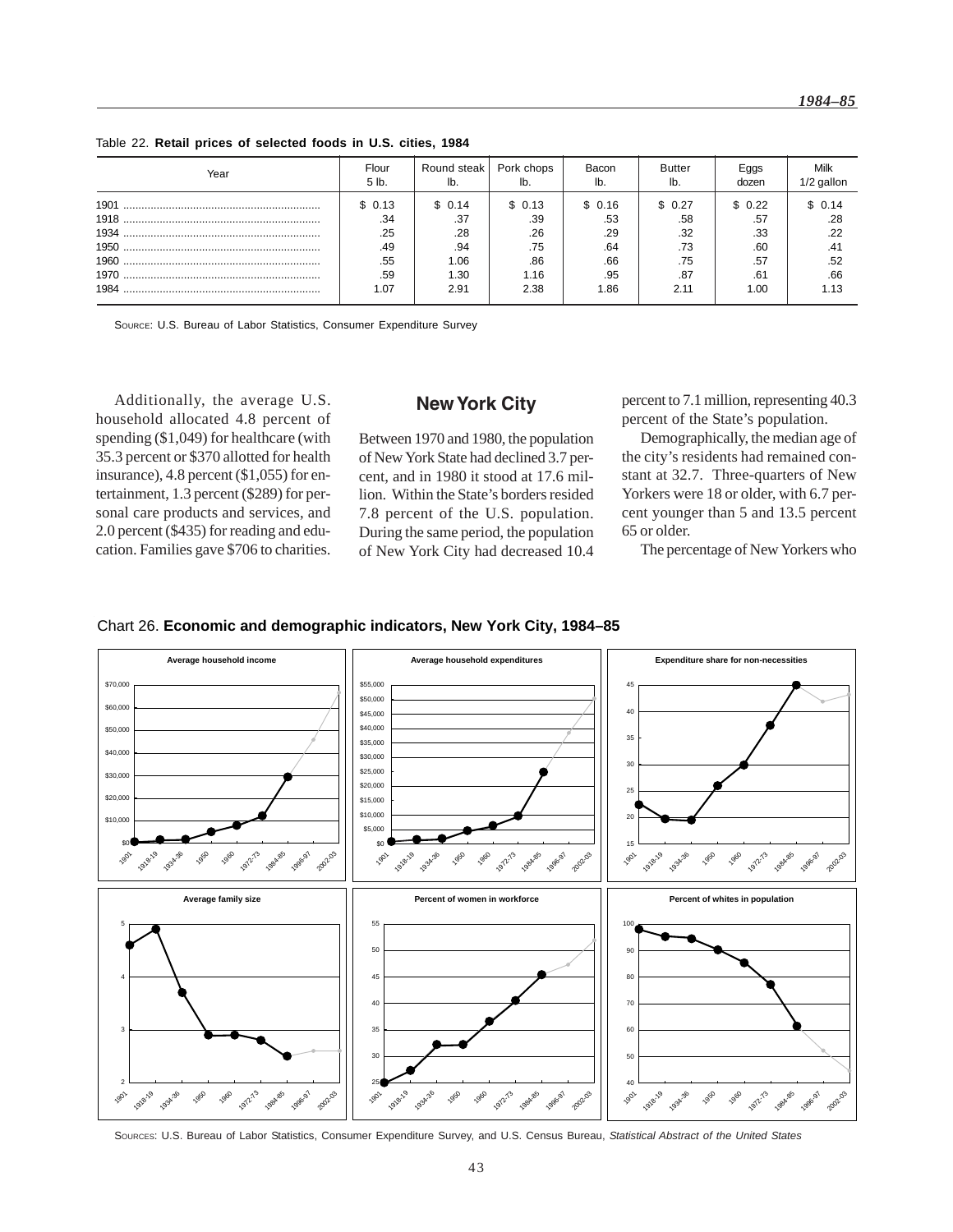Table 22. **Retail prices of selected foods in U.S. cities, 1984**

| Year | Flour 5 lb. | Round steak lb. | Pork chops lb. | Bacon lb. | Butter lb. | Eggs dozen | Milk 1/2 gallon |
|---|---|---|---|---|---|---|---|
| 1901 | $ 0.13 | $ 0.14 | $ 0.13 | $ 0.16 | $ 0.27 | $ 0.22 | $ 0.14 |
| 1918 | .34 | .37 | .39 | .53 | .58 | .57 | .28 |
| 1934 | .25 | .28 | .26 | .29 | .32 | .33 | .22 |
| 1950 | .49 | .94 | .75 | .64 | .73 | .60 | .41 |
| 1960 | .55 | 1.06 | .86 | .66 | .75 | .57 | .52 |
| 1970 | .59 | 1.30 | 1.16 | .95 | .87 | .61 | .66 |
| 1984 | 1.07 | 2.91 | 2.38 | 1.86 | 2.11 | 1.00 | 1.13 |

SOURCE: U.S. Bureau of Labor Statistics, Consumer Expenditure Survey

Additionally, the average U.S. household allocated 4.8 percent of spending ($1,049) for healthcare (with 35.3 percent or $370 allotted for health insurance), 4.8 percent ($1,055) for entertainment, 1.3 percent ($289) for personal care products and services, and 2.0 percent ($435) for reading and education. Families gave $706 to charities.

## New York City

Between 1970 and 1980, the population of New York State had declined 3.7 percent, and in 1980 it stood at 17.6 million. Within the State's borders resided 7.8 percent of the U.S. population. During the same period, the population of New York City had decreased 10.4 percent to 7.1 million, representing 40.3 percent of the State's population.

Demographically, the median age of the city's residents had remained constant at 32.7. Three-quarters of New Yorkers were 18 or older, with 6.7 percent younger than 5 and 13.5 percent 65 or older.

The percentage of New Yorkers who

Chart 26. **Economic and demographic indicators, New York City, 1984–85**

SOURCES: U.S. Bureau of Labor Statistics, Consumer Expenditure Survey, and U.S. Census Bureau, *Statistical Abstract of the United States*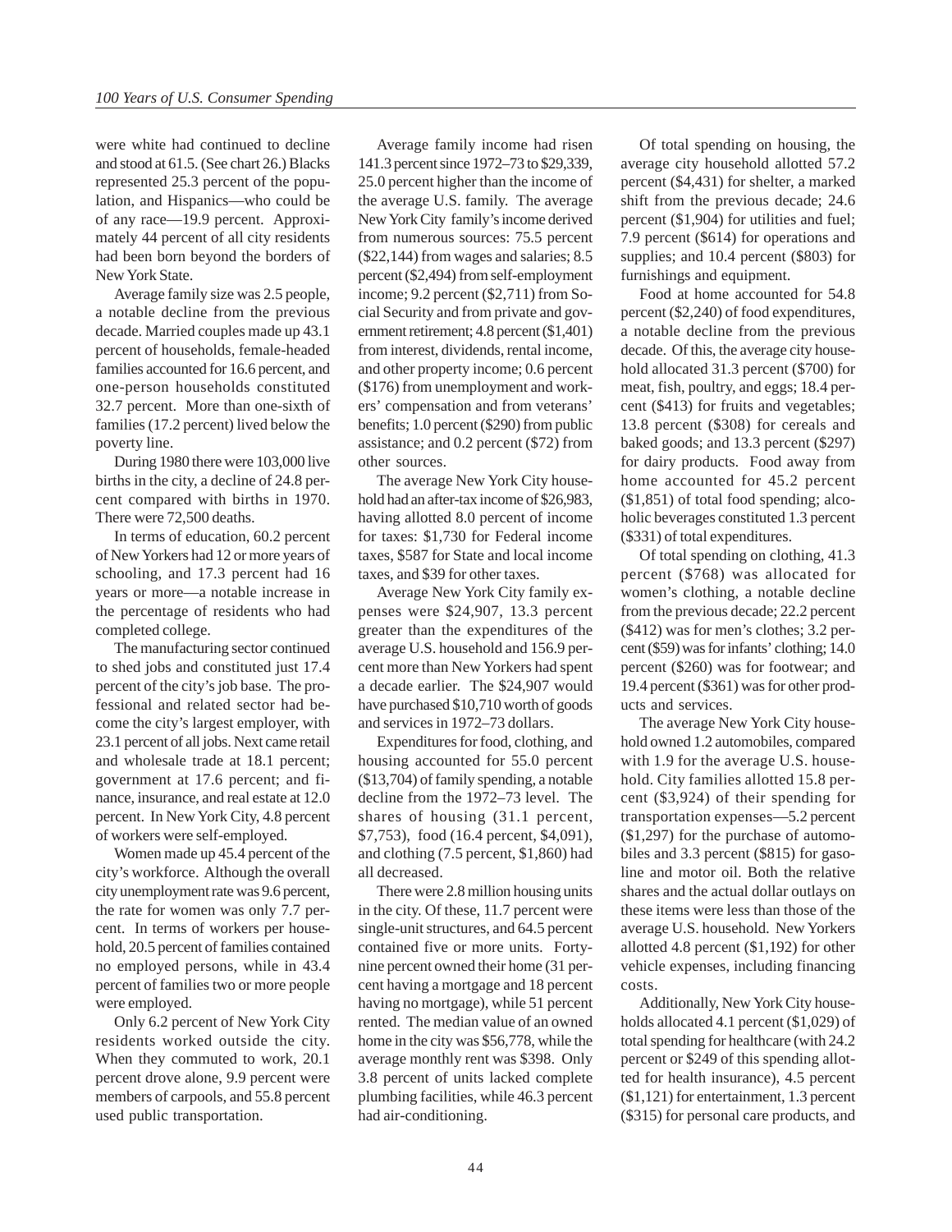were white had continued to decline and stood at 61.5. (See chart 26.) Blacks represented 25.3 percent of the population, and Hispanics—who could be of any race—19.9 percent. Approximately 44 percent of all city residents had been born beyond the borders of New York State.

Average family size was 2.5 people, a notable decline from the previous decade. Married couples made up 43.1 percent of households, female-headed families accounted for 16.6 percent, and one-person households constituted 32.7 percent. More than one-sixth of families (17.2 percent) lived below the poverty line.

During 1980 there were 103,000 live births in the city, a decline of 24.8 percent compared with births in 1970. There were 72,500 deaths.

In terms of education, 60.2 percent of New Yorkers had 12 or more years of schooling, and 17.3 percent had 16 years or more—a notable increase in the percentage of residents who had completed college.

The manufacturing sector continued to shed jobs and constituted just 17.4 percent of the city's job base. The professional and related sector had become the city's largest employer, with 23.1 percent of all jobs. Next came retail and wholesale trade at 18.1 percent; government at 17.6 percent; and finance, insurance, and real estate at 12.0 percent. In New York City, 4.8 percent of workers were self-employed.

Women made up 45.4 percent of the city's workforce. Although the overall city unemployment rate was 9.6 percent, the rate for women was only 7.7 percent. In terms of workers per household, 20.5 percent of families contained no employed persons, while in 43.4 percent of families two or more people were employed.

Only 6.2 percent of New York City residents worked outside the city. When they commuted to work, 20.1 percent drove alone, 9.9 percent were members of carpools, and 55.8 percent used public transportation.

Average family income had risen 141.3 percent since 1972–73 to $29,339, 25.0 percent higher than the income of the average U.S. family. The average New York City family's income derived from numerous sources: 75.5 percent ($22,144) from wages and salaries; 8.5 percent ($2,494) from self-employment income; 9.2 percent ($2,711) from Social Security and from private and government retirement; 4.8 percent ($1,401) from interest, dividends, rental income, and other property income; 0.6 percent ($176) from unemployment and workers' compensation and from veterans' benefits; 1.0 percent ($290) from public assistance; and 0.2 percent ($72) from other sources.

The average New York City household had an after-tax income of $26,983, having allotted 8.0 percent of income for taxes: $1,730 for Federal income taxes, $587 for State and local income taxes, and $39 for other taxes.

Average New York City family expenses were $24,907, 13.3 percent greater than the expenditures of the average U.S. household and 156.9 percent more than New Yorkers had spent a decade earlier. The $24,907 would have purchased $10,710 worth of goods and services in 1972–73 dollars.

Expenditures for food, clothing, and housing accounted for 55.0 percent ($13,704) of family spending, a notable decline from the 1972–73 level. The shares of housing (31.1 percent, $7,753), food (16.4 percent, $4,091), and clothing (7.5 percent, $1,860) had all decreased.

There were 2.8 million housing units in the city. Of these, 11.7 percent were single-unit structures, and 64.5 percent contained five or more units. Forty-nine percent owned their home (31 percent having a mortgage and 18 percent having no mortgage), while 51 percent rented. The median value of an owned home in the city was $56,778, while the average monthly rent was $398. Only 3.8 percent of units lacked complete plumbing facilities, while 46.3 percent had air-conditioning.

Of total spending on housing, the average city household allotted 57.2 percent ($4,431) for shelter, a marked shift from the previous decade; 24.6 percent ($1,904) for utilities and fuel; 7.9 percent ($614) for operations and supplies; and 10.4 percent ($803) for furnishings and equipment.

Food at home accounted for 54.8 percent ($2,240) of food expenditures, a notable decline from the previous decade. Of this, the average city household allocated 31.3 percent ($700) for meat, fish, poultry, and eggs; 18.4 percent ($413) for fruits and vegetables; 13.8 percent ($308) for cereals and baked goods; and 13.3 percent ($297) for dairy products. Food away from home accounted for 45.2 percent ($1,851) of total food spending; alcoholic beverages constituted 1.3 percent ($331) of total expenditures.

Of total spending on clothing, 41.3 percent ($768) was allocated for women's clothing, a notable decline from the previous decade; 22.2 percent ($412) was for men's clothes; 3.2 percent ($59) was for infants' clothing; 14.0 percent ($260) was for footwear; and 19.4 percent ($361) was for other products and services.

The average New York City household owned 1.2 automobiles, compared with 1.9 for the average U.S. household. City families allotted 15.8 percent ($3,924) of their spending for transportation expenses—5.2 percent ($1,297) for the purchase of automobiles and 3.3 percent ($815) for gasoline and motor oil. Both the relative shares and the actual dollar outlays on these items were less than those of the average U.S. household. New Yorkers allotted 4.8 percent ($1,192) for other vehicle expenses, including financing costs.

Additionally, New York City households allocated 4.1 percent ($1,029) of total spending for healthcare (with 24.2 percent or $249 of this spending allotted for health insurance), 4.5 percent ($1,121) for entertainment, 1.3 percent ($315) for personal care products, and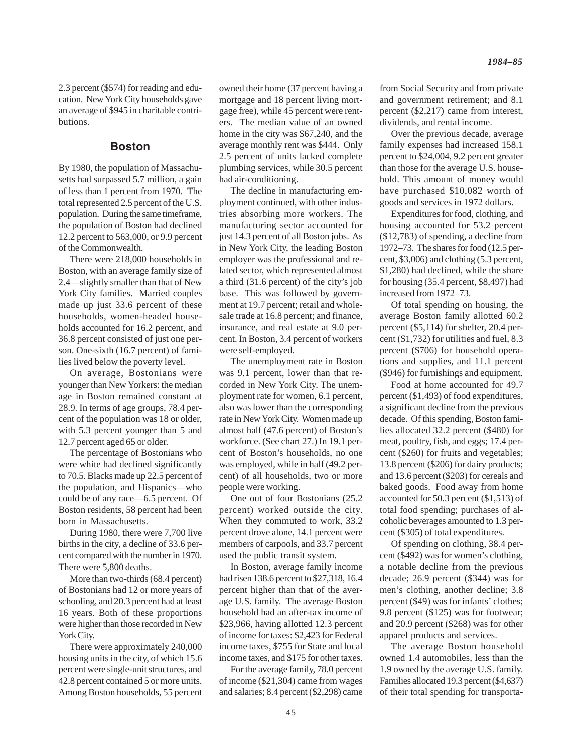2.3 percent ($574) for reading and education. New York City households gave an average of $945 in charitable contributions.

## Boston

By 1980, the population of Massachusetts had surpassed 5.7 million, a gain of less than 1 percent from 1970. The total represented 2.5 percent of the U.S. population. During the same timeframe, the population of Boston had declined 12.2 percent to 563,000, or 9.9 percent of the Commonwealth.

There were 218,000 households in Boston, with an average family size of 2.4—slightly smaller than that of New York City families. Married couples made up just 33.6 percent of these households, women-headed households accounted for 16.2 percent, and 36.8 percent consisted of just one person. One-sixth (16.7 percent) of families lived below the poverty level.

On average, Bostonians were younger than New Yorkers: the median age in Boston remained constant at 28.9. In terms of age groups, 78.4 percent of the population was 18 or older, with 5.3 percent younger than 5 and 12.7 percent aged 65 or older.

The percentage of Bostonians who were white had declined significantly to 70.5. Blacks made up 22.5 percent of the population, and Hispanics—who could be of any race—6.5 percent. Of Boston residents, 58 percent had been born in Massachusetts.

During 1980, there were 7,700 live births in the city, a decline of 33.6 percent compared with the number in 1970. There were 5,800 deaths.

More than two-thirds (68.4 percent) of Bostonians had 12 or more years of schooling, and 20.3 percent had at least 16 years. Both of these proportions were higher than those recorded in New York City.

There were approximately 240,000 housing units in the city, of which 15.6 percent were single-unit structures, and 42.8 percent contained 5 or more units. Among Boston households, 55 percent owned their home (37 percent having a mortgage and 18 percent living mortgage free), while 45 percent were renters. The median value of an owned home in the city was $67,240, and the average monthly rent was $444. Only 2.5 percent of units lacked complete plumbing services, while 30.5 percent had air-conditioning.

The decline in manufacturing employment continued, with other industries absorbing more workers. The manufacturing sector accounted for just 14.3 percent of all Boston jobs. As in New York City, the leading Boston employer was the professional and related sector, which represented almost a third (31.6 percent) of the city's job base. This was followed by government at 19.7 percent; retail and wholesale trade at 16.8 percent; and finance, insurance, and real estate at 9.0 percent. In Boston, 3.4 percent of workers were self-employed.

The unemployment rate in Boston was 9.1 percent, lower than that recorded in New York City. The unemployment rate for women, 6.1 percent, also was lower than the corresponding rate in New York City. Women made up almost half (47.6 percent) of Boston's workforce. (See chart 27.) In 19.1 percent of Boston's households, no one was employed, while in half (49.2 percent) of all households, two or more people were working.

One out of four Bostonians (25.2 percent) worked outside the city. When they commuted to work, 33.2 percent drove alone, 14.1 percent were members of carpools, and 33.7 percent used the public transit system.

In Boston, average family income had risen 138.6 percent to $27,318, 16.4 percent higher than that of the average U.S. family. The average Boston household had an after-tax income of $23,966, having allotted 12.3 percent of income for taxes: $2,423 for Federal income taxes, $755 for State and local income taxes, and $175 for other taxes.

For the average family, 78.0 percent of income ($21,304) came from wages and salaries; 8.4 percent ($2,298) came from Social Security and from private and government retirement; and 8.1 percent ($2,217) came from interest, dividends, and rental income.

Over the previous decade, average family expenses had increased 158.1 percent to $24,004, 9.2 percent greater than those for the average U.S. household. This amount of money would have purchased $10,082 worth of goods and services in 1972 dollars.

Expenditures for food, clothing, and housing accounted for 53.2 percent ($12,783) of spending, a decline from 1972–73. The shares for food (12.5 percent, $3,006) and clothing (5.3 percent, $1,280) had declined, while the share for housing (35.4 percent, $8,497) had increased from 1972–73.

Of total spending on housing, the average Boston family allotted 60.2 percent ($5,114) for shelter, 20.4 percent ($1,732) for utilities and fuel, 8.3 percent ($706) for household operations and supplies, and 11.1 percent ($946) for furnishings and equipment.

Food at home accounted for 49.7 percent ($1,493) of food expenditures, a significant decline from the previous decade. Of this spending, Boston families allocated 32.2 percent ($480) for meat, poultry, fish, and eggs; 17.4 percent ($260) for fruits and vegetables; 13.8 percent ($206) for dairy products; and 13.6 percent ($203) for cereals and baked goods. Food away from home accounted for 50.3 percent ($1,513) of total food spending; purchases of alcoholic beverages amounted to 1.3 percent ($305) of total expenditures.

Of spending on clothing, 38.4 percent ($492) was for women's clothing, a notable decline from the previous decade; 26.9 percent ($344) was for men's clothing, another decline; 3.8 percent ($49) was for infants' clothes; 9.8 percent ($125) was for footwear; and 20.9 percent ($268) was for other apparel products and services.

The average Boston household owned 1.4 automobiles, less than the 1.9 owned by the average U.S. family. Families allocated 19.3 percent ($4,637) of their total spending for transporta-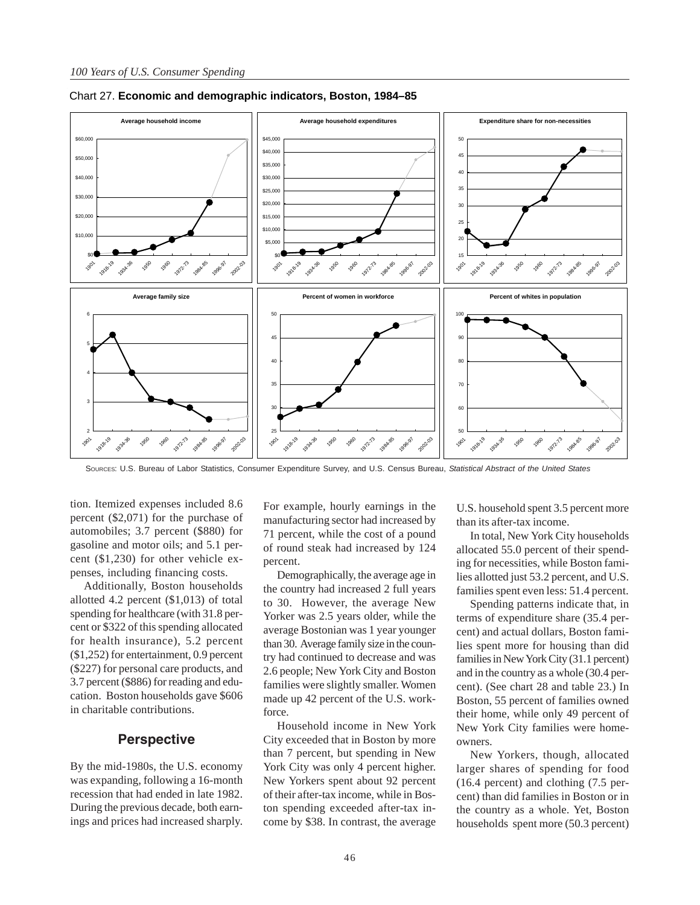Chart 27. **Economic and demographic indicators, Boston, 1984–85**

SOURCES: U.S. Bureau of Labor Statistics, Consumer Expenditure Survey, and U.S. Census Bureau, *Statistical Abstract of the United States*

tion. Itemized expenses included 8.6 percent ($2,071) for the purchase of automobiles; 3.7 percent ($880) for gasoline and motor oils; and 5.1 percent ($1,230) for other vehicle expenses, including financing costs.

Additionally, Boston households allotted 4.2 percent ($1,013) of total spending for healthcare (with 31.8 percent or $322 of this spending allocated for health insurance), 5.2 percent ($1,252) for entertainment, 0.9 percent ($227) for personal care products, and 3.7 percent ($886) for reading and education. Boston households gave $606 in charitable contributions.

## Perspective

By the mid-1980s, the U.S. economy was expanding, following a 16-month recession that had ended in late 1982. During the previous decade, both earnings and prices had increased sharply. For example, hourly earnings in the manufacturing sector had increased by 71 percent, while the cost of a pound of round steak had increased by 124 percent.

Demographically, the average age in the country had increased 2 full years to 30. However, the average New Yorker was 2.5 years older, while the average Bostonian was 1 year younger than 30. Average family size in the country had continued to decrease and was 2.6 people; New York City and Boston families were slightly smaller. Women made up 42 percent of the U.S. workforce.

Household income in New York City exceeded that in Boston by more than 7 percent, but spending in New York City was only 4 percent higher. New Yorkers spent about 92 percent of their after-tax income, while in Boston spending exceeded after-tax income by $38. In contrast, the average U.S. household spent 3.5 percent more than its after-tax income.

In total, New York City households allocated 55.0 percent of their spending for necessities, while Boston families allotted just 53.2 percent, and U.S. families spent even less: 51.4 percent.

Spending patterns indicate that, in terms of expenditure share (35.4 percent) and actual dollars, Boston families spent more for housing than did families in New York City (31.1 percent) and in the country as a whole (30.4 percent). (See chart 28 and table 23.) In Boston, 55 percent of families owned their home, while only 49 percent of New York City families were homeowners.

New Yorkers, though, allocated larger shares of spending for food (16.4 percent) and clothing (7.5 percent) than did families in Boston or in the country as a whole. Yet, Boston households spent more (50.3 percent)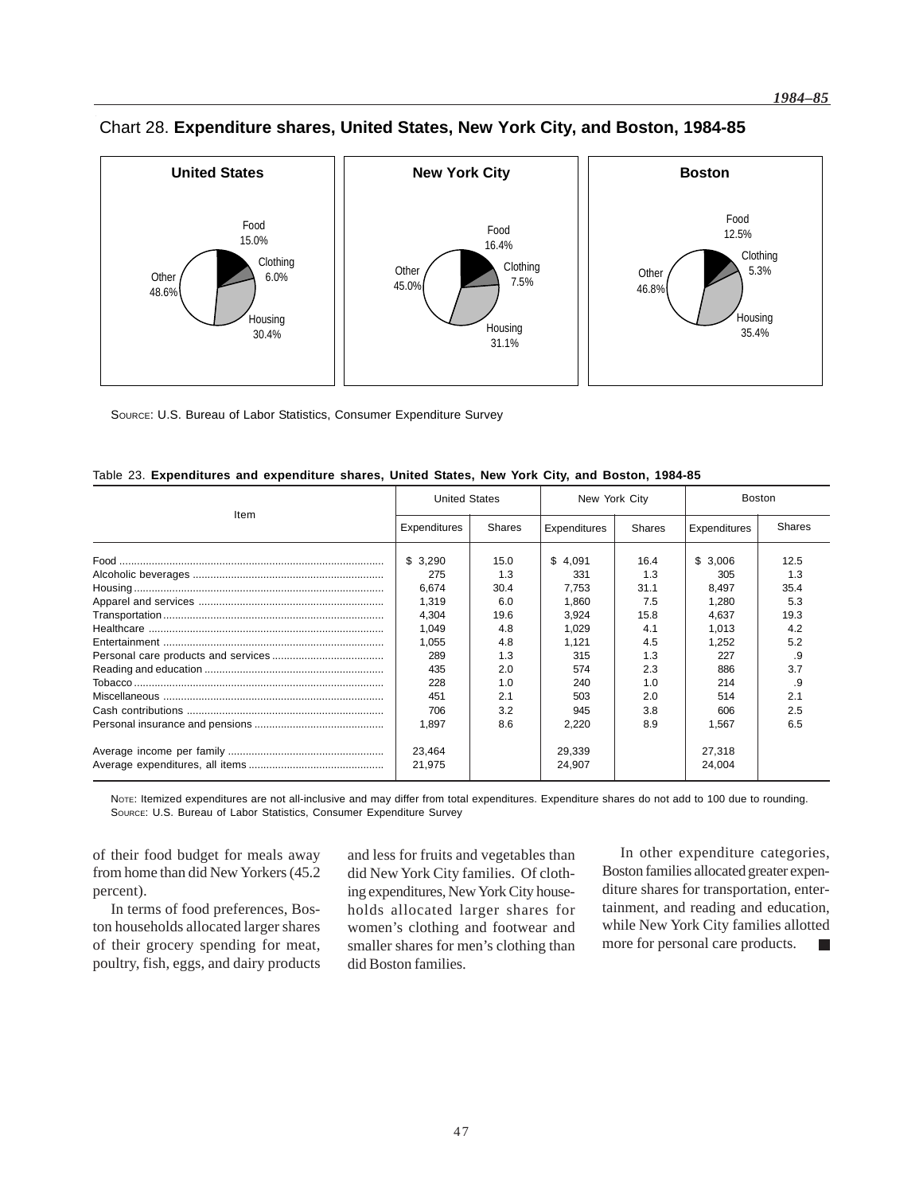Chart 28. **Expenditure shares, United States, New York City, and Boston, 1984-85**

**United States**

Food 15.0%
Clothing 6.0%
Housing 30.4%
Other 48.6%

**New York City**

Food 16.4%
Clothing 7.5%
Housing 31.1%
Other 45.0%

**Boston**

Food 12.5%
Clothing 5.3%
Housing 35.4%
Other 46.8%

SOURCE: U.S. Bureau of Labor Statistics, Consumer Expenditure Survey

Table 23. **Expenditures and expenditure shares, United States, New York City, and Boston, 1984-85**

| Item | United States | | New York City | | Boston | |
|---|---|---|---|---|---|---|
| | Expenditures | Shares | Expenditures | Shares | Expenditures | Shares |
| Food | $ 3,290 | 15.0 | $ 4,091 | 16.4 | $ 3,006 | 12.5 |
| Alcoholic beverages | 275 | 1.3 | 331 | 1.3 | 305 | 1.3 |
| Housing | 6,674 | 30.4 | 7,753 | 31.1 | 8,497 | 35.4 |
| Apparel and services | 1,319 | 6.0 | 1,860 | 7.5 | 1,280 | 5.3 |
| Transportation | 4,304 | 19.6 | 3,924 | 15.8 | 4,637 | 19.3 |
| Healthcare | 1,049 | 4.8 | 1,029 | 4.1 | 1,013 | 4.2 |
| Entertainment | 1,055 | 4.8 | 1,121 | 4.5 | 1,252 | 5.2 |
| Personal care products and services | 289 | 1.3 | 315 | 1.3 | 227 | .9 |
| Reading and education | 435 | 2.0 | 574 | 2.3 | 886 | 3.7 |
| Tobacco | 228 | 1.0 | 240 | 1.0 | 214 | .9 |
| Miscellaneous | 451 | 2.1 | 503 | 2.0 | 514 | 2.1 |
| Cash contributions | 706 | 3.2 | 945 | 3.8 | 606 | 2.5 |
| Personal insurance and pensions | 1,897 | 8.6 | 2,220 | 8.9 | 1,567 | 6.5 |
| Average income per family | 23,464 | | 29,339 | | 27,318 | |
| Average expenditures, all items | 21,975 | | 24,907 | | 24,004 | |

NOTE: Itemized expenditures are not all-inclusive and may differ from total expenditures. Expenditure shares do not add to 100 due to rounding.
SOURCE: U.S. Bureau of Labor Statistics, Consumer Expenditure Survey

of their food budget for meals away from home than did New Yorkers (45.2 percent).

In terms of food preferences, Boston households allocated larger shares of their grocery spending for meat, poultry, fish, eggs, and dairy products and less for fruits and vegetables than did New York City families. Of clothing expenditures, New York City households allocated larger shares for women's clothing and footwear and smaller shares for men's clothing than did Boston families.

In other expenditure categories, Boston families allocated greater expenditure shares for transportation, entertainment, and reading and education, while New York City families allotted more for personal care products. ■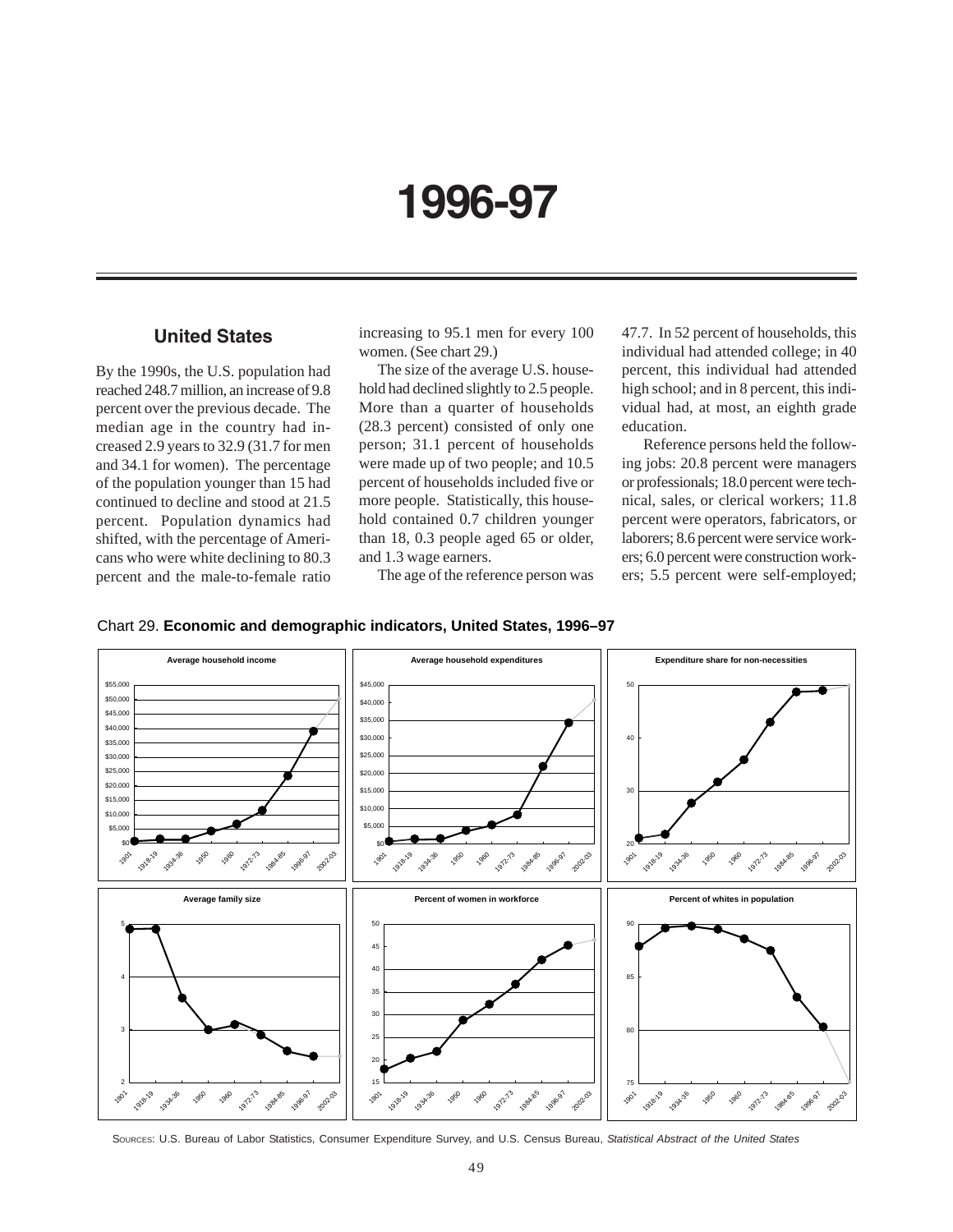# 1996-97

## United States

By the 1990s, the U.S. population had reached 248.7 million, an increase of 9.8 percent over the previous decade. The median age in the country had increased 2.9 years to 32.9 (31.7 for men and 34.1 for women). The percentage of the population younger than 15 had continued to decline and stood at 21.5 percent. Population dynamics had shifted, with the percentage of Americans who were white declining to 80.3 percent and the male-to-female ratio increasing to 95.1 men for every 100 women. (See chart 29.)

The size of the average U.S. household had declined slightly to 2.5 people. More than a quarter of households (28.3 percent) consisted of only one person; 31.1 percent of households were made up of two people; and 10.5 percent of households included five or more people. Statistically, this household contained 0.7 children younger than 18, 0.3 people aged 65 or older, and 1.3 wage earners.

The age of the reference person was 47.7. In 52 percent of households, this individual had attended college; in 40 percent, this individual had attended high school; and in 8 percent, this individual had, at most, an eighth grade education.

Reference persons held the following jobs: 20.8 percent were managers or professionals; 18.0 percent were technical, sales, or clerical workers; 11.8 percent were operators, fabricators, or laborers; 8.6 percent were service workers; 6.0 percent were construction workers; 5.5 percent were self-employed;

Chart 29. **Economic and demographic indicators, United States, 1996–97**

SOURCES: U.S. Bureau of Labor Statistics, Consumer Expenditure Survey, and U.S. Census Bureau, *Statistical Abstract of the United States*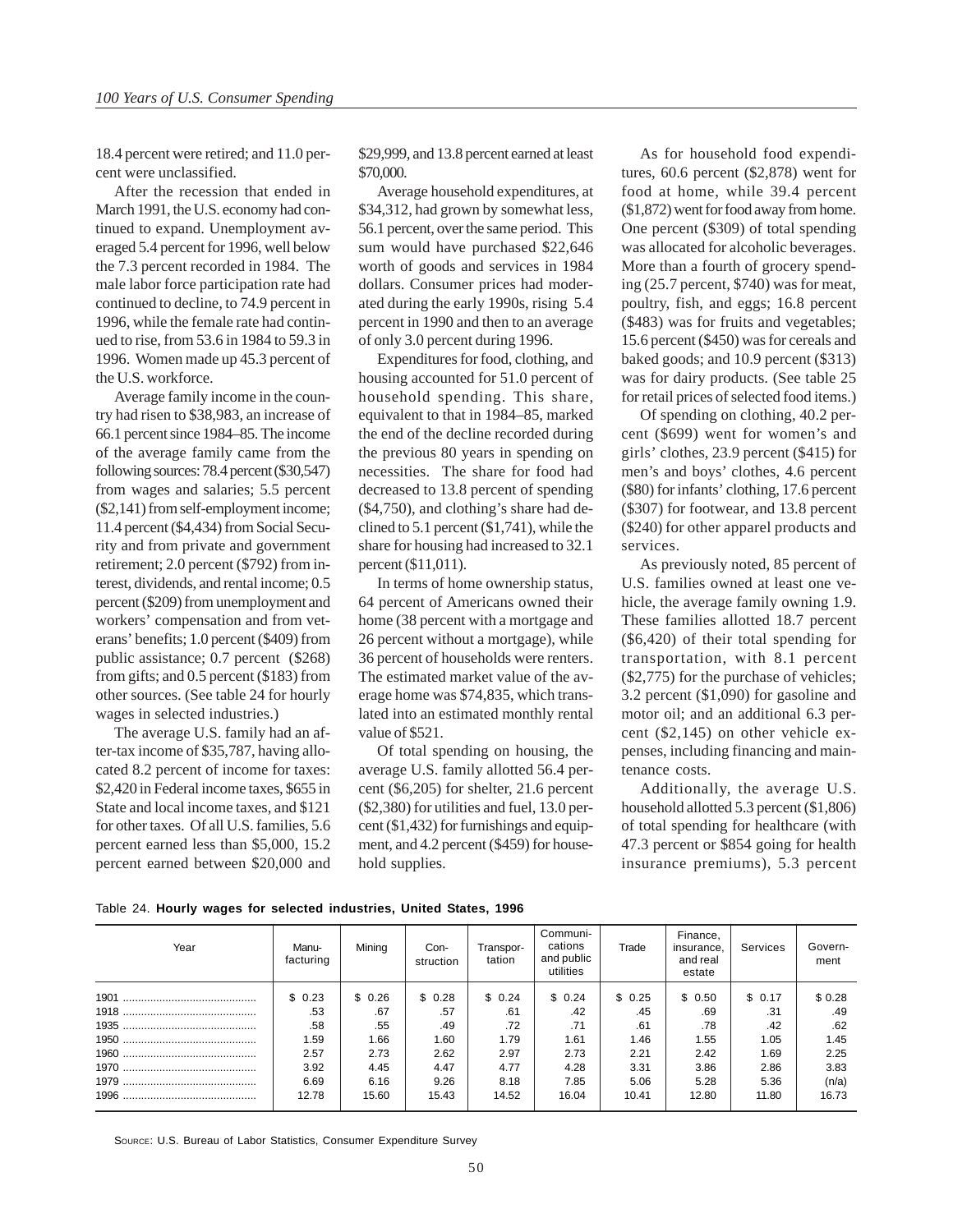18.4 percent were retired; and 11.0 percent were unclassified.

After the recession that ended in March 1991, the U.S. economy had continued to expand. Unemployment averaged 5.4 percent for 1996, well below the 7.3 percent recorded in 1984. The male labor force participation rate had continued to decline, to 74.9 percent in 1996, while the female rate had continued to rise, from 53.6 in 1984 to 59.3 in 1996. Women made up 45.3 percent of the U.S. workforce.

Average family income in the country had risen to $38,983, an increase of 66.1 percent since 1984–85. The income of the average family came from the following sources: 78.4 percent ($30,547) from wages and salaries; 5.5 percent ($2,141) from self-employment income; 11.4 percent ($4,434) from Social Security and from private and government retirement; 2.0 percent ($792) from interest, dividends, and rental income; 0.5 percent ($209) from unemployment and workers' compensation and from veterans' benefits; 1.0 percent ($409) from public assistance; 0.7 percent ($268) from gifts; and 0.5 percent ($183) from other sources. (See table 24 for hourly wages in selected industries.)

The average U.S. family had an after-tax income of $35,787, having allocated 8.2 percent of income for taxes: $2,420 in Federal income taxes, $655 in State and local income taxes, and $121 for other taxes. Of all U.S. families, 5.6 percent earned less than $5,000, 15.2 percent earned between $20,000 and $29,999, and 13.8 percent earned at least $70,000.

Average household expenditures, at $34,312, had grown by somewhat less, 56.1 percent, over the same period. This sum would have purchased $22,646 worth of goods and services in 1984 dollars. Consumer prices had moderated during the early 1990s, rising 5.4 percent in 1990 and then to an average of only 3.0 percent during 1996.

Expenditures for food, clothing, and housing accounted for 51.0 percent of household spending. This share, equivalent to that in 1984–85, marked the end of the decline recorded during the previous 80 years in spending on necessities. The share for food had decreased to 13.8 percent of spending ($4,750), and clothing's share had declined to 5.1 percent ($1,741), while the share for housing had increased to 32.1 percent ($11,011).

In terms of home ownership status, 64 percent of Americans owned their home (38 percent with a mortgage and 26 percent without a mortgage), while 36 percent of households were renters. The estimated market value of the average home was $74,835, which translated into an estimated monthly rental value of $521.

Of total spending on housing, the average U.S. family allotted 56.4 percent ($6,205) for shelter, 21.6 percent ($2,380) for utilities and fuel, 13.0 percent ($1,432) for furnishings and equipment, and 4.2 percent ($459) for household supplies.

As for household food expenditures, 60.6 percent ($2,878) went for food at home, while 39.4 percent ($1,872) went for food away from home. One percent ($309) of total spending was allocated for alcoholic beverages. More than a fourth of grocery spending (25.7 percent, $740) was for meat, poultry, fish, and eggs; 16.8 percent ($483) was for fruits and vegetables; 15.6 percent ($450) was for cereals and baked goods; and 10.9 percent ($313) was for dairy products. (See table 25 for retail prices of selected food items.)

Of spending on clothing, 40.2 percent ($699) went for women's and girls' clothes, 23.9 percent ($415) for men's and boys' clothes, 4.6 percent ($80) for infants' clothing, 17.6 percent ($307) for footwear, and 13.8 percent ($240) for other apparel products and services.

As previously noted, 85 percent of U.S. families owned at least one vehicle, the average family owning 1.9. These families allotted 18.7 percent ($6,420) of their total spending for transportation, with 8.1 percent ($2,775) for the purchase of vehicles; 3.2 percent ($1,090) for gasoline and motor oil; and an additional 6.3 percent ($2,145) on other vehicle expenses, including financing and maintenance costs.

Additionally, the average U.S. household allotted 5.3 percent ($1,806) of total spending for healthcare (with 47.3 percent or $854 going for health insurance premiums), 5.3 percent

Table 24. **Hourly wages for selected industries, United States, 1996**

| Year | Manufacturing | Mining | Construction | Transportation | Communications and public utilities | Trade | Finance, insurance, and real estate | Services | Government |
|---|---|---|---|---|---|---|---|---|---|
| 1901 | $ 0.23 | $ 0.26 | $ 0.28 | $ 0.24 | $ 0.24 | $ 0.25 | $ 0.50 | $ 0.17 | $ 0.28 |
| 1918 | .53 | .67 | .57 | .61 | .42 | .45 | .69 | .31 | .49 |
| 1935 | .58 | .55 | .49 | .72 | .71 | .61 | .78 | .42 | .62 |
| 1950 | 1.59 | 1.66 | 1.60 | 1.79 | 1.61 | 1.46 | 1.55 | 1.05 | 1.45 |
| 1960 | 2.57 | 2.73 | 2.62 | 2.97 | 2.73 | 2.21 | 2.42 | 1.69 | 2.25 |
| 1970 | 3.92 | 4.45 | 4.47 | 4.77 | 4.28 | 3.31 | 3.86 | 2.86 | 3.83 |
| 1979 | 6.69 | 6.16 | 9.26 | 8.18 | 7.85 | 5.06 | 5.28 | 5.36 | (n/a) |
| 1996 | 12.78 | 15.60 | 15.43 | 14.52 | 16.04 | 10.41 | 12.80 | 11.80 | 16.73 |

Source: U.S. Bureau of Labor Statistics, Consumer Expenditure Survey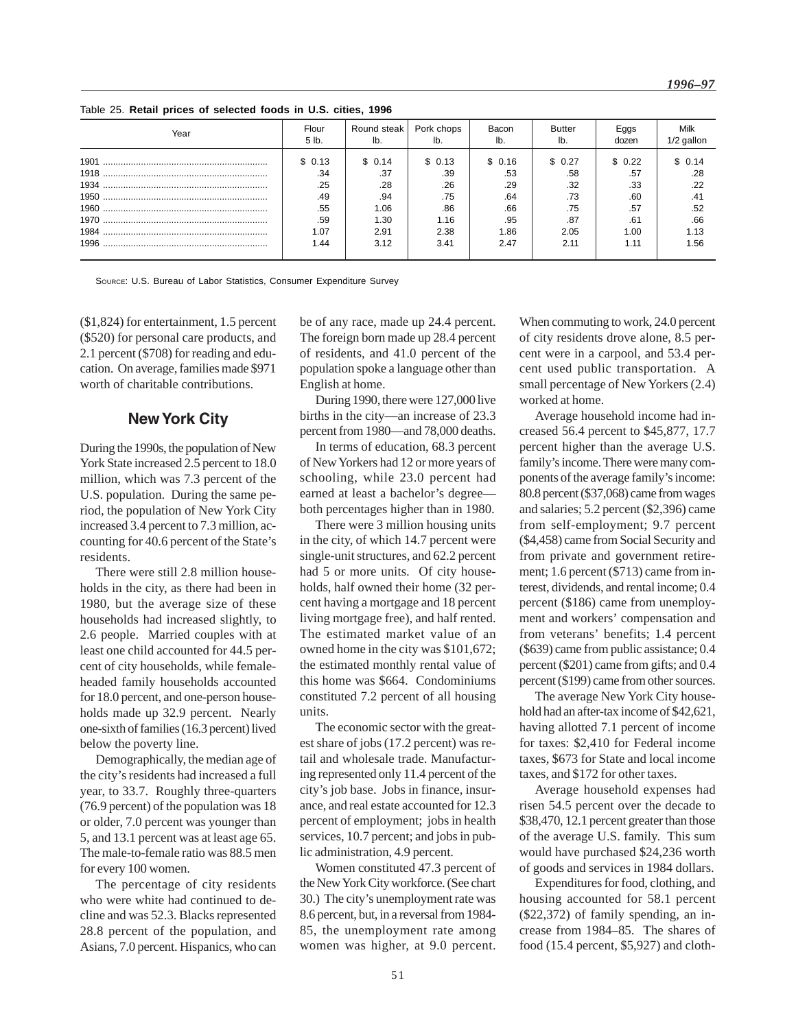Table 25. **Retail prices of selected foods in U.S. cities, 1996**

| Year | Flour 5 lb. | Round steak lb. | Pork chops lb. | Bacon lb. | Butter lb. | Eggs dozen | Milk 1/2 gallon |
|---|---|---|---|---|---|---|---|
| 1901 | $ 0.13 | $ 0.14 | $ 0.13 | $ 0.16 | $ 0.27 | $ 0.22 | $ 0.14 |
| 1918 | .34 | .37 | .39 | .53 | .58 | .57 | .28 |
| 1934 | .25 | .28 | .26 | .29 | .32 | .33 | .22 |
| 1950 | .49 | .94 | .75 | .64 | .73 | .60 | .41 |
| 1960 | .55 | 1.06 | .86 | .66 | .75 | .57 | .52 |
| 1970 | .59 | 1.30 | 1.16 | .95 | .87 | .61 | .66 |
| 1984 | 1.07 | 2.91 | 2.38 | 1.86 | 2.05 | 1.00 | 1.13 |
| 1996 | 1.44 | 3.12 | 3.41 | 2.47 | 2.11 | 1.11 | 1.56 |

Source: U.S. Bureau of Labor Statistics, Consumer Expenditure Survey

($1,824) for entertainment, 1.5 percent ($520) for personal care products, and 2.1 percent ($708) for reading and education. On average, families made $971 worth of charitable contributions.

## New York City

During the 1990s, the population of New York State increased 2.5 percent to 18.0 million, which was 7.3 percent of the U.S. population. During the same period, the population of New York City increased 3.4 percent to 7.3 million, accounting for 40.6 percent of the State's residents.

There were still 2.8 million households in the city, as there had been in 1980, but the average size of these households had increased slightly, to 2.6 people. Married couples with at least one child accounted for 44.5 percent of city households, while female-headed family households accounted for 18.0 percent, and one-person households made up 32.9 percent. Nearly one-sixth of families (16.3 percent) lived below the poverty line.

Demographically, the median age of the city's residents had increased a full year, to 33.7. Roughly three-quarters (76.9 percent) of the population was 18 or older, 7.0 percent was younger than 5, and 13.1 percent was at least age 65. The male-to-female ratio was 88.5 men for every 100 women.

The percentage of city residents who were white had continued to decline and was 52.3. Blacks represented 28.8 percent of the population, and Asians, 7.0 percent. Hispanics, who can be of any race, made up 24.4 percent. The foreign born made up 28.4 percent of residents, and 41.0 percent of the population spoke a language other than English at home.

During 1990, there were 127,000 live births in the city—an increase of 23.3 percent from 1980—and 78,000 deaths.

In terms of education, 68.3 percent of New Yorkers had 12 or more years of schooling, while 23.0 percent had earned at least a bachelor's degree—both percentages higher than in 1980.

There were 3 million housing units in the city, of which 14.7 percent were single-unit structures, and 62.2 percent had 5 or more units. Of city households, half owned their home (32 percent having a mortgage and 18 percent living mortgage free), and half rented. The estimated market value of an owned home in the city was $101,672; the estimated monthly rental value of this home was $664. Condominiums constituted 7.2 percent of all housing units.

The economic sector with the greatest share of jobs (17.2 percent) was retail and wholesale trade. Manufacturing represented only 11.4 percent of the city's job base. Jobs in finance, insurance, and real estate accounted for 12.3 percent of employment; jobs in health services, 10.7 percent; and jobs in public administration, 4.9 percent.

Women constituted 47.3 percent of the New York City workforce. (See chart 30.) The city's unemployment rate was 8.6 percent, but, in a reversal from 1984-85, the unemployment rate among women was higher, at 9.0 percent. When commuting to work, 24.0 percent of city residents drove alone, 8.5 percent were in a carpool, and 53.4 percent used public transportation. A small percentage of New Yorkers (2.4) worked at home.

Average household income had increased 56.4 percent to $45,877, 17.7 percent higher than the average U.S. family's income. There were many components of the average family's income: 80.8 percent ($37,068) came from wages and salaries; 5.2 percent ($2,396) came from self-employment; 9.7 percent ($4,458) came from Social Security and from private and government retirement; 1.6 percent ($713) came from interest, dividends, and rental income; 0.4 percent ($186) came from unemployment and workers' compensation and from veterans' benefits; 1.4 percent ($639) came from public assistance; 0.4 percent ($201) came from gifts; and 0.4 percent ($199) came from other sources.

The average New York City household had an after-tax income of $42,621, having allotted 7.1 percent of income for taxes: $2,410 for Federal income taxes, $673 for State and local income taxes, and $172 for other taxes.

Average household expenses had risen 54.5 percent over the decade to $38,470, 12.1 percent greater than those of the average U.S. family. This sum would have purchased $24,236 worth of goods and services in 1984 dollars.

Expenditures for food, clothing, and housing accounted for 58.1 percent ($22,372) of family spending, an increase from 1984–85. The shares of food (15.4 percent, $5,927) and cloth-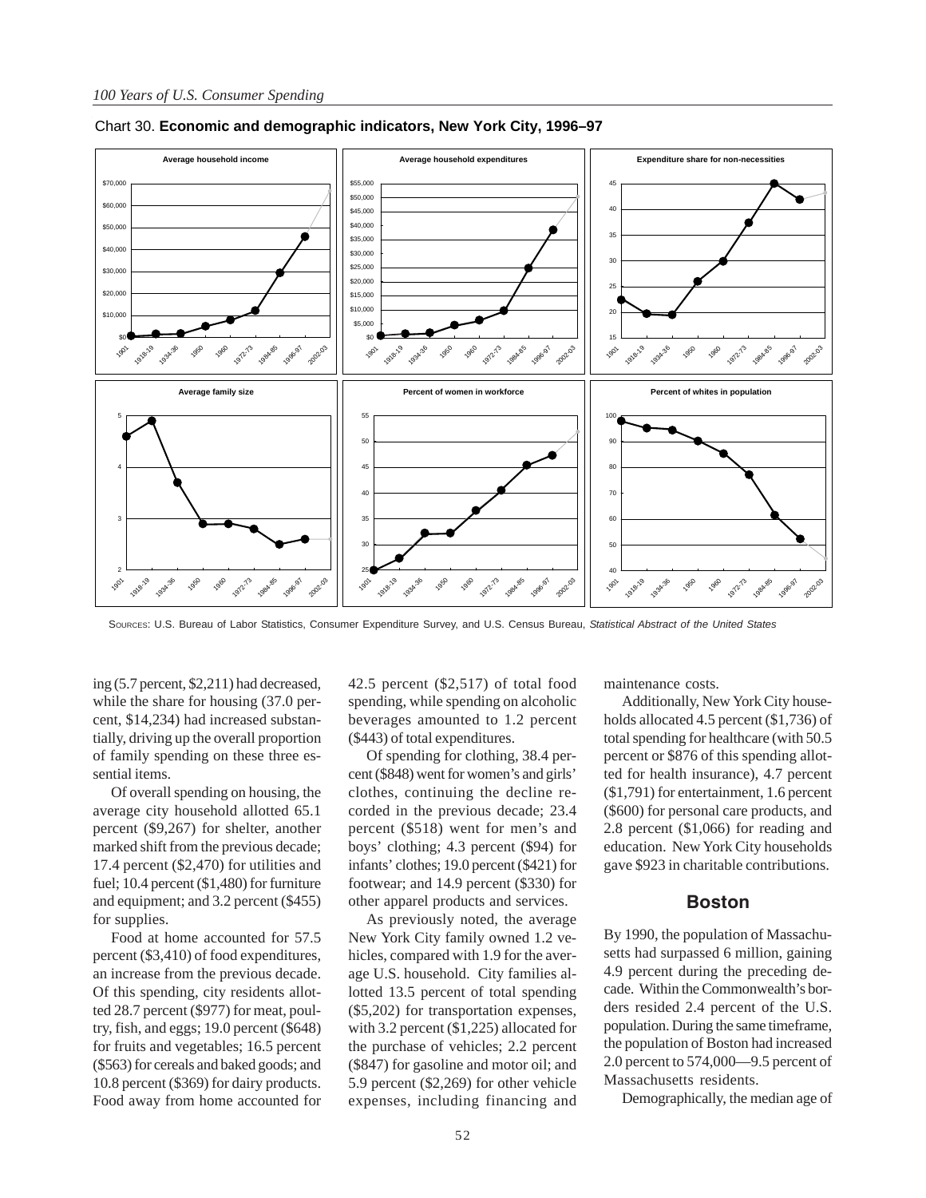Chart 30. **Economic and demographic indicators, New York City, 1996–97**

SOURCES: U.S. Bureau of Labor Statistics, Consumer Expenditure Survey, and U.S. Census Bureau, *Statistical Abstract of the United States*

ing (5.7 percent, $2,211) had decreased, while the share for housing (37.0 percent, $14,234) had increased substantially, driving up the overall proportion of family spending on these three essential items.

Of overall spending on housing, the average city household allotted 65.1 percent ($9,267) for shelter, another marked shift from the previous decade; 17.4 percent ($2,470) for utilities and fuel; 10.4 percent ($1,480) for furniture and equipment; and 3.2 percent ($455) for supplies.

Food at home accounted for 57.5 percent ($3,410) of food expenditures, an increase from the previous decade. Of this spending, city residents allotted 28.7 percent ($977) for meat, poultry, fish, and eggs; 19.0 percent ($648) for fruits and vegetables; 16.5 percent ($563) for cereals and baked goods; and 10.8 percent ($369) for dairy products. Food away from home accounted for 42.5 percent ($2,517) of total food spending, while spending on alcoholic beverages amounted to 1.2 percent ($443) of total expenditures.

Of spending for clothing, 38.4 percent ($848) went for women's and girls' clothes, continuing the decline recorded in the previous decade; 23.4 percent ($518) went for men's and boys' clothing; 4.3 percent ($94) for infants' clothes; 19.0 percent ($421) for footwear; and 14.9 percent ($330) for other apparel products and services.

As previously noted, the average New York City family owned 1.2 vehicles, compared with 1.9 for the average U.S. household. City families allotted 13.5 percent of total spending ($5,202) for transportation expenses, with 3.2 percent ($1,225) allocated for the purchase of vehicles; 2.2 percent ($847) for gasoline and motor oil; and 5.9 percent ($2,269) for other vehicle expenses, including financing and maintenance costs.

Additionally, New York City households allocated 4.5 percent ($1,736) of total spending for healthcare (with 50.5 percent or $876 of this spending allotted for health insurance), 4.7 percent ($1,791) for entertainment, 1.6 percent ($600) for personal care products, and 2.8 percent ($1,066) for reading and education. New York City households gave $923 in charitable contributions.

## Boston

By 1990, the population of Massachusetts had surpassed 6 million, gaining 4.9 percent during the preceding decade. Within the Commonwealth's borders resided 2.4 percent of the U.S. population. During the same timeframe, the population of Boston had increased 2.0 percent to 574,000—9.5 percent of Massachusetts residents.

Demographically, the median age of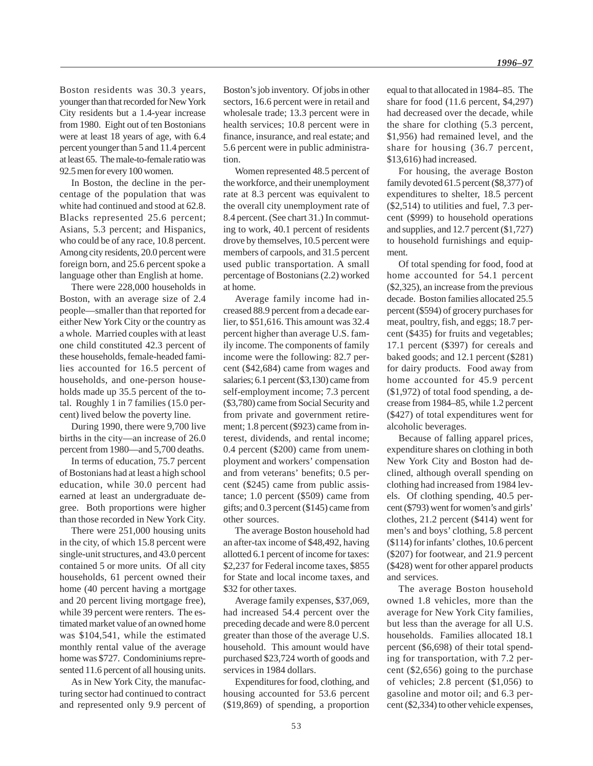Boston residents was 30.3 years, younger than that recorded for New York City residents but a 1.4-year increase from 1980. Eight out of ten Bostonians were at least 18 years of age, with 6.4 percent younger than 5 and 11.4 percent at least 65. The male-to-female ratio was 92.5 men for every 100 women.

In Boston, the decline in the percentage of the population that was white had continued and stood at 62.8. Blacks represented 25.6 percent; Asians, 5.3 percent; and Hispanics, who could be of any race, 10.8 percent. Among city residents, 20.0 percent were foreign born, and 25.6 percent spoke a language other than English at home.

There were 228,000 households in Boston, with an average size of 2.4 people—smaller than that reported for either New York City or the country as a whole. Married couples with at least one child constituted 42.3 percent of these households, female-headed families accounted for 16.5 percent of households, and one-person households made up 35.5 percent of the total. Roughly 1 in 7 families (15.0 percent) lived below the poverty line.

During 1990, there were 9,700 live births in the city—an increase of 26.0 percent from 1980—and 5,700 deaths.

In terms of education, 75.7 percent of Bostonians had at least a high school education, while 30.0 percent had earned at least an undergraduate degree. Both proportions were higher than those recorded in New York City.

There were 251,000 housing units in the city, of which 15.8 percent were single-unit structures, and 43.0 percent contained 5 or more units. Of all city households, 61 percent owned their home (40 percent having a mortgage and 20 percent living mortgage free), while 39 percent were renters. The estimated market value of an owned home was $104,541, while the estimated monthly rental value of the average home was $727. Condominiums represented 11.6 percent of all housing units.

As in New York City, the manufacturing sector had continued to contract and represented only 9.9 percent of Boston's job inventory. Of jobs in other sectors, 16.6 percent were in retail and wholesale trade; 13.3 percent were in health services; 10.8 percent were in finance, insurance, and real estate; and 5.6 percent were in public administration.

Women represented 48.5 percent of the workforce, and their unemployment rate at 8.3 percent was equivalent to the overall city unemployment rate of 8.4 percent. (See chart 31.) In commuting to work, 40.1 percent of residents drove by themselves, 10.5 percent were members of carpools, and 31.5 percent used public transportation. A small percentage of Bostonians (2.2) worked at home.

Average family income had increased 88.9 percent from a decade earlier, to $51,616. This amount was 32.4 percent higher than average U.S. family income. The components of family income were the following: 82.7 percent ($42,684) came from wages and salaries; 6.1 percent ($3,130) came from self-employment income; 7.3 percent ($3,780) came from Social Security and from private and government retirement; 1.8 percent ($923) came from interest, dividends, and rental income; 0.4 percent ($200) came from unemployment and workers' compensation and from veterans' benefits; 0.5 percent ($245) came from public assistance; 1.0 percent ($509) came from gifts; and 0.3 percent ($145) came from other sources.

The average Boston household had an after-tax income of $48,492, having allotted 6.1 percent of income for taxes: $2,237 for Federal income taxes, $855 for State and local income taxes, and $32 for other taxes.

Average family expenses, $37,069, had increased 54.4 percent over the preceding decade and were 8.0 percent greater than those of the average U.S. household. This amount would have purchased $23,724 worth of goods and services in 1984 dollars.

Expenditures for food, clothing, and housing accounted for 53.6 percent ($19,869) of spending, a proportion equal to that allocated in 1984–85. The share for food (11.6 percent, $4,297) had decreased over the decade, while the share for clothing (5.3 percent, $1,956) had remained level, and the share for housing (36.7 percent, $13,616) had increased.

For housing, the average Boston family devoted 61.5 percent ($8,377) of expenditures to shelter, 18.5 percent ($2,514) to utilities and fuel, 7.3 percent ($999) to household operations and supplies, and 12.7 percent ($1,727) to household furnishings and equipment.

Of total spending for food, food at home accounted for 54.1 percent ($2,325), an increase from the previous decade. Boston families allocated 25.5 percent ($594) of grocery purchases for meat, poultry, fish, and eggs; 18.7 percent ($435) for fruits and vegetables; 17.1 percent ($397) for cereals and baked goods; and 12.1 percent ($281) for dairy products. Food away from home accounted for 45.9 percent ($1,972) of total food spending, a decrease from 1984–85, while 1.2 percent ($427) of total expenditures went for alcoholic beverages.

Because of falling apparel prices, expenditure shares on clothing in both New York City and Boston had declined, although overall spending on clothing had increased from 1984 levels. Of clothing spending, 40.5 percent ($793) went for women's and girls' clothes, 21.2 percent ($414) went for men's and boys' clothing, 5.8 percent ($114) for infants' clothes, 10.6 percent ($207) for footwear, and 21.9 percent ($428) went for other apparel products and services.

The average Boston household owned 1.8 vehicles, more than the average for New York City families, but less than the average for all U.S. households. Families allocated 18.1 percent ($6,698) of their total spending for transportation, with 7.2 percent ($2,656) going to the purchase of vehicles; 2.8 percent ($1,056) to gasoline and motor oil; and 6.3 percent ($2,334) to other vehicle expenses,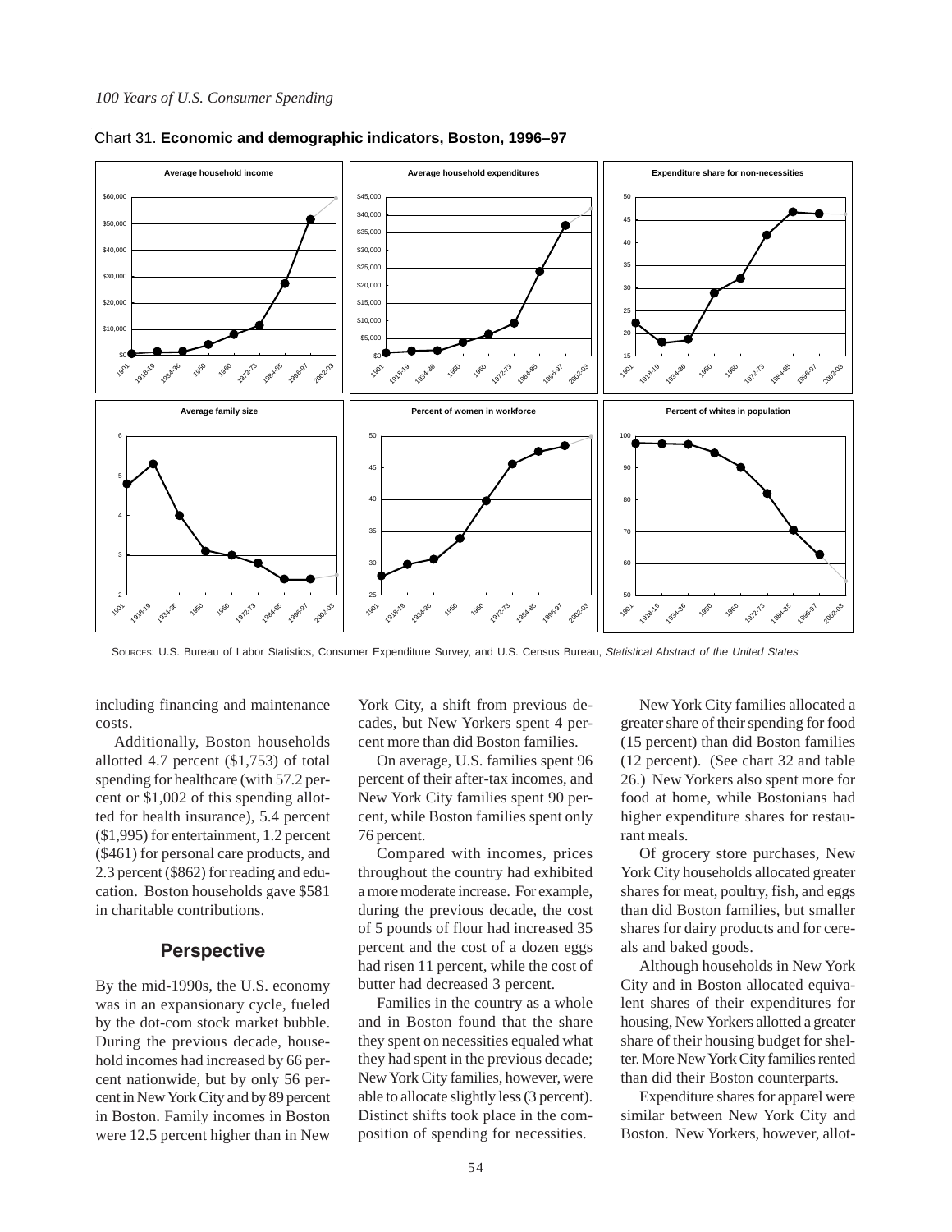Chart 31. **Economic and demographic indicators, Boston, 1996–97**

Sources: U.S. Bureau of Labor Statistics, Consumer Expenditure Survey, and U.S. Census Bureau, *Statistical Abstract of the United States*

including financing and maintenance costs.

Additionally, Boston households allotted 4.7 percent ($1,753) of total spending for healthcare (with 57.2 percent or $1,002 of this spending allotted for health insurance), 5.4 percent ($1,995) for entertainment, 1.2 percent ($461) for personal care products, and 2.3 percent ($862) for reading and education. Boston households gave $581 in charitable contributions.

## Perspective

By the mid-1990s, the U.S. economy was in an expansionary cycle, fueled by the dot-com stock market bubble. During the previous decade, household incomes had increased by 66 percent nationwide, but by only 56 percent in New York City and by 89 percent in Boston. Family incomes in Boston were 12.5 percent higher than in New York City, a shift from previous decades, but New Yorkers spent 4 percent more than did Boston families.

On average, U.S. families spent 96 percent of their after-tax incomes, and New York City families spent 90 percent, while Boston families spent only 76 percent.

Compared with incomes, prices throughout the country had exhibited a more moderate increase. For example, during the previous decade, the cost of 5 pounds of flour had increased 35 percent and the cost of a dozen eggs had risen 11 percent, while the cost of butter had decreased 3 percent.

Families in the country as a whole and in Boston found that the share they spent on necessities equaled what they had spent in the previous decade; New York City families, however, were able to allocate slightly less (3 percent). Distinct shifts took place in the composition of spending for necessities.

New York City families allocated a greater share of their spending for food (15 percent) than did Boston families (12 percent). (See chart 32 and table 26.) New Yorkers also spent more for food at home, while Bostonians had higher expenditure shares for restaurant meals.

Of grocery store purchases, New York City households allocated greater shares for meat, poultry, fish, and eggs than did Boston families, but smaller shares for dairy products and for cereals and baked goods.

Although households in New York City and in Boston allocated equivalent shares of their expenditures for housing, New Yorkers allotted a greater share of their housing budget for shelter. More New York City families rented than did their Boston counterparts.

Expenditure shares for apparel were similar between New York City and Boston. New Yorkers, however, allot-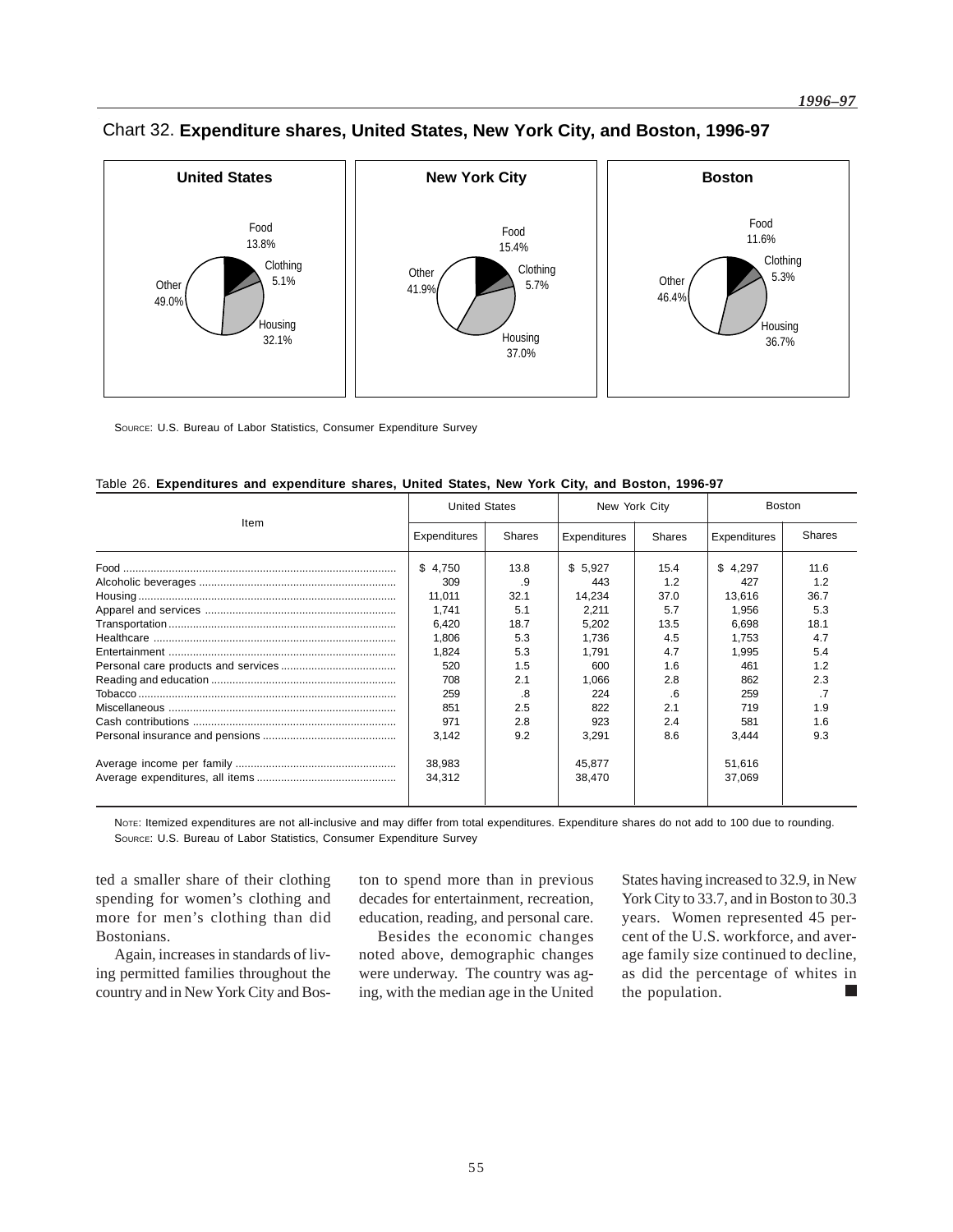Chart 32. **Expenditure shares, United States, New York City, and Boston, 1996-97**

**United States**

Food 13.8%
Clothing 5.1%
Housing 32.1%
Other 49.0%

**New York City**

Food 15.4%
Clothing 5.7%
Housing 37.0%
Other 41.9%

**Boston**

Food 11.6%
Clothing 5.3%
Housing 36.7%
Other 46.4%

SOURCE: U.S. Bureau of Labor Statistics, Consumer Expenditure Survey

Table 26. **Expenditures and expenditure shares, United States, New York City, and Boston, 1996-97**

| Item | United States | | New York City | | Boston | |
|---|---|---|---|---|---|---|
| | Expenditures | Shares | Expenditures | Shares | Expenditures | Shares |
| Food | $ 4,750 | 13.8 | $ 5,927 | 15.4 | $ 4,297 | 11.6 |
| Alcoholic beverages | 309 | .9 | 443 | 1.2 | 427 | 1.2 |
| Housing | 11,011 | 32.1 | 14,234 | 37.0 | 13,616 | 36.7 |
| Apparel and services | 1,741 | 5.1 | 2,211 | 5.7 | 1,956 | 5.3 |
| Transportation | 6,420 | 18.7 | 5,202 | 13.5 | 6,698 | 18.1 |
| Healthcare | 1,806 | 5.3 | 1,736 | 4.5 | 1,753 | 4.7 |
| Entertainment | 1,824 | 5.3 | 1,791 | 4.7 | 1,995 | 5.4 |
| Personal care products and services | 520 | 1.5 | 600 | 1.6 | 461 | 1.2 |
| Reading and education | 708 | 2.1 | 1,066 | 2.8 | 862 | 2.3 |
| Tobacco | 259 | .8 | 224 | .6 | 259 | .7 |
| Miscellaneous | 851 | 2.5 | 822 | 2.1 | 719 | 1.9 |
| Cash contributions | 971 | 2.8 | 923 | 2.4 | 581 | 1.6 |
| Personal insurance and pensions | 3,142 | 9.2 | 3,291 | 8.6 | 3,444 | 9.3 |
| Average income per family | 38,983 | | 45,877 | | 51,616 | |
| Average expenditures, all items | 34,312 | | 38,470 | | 37,069 | |

NOTE: Itemized expenditures are not all-inclusive and may differ from total expenditures. Expenditure shares do not add to 100 due to rounding.
SOURCE: U.S. Bureau of Labor Statistics, Consumer Expenditure Survey

ted a smaller share of their clothing spending for women's clothing and more for men's clothing than did Bostonians.

Again, increases in standards of living permitted families throughout the country and in New York City and Boston to spend more than in previous decades for entertainment, recreation, education, reading, and personal care.

Besides the economic changes noted above, demographic changes were underway. The country was aging, with the median age in the United States having increased to 32.9, in New York City to 33.7, and in Boston to 30.3 years. Women represented 45 percent of the U.S. workforce, and average family size continued to decline, as did the percentage of whites in the population.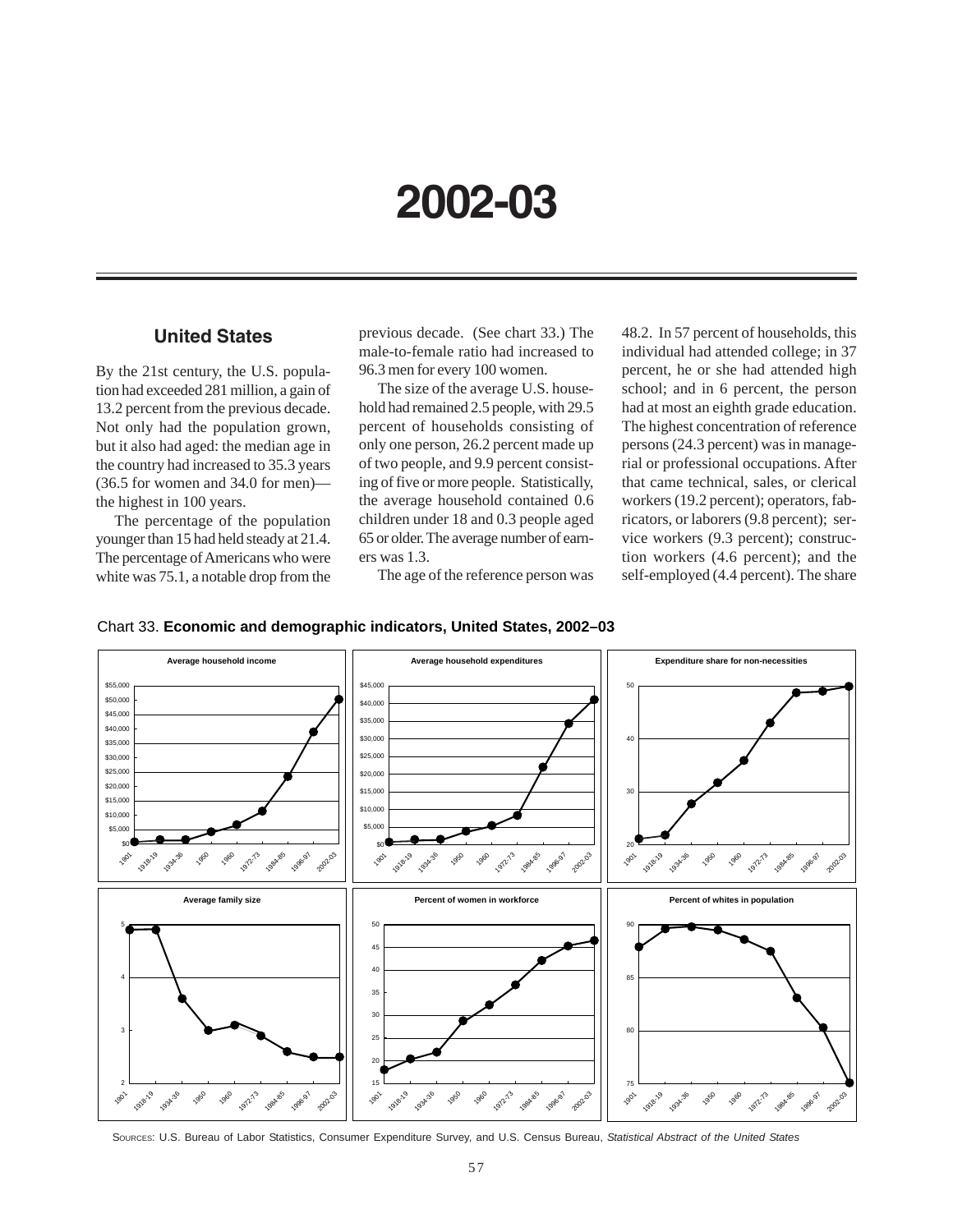# 2002-03

## United States

By the 21st century, the U.S. population had exceeded 281 million, a gain of 13.2 percent from the previous decade. Not only had the population grown, but it also had aged: the median age in the country had increased to 35.3 years (36.5 for women and 34.0 for men)—the highest in 100 years.

The percentage of the population younger than 15 had held steady at 21.4. The percentage of Americans who were white was 75.1, a notable drop from the previous decade. (See chart 33.) The male-to-female ratio had increased to 96.3 men for every 100 women.

The size of the average U.S. household had remained 2.5 people, with 29.5 percent of households consisting of only one person, 26.2 percent made up of two people, and 9.9 percent consisting of five or more people. Statistically, the average household contained 0.6 children under 18 and 0.3 people aged 65 or older. The average number of earners was 1.3.

The age of the reference person was 48.2. In 57 percent of households, this individual had attended college; in 37 percent, he or she had attended high school; and in 6 percent, the person had at most an eighth grade education. The highest concentration of reference persons (24.3 percent) was in managerial or professional occupations. After that came technical, sales, or clerical workers (19.2 percent); operators, fabricators, or laborers (9.8 percent); service workers (9.3 percent); construction workers (4.6 percent); and the self-employed (4.4 percent). The share

Chart 33. **Economic and demographic indicators, United States, 2002–03**

SOURCES: U.S. Bureau of Labor Statistics, Consumer Expenditure Survey, and U.S. Census Bureau, *Statistical Abstract of the United States*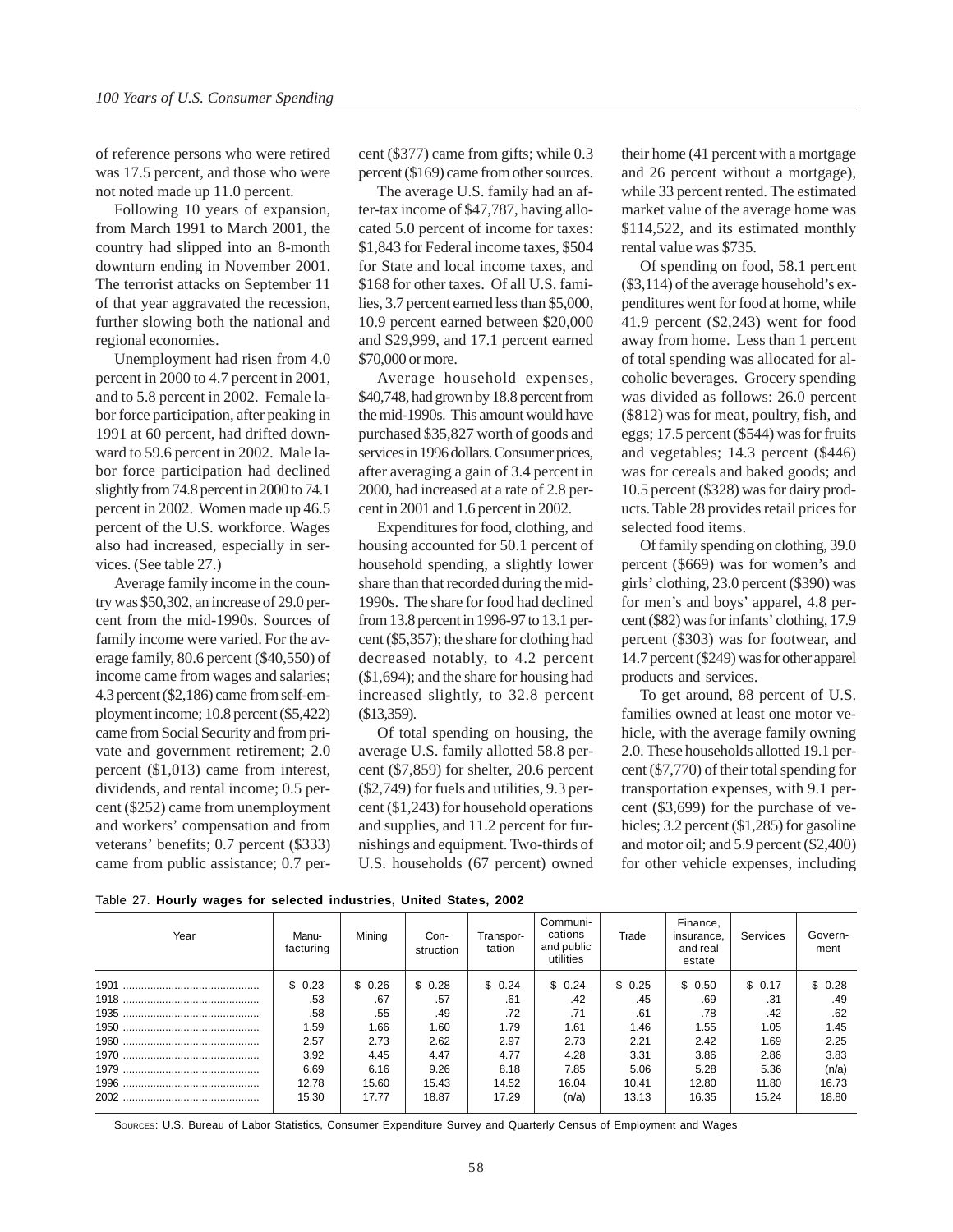of reference persons who were retired was 17.5 percent, and those who were not noted made up 11.0 percent.

Following 10 years of expansion, from March 1991 to March 2001, the country had slipped into an 8-month downturn ending in November 2001. The terrorist attacks on September 11 of that year aggravated the recession, further slowing both the national and regional economies.

Unemployment had risen from 4.0 percent in 2000 to 4.7 percent in 2001, and to 5.8 percent in 2002. Female labor force participation, after peaking in 1991 at 60 percent, had drifted downward to 59.6 percent in 2002. Male labor force participation had declined slightly from 74.8 percent in 2000 to 74.1 percent in 2002. Women made up 46.5 percent of the U.S. workforce. Wages also had increased, especially in services. (See table 27.)

Average family income in the country was $50,302, an increase of 29.0 percent from the mid-1990s. Sources of family income were varied. For the average family, 80.6 percent ($40,550) of income came from wages and salaries; 4.3 percent ($2,186) came from self-employment income; 10.8 percent ($5,422) came from Social Security and from private and government retirement; 2.0 percent ($1,013) came from interest, dividends, and rental income; 0.5 percent ($252) came from unemployment and workers' compensation and from veterans' benefits; 0.7 percent ($333) came from public assistance; 0.7 percent ($377) came from gifts; while 0.3 percent ($169) came from other sources.

The average U.S. family had an after-tax income of $47,787, having allocated 5.0 percent of income for taxes: $1,843 for Federal income taxes, $504 for State and local income taxes, and $168 for other taxes. Of all U.S. families, 3.7 percent earned less than $5,000, 10.9 percent earned between $20,000 and $29,999, and 17.1 percent earned $70,000 or more.

Average household expenses, $40,748, had grown by 18.8 percent from the mid-1990s. This amount would have purchased $35,827 worth of goods and services in 1996 dollars. Consumer prices, after averaging a gain of 3.4 percent in 2000, had increased at a rate of 2.8 percent in 2001 and 1.6 percent in 2002.

Expenditures for food, clothing, and housing accounted for 50.1 percent of household spending, a slightly lower share than that recorded during the mid-1990s. The share for food had declined from 13.8 percent in 1996-97 to 13.1 percent ($5,357); the share for clothing had decreased notably, to 4.2 percent ($1,694); and the share for housing had increased slightly, to 32.8 percent ($13,359).

Of total spending on housing, the average U.S. family allotted 58.8 percent ($7,859) for shelter, 20.6 percent ($2,749) for fuels and utilities, 9.3 percent ($1,243) for household operations and supplies, and 11.2 percent for furnishings and equipment. Two-thirds of U.S. households (67 percent) owned their home (41 percent with a mortgage and 26 percent without a mortgage), while 33 percent rented. The estimated market value of the average home was $114,522, and its estimated monthly rental value was $735.

Of spending on food, 58.1 percent ($3,114) of the average household's expenditures went for food at home, while 41.9 percent ($2,243) went for food away from home. Less than 1 percent of total spending was allocated for alcoholic beverages. Grocery spending was divided as follows: 26.0 percent ($812) was for meat, poultry, fish, and eggs; 17.5 percent ($544) was for fruits and vegetables; 14.3 percent ($446) was for cereals and baked goods; and 10.5 percent ($328) was for dairy products. Table 28 provides retail prices for selected food items.

Of family spending on clothing, 39.0 percent ($669) was for women's and girls' clothing, 23.0 percent ($390) was for men's and boys' apparel, 4.8 percent ($82) was for infants' clothing, 17.9 percent ($303) was for footwear, and 14.7 percent ($249) was for other apparel products and services.

To get around, 88 percent of U.S. families owned at least one motor vehicle, with the average family owning 2.0. These households allotted 19.1 percent ($7,770) of their total spending for transportation expenses, with 9.1 percent ($3,699) for the purchase of vehicles; 3.2 percent ($1,285) for gasoline and motor oil; and 5.9 percent ($2,400) for other vehicle expenses, including

Table 27. **Hourly wages for selected industries, United States, 2002**

| Year | Manufacturing | Mining | Construction | Transportation | Communications and public utilities | Trade | Finance, insurance, and real estate | Services | Government |
|---|---|---|---|---|---|---|---|---|---|
| 1901 | $ 0.23 | $ 0.26 | $ 0.28 | $ 0.24 | $ 0.24 | $ 0.25 | $ 0.50 | $ 0.17 | $ 0.28 |
| 1918 | .53 | .67 | .57 | .61 | .42 | .45 | .69 | .31 | .49 |
| 1935 | .58 | .55 | .49 | .72 | .71 | .61 | .78 | .42 | .62 |
| 1950 | 1.59 | 1.66 | 1.60 | 1.79 | 1.61 | 1.46 | 1.55 | 1.05 | 1.45 |
| 1960 | 2.57 | 2.73 | 2.62 | 2.97 | 2.73 | 2.21 | 2.42 | 1.69 | 2.25 |
| 1970 | 3.92 | 4.45 | 4.47 | 4.77 | 4.28 | 3.31 | 3.86 | 2.86 | 3.83 |
| 1979 | 6.69 | 6.16 | 9.26 | 8.18 | 7.85 | 5.06 | 5.28 | 5.36 | (n/a) |
| 1996 | 12.78 | 15.60 | 15.43 | 14.52 | 16.04 | 10.41 | 12.80 | 11.80 | 16.73 |
| 2002 | 15.30 | 17.77 | 18.87 | 17.29 | (n/a) | 13.13 | 16.35 | 15.24 | 18.80 |

SOURCES: U.S. Bureau of Labor Statistics, Consumer Expenditure Survey and Quarterly Census of Employment and Wages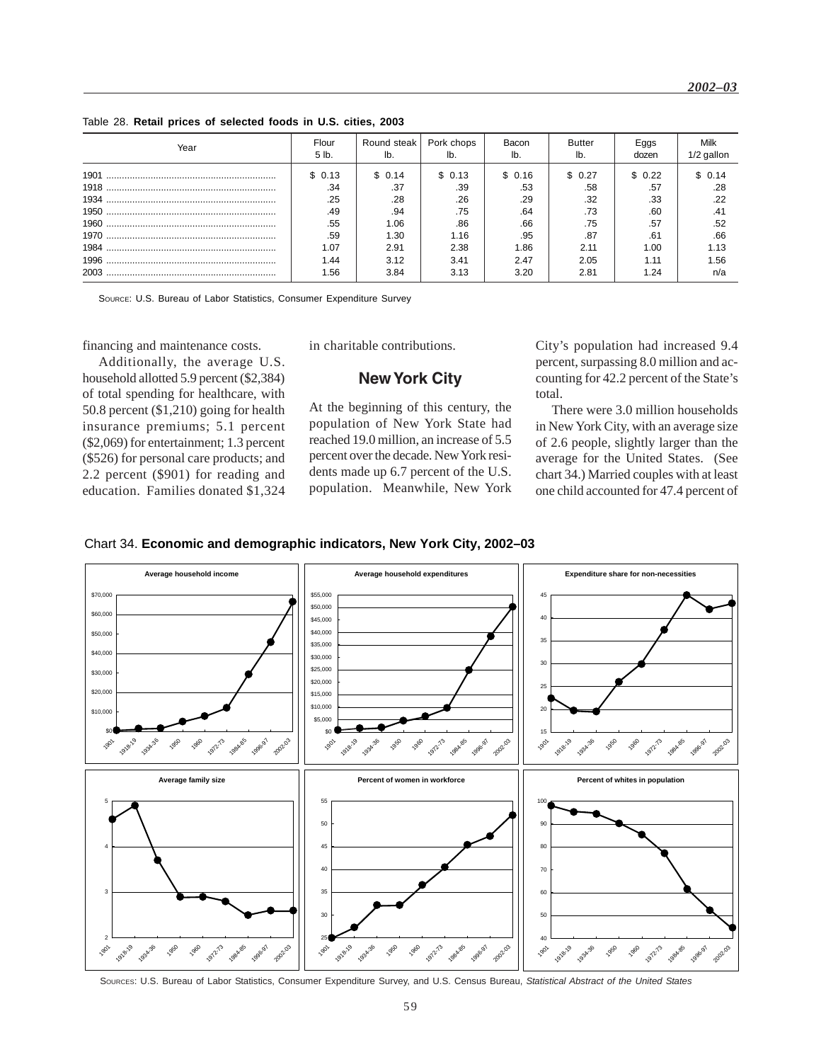Table 28. **Retail prices of selected foods in U.S. cities, 2003**

| Year | Flour 5 lb. | Round steak lb. | Pork chops lb. | Bacon lb. | Butter lb. | Eggs dozen | Milk 1/2 gallon |
|---|---|---|---|---|---|---|---|
| 1901 | $ 0.13 | $ 0.14 | $ 0.13 | $ 0.16 | $ 0.27 | $ 0.22 | $ 0.14 |
| 1918 | .34 | .37 | .39 | .53 | .58 | .57 | .28 |
| 1934 | .25 | .28 | .26 | .29 | .32 | .33 | .22 |
| 1950 | .49 | .94 | .75 | .64 | .73 | .60 | .41 |
| 1960 | .55 | 1.06 | .86 | .66 | .75 | .57 | .52 |
| 1970 | .59 | 1.30 | 1.16 | .95 | .87 | .61 | .66 |
| 1984 | 1.07 | 2.91 | 2.38 | 1.86 | 2.11 | 1.00 | 1.13 |
| 1996 | 1.44 | 3.12 | 3.41 | 2.47 | 2.05 | 1.11 | 1.56 |
| 2003 | 1.56 | 3.84 | 3.13 | 3.20 | 2.81 | 1.24 | n/a |

SOURCE: U.S. Bureau of Labor Statistics, Consumer Expenditure Survey

financing and maintenance costs.

Additionally, the average U.S. household allotted 5.9 percent ($2,384) of total spending for healthcare, with 50.8 percent ($1,210) going for health insurance premiums; 5.1 percent ($2,069) for entertainment; 1.3 percent ($526) for personal care products; and 2.2 percent ($901) for reading and education. Families donated $1,324 in charitable contributions.

## New York City

At the beginning of this century, the population of New York State had reached 19.0 million, an increase of 5.5 percent over the decade. New York residents made up 6.7 percent of the U.S. population. Meanwhile, New York City's population had increased 9.4 percent, surpassing 8.0 million and accounting for 42.2 percent of the State's total.

There were 3.0 million households in New York City, with an average size of 2.6 people, slightly larger than the average for the United States. (See chart 34.) Married couples with at least one child accounted for 47.4 percent of

Chart 34. **Economic and demographic indicators, New York City, 2002–03**

SOURCES: U.S. Bureau of Labor Statistics, Consumer Expenditure Survey, and U.S. Census Bureau, *Statistical Abstract of the United States*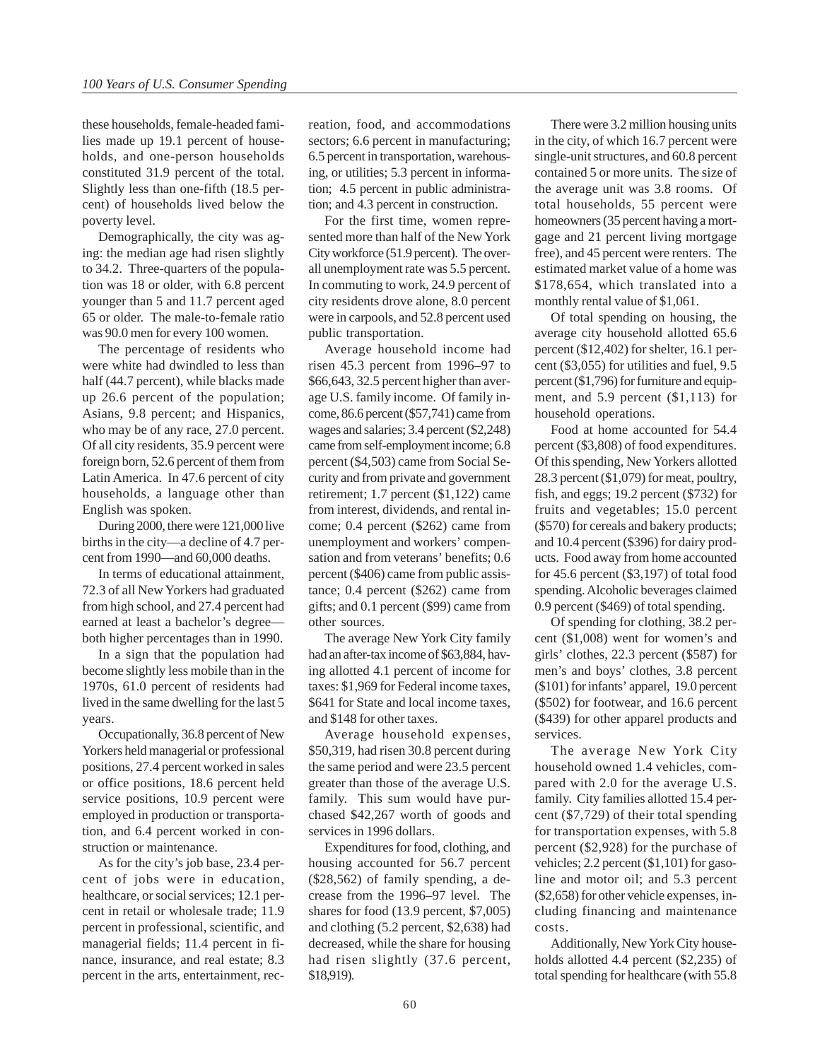these households, female-headed families made up 19.1 percent of households, and one-person households constituted 31.9 percent of the total. Slightly less than one-fifth (18.5 percent) of households lived below the poverty level.

Demographically, the city was aging: the median age had risen slightly to 34.2. Three-quarters of the population was 18 or older, with 6.8 percent younger than 5 and 11.7 percent aged 65 or older. The male-to-female ratio was 90.0 men for every 100 women.

The percentage of residents who were white had dwindled to less than half (44.7 percent), while blacks made up 26.6 percent of the population; Asians, 9.8 percent; and Hispanics, who may be of any race, 27.0 percent. Of all city residents, 35.9 percent were foreign born, 52.6 percent of them from Latin America. In 47.6 percent of city households, a language other than English was spoken.

During 2000, there were 121,000 live births in the city—a decline of 4.7 percent from 1990—and 60,000 deaths.

In terms of educational attainment, 72.3 of all New Yorkers had graduated from high school, and 27.4 percent had earned at least a bachelor's degree—both higher percentages than in 1990.

In a sign that the population had become slightly less mobile than in the 1970s, 61.0 percent of residents had lived in the same dwelling for the last 5 years.

Occupationally, 36.8 percent of New Yorkers held managerial or professional positions, 27.4 percent worked in sales or office positions, 18.6 percent held service positions, 10.9 percent were employed in production or transportation, and 6.4 percent worked in construction or maintenance.

As for the city's job base, 23.4 percent of jobs were in education, healthcare, or social services; 12.1 percent in retail or wholesale trade; 11.9 percent in professional, scientific, and managerial fields; 11.4 percent in finance, insurance, and real estate; 8.3 percent in the arts, entertainment, recreation, food, and accommodations sectors; 6.6 percent in manufacturing; 6.5 percent in transportation, warehousing, or utilities; 5.3 percent in information; 4.5 percent in public administration; and 4.3 percent in construction.

For the first time, women represented more than half of the New York City workforce (51.9 percent). The overall unemployment rate was 5.5 percent. In commuting to work, 24.9 percent of city residents drove alone, 8.0 percent were in carpools, and 52.8 percent used public transportation.

Average household income had risen 45.3 percent from 1996–97 to $66,643, 32.5 percent higher than average U.S. family income. Of family income, 86.6 percent ($57,741) came from wages and salaries; 3.4 percent ($2,248) came from self-employment income; 6.8 percent ($4,503) came from Social Security and from private and government retirement; 1.7 percent ($1,122) came from interest, dividends, and rental income; 0.4 percent ($262) came from unemployment and workers' compensation and from veterans' benefits; 0.6 percent ($406) came from public assistance; 0.4 percent ($262) came from gifts; and 0.1 percent ($99) came from other sources.

The average New York City family had an after-tax income of $63,884, having allotted 4.1 percent of income for taxes: $1,969 for Federal income taxes, $641 for State and local income taxes, and $148 for other taxes.

Average household expenses, $50,319, had risen 30.8 percent during the same period and were 23.5 percent greater than those of the average U.S. family. This sum would have purchased $42,267 worth of goods and services in 1996 dollars.

Expenditures for food, clothing, and housing accounted for 56.7 percent ($28,562) of family spending, a decrease from the 1996–97 level. The shares for food (13.9 percent, $7,005) and clothing (5.2 percent, $2,638) had decreased, while the share for housing had risen slightly (37.6 percent, $18,919).

There were 3.2 million housing units in the city, of which 16.7 percent were single-unit structures, and 60.8 percent contained 5 or more units. The size of the average unit was 3.8 rooms. Of total households, 55 percent were homeowners (35 percent having a mortgage and 21 percent living mortgage free), and 45 percent were renters. The estimated market value of a home was $178,654, which translated into a monthly rental value of $1,061.

Of total spending on housing, the average city household allotted 65.6 percent ($12,402) for shelter, 16.1 percent ($3,055) for utilities and fuel, 9.5 percent ($1,796) for furniture and equipment, and 5.9 percent ($1,113) for household operations.

Food at home accounted for 54.4 percent ($3,808) of food expenditures. Of this spending, New Yorkers allotted 28.3 percent ($1,079) for meat, poultry, fish, and eggs; 19.2 percent ($732) for fruits and vegetables; 15.0 percent ($570) for cereals and bakery products; and 10.4 percent ($396) for dairy products. Food away from home accounted for 45.6 percent ($3,197) of total food spending. Alcoholic beverages claimed 0.9 percent ($469) of total spending.

Of spending for clothing, 38.2 percent ($1,008) went for women's and girls' clothes, 22.3 percent ($587) for men's and boys' clothes, 3.8 percent ($101) for infants' apparel, 19.0 percent ($502) for footwear, and 16.6 percent ($439) for other apparel products and services.

The average New York City household owned 1.4 vehicles, compared with 2.0 for the average U.S. family. City families allotted 15.4 percent ($7,729) of their total spending for transportation expenses, with 5.8 percent ($2,928) for the purchase of vehicles; 2.2 percent ($1,101) for gasoline and motor oil; and 5.3 percent ($2,658) for other vehicle expenses, including financing and maintenance costs.

Additionally, New York City households allotted 4.4 percent ($2,235) of total spending for healthcare (with 55.8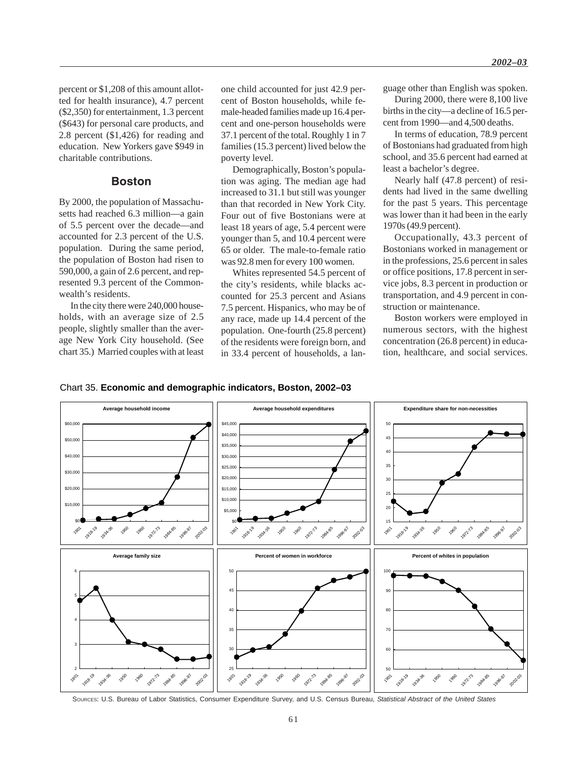percent or $1,208 of this amount allotted for health insurance), 4.7 percent ($2,350) for entertainment, 1.3 percent ($643) for personal care products, and 2.8 percent ($1,426) for reading and education. New Yorkers gave $949 in charitable contributions.

## Boston

By 2000, the population of Massachusetts had reached 6.3 million—a gain of 5.5 percent over the decade—and accounted for 2.3 percent of the U.S. population. During the same period, the population of Boston had risen to 590,000, a gain of 2.6 percent, and represented 9.3 percent of the Commonwealth's residents.

In the city there were 240,000 households, with an average size of 2.5 people, slightly smaller than the average New York City household. (See chart 35.) Married couples with at least one child accounted for just 42.9 percent of Boston households, while female-headed families made up 16.4 percent and one-person households were 37.1 percent of the total. Roughly 1 in 7 families (15.3 percent) lived below the poverty level.

Demographically, Boston's population was aging. The median age had increased to 31.1 but still was younger than that recorded in New York City. Four out of five Bostonians were at least 18 years of age, 5.4 percent were younger than 5, and 10.4 percent were 65 or older. The male-to-female ratio was 92.8 men for every 100 women.

Whites represented 54.5 percent of the city's residents, while blacks accounted for 25.3 percent and Asians 7.5 percent. Hispanics, who may be of any race, made up 14.4 percent of the population. One-fourth (25.8 percent) of the residents were foreign born, and in 33.4 percent of households, a language other than English was spoken.

During 2000, there were 8,100 live births in the city—a decline of 16.5 percent from 1990—and 4,500 deaths.

In terms of education, 78.9 percent of Bostonians had graduated from high school, and 35.6 percent had earned at least a bachelor's degree.

Nearly half (47.8 percent) of residents had lived in the same dwelling for the past 5 years. This percentage was lower than it had been in the early 1970s (49.9 percent).

Occupationally, 43.3 percent of Bostonians worked in management or in the professions, 25.6 percent in sales or office positions, 17.8 percent in service jobs, 8.3 percent in production or transportation, and 4.9 percent in construction or maintenance.

Boston workers were employed in numerous sectors, with the highest concentration (26.8 percent) in education, healthcare, and social services.

Chart 35. **Economic and demographic indicators, Boston, 2002–03**

SOURCES: U.S. Bureau of Labor Statistics, Consumer Expenditure Survey, and U.S. Census Bureau, *Statistical Abstract of the United States*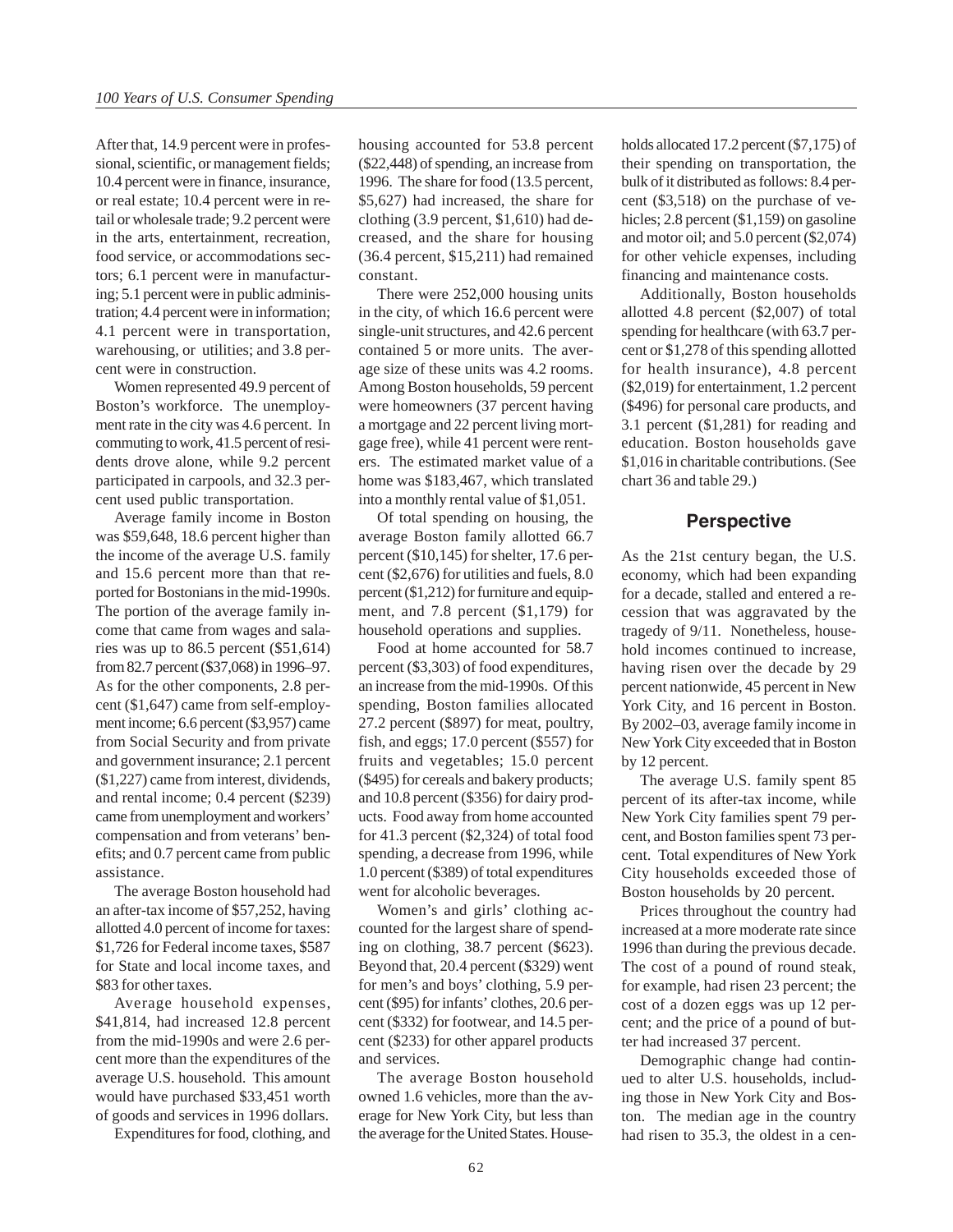After that, 14.9 percent were in professional, scientific, or management fields; 10.4 percent were in finance, insurance, or real estate; 10.4 percent were in retail or wholesale trade; 9.2 percent were in the arts, entertainment, recreation, food service, or accommodations sectors; 6.1 percent were in manufacturing; 5.1 percent were in public administration; 4.4 percent were in information; 4.1 percent were in transportation, warehousing, or utilities; and 3.8 percent were in construction.

Women represented 49.9 percent of Boston's workforce. The unemployment rate in the city was 4.6 percent. In commuting to work, 41.5 percent of residents drove alone, while 9.2 percent participated in carpools, and 32.3 percent used public transportation.

Average family income in Boston was $59,648, 18.6 percent higher than the income of the average U.S. family and 15.6 percent more than that reported for Bostonians in the mid-1990s. The portion of the average family income that came from wages and salaries was up to 86.5 percent ($51,614) from 82.7 percent ($37,068) in 1996–97. As for the other components, 2.8 percent ($1,647) came from self-employment income; 6.6 percent ($3,957) came from Social Security and from private and government insurance; 2.1 percent ($1,227) came from interest, dividends, and rental income; 0.4 percent ($239) came from unemployment and workers' compensation and from veterans' benefits; and 0.7 percent came from public assistance.

The average Boston household had an after-tax income of $57,252, having allotted 4.0 percent of income for taxes: $1,726 for Federal income taxes, $587 for State and local income taxes, and $83 for other taxes.

Average household expenses, $41,814, had increased 12.8 percent from the mid-1990s and were 2.6 percent more than the expenditures of the average U.S. household. This amount would have purchased $33,451 worth of goods and services in 1996 dollars.

Expenditures for food, clothing, and housing accounted for 53.8 percent ($22,448) of spending, an increase from 1996. The share for food (13.5 percent, $5,627) had increased, the share for clothing (3.9 percent, $1,610) had decreased, and the share for housing (36.4 percent, $15,211) had remained constant.

There were 252,000 housing units in the city, of which 16.6 percent were single-unit structures, and 42.6 percent contained 5 or more units. The average size of these units was 4.2 rooms. Among Boston households, 59 percent were homeowners (37 percent having a mortgage and 22 percent living mortgage free), while 41 percent were renters. The estimated market value of a home was $183,467, which translated into a monthly rental value of $1,051.

Of total spending on housing, the average Boston family allotted 66.7 percent ($10,145) for shelter, 17.6 percent ($2,676) for utilities and fuels, 8.0 percent ($1,212) for furniture and equipment, and 7.8 percent ($1,179) for household operations and supplies.

Food at home accounted for 58.7 percent ($3,303) of food expenditures, an increase from the mid-1990s. Of this spending, Boston families allocated 27.2 percent ($897) for meat, poultry, fish, and eggs; 17.0 percent ($557) for fruits and vegetables; 15.0 percent ($495) for cereals and bakery products; and 10.8 percent ($356) for dairy products. Food away from home accounted for 41.3 percent ($2,324) of total food spending, a decrease from 1996, while 1.0 percent ($389) of total expenditures went for alcoholic beverages.

Women's and girls' clothing accounted for the largest share of spending on clothing, 38.7 percent ($623). Beyond that, 20.4 percent ($329) went for men's and boys' clothing, 5.9 percent ($95) for infants' clothes, 20.6 percent ($332) for footwear, and 14.5 percent ($233) for other apparel products and services.

The average Boston household owned 1.6 vehicles, more than the average for New York City, but less than the average for the United States. Households allocated 17.2 percent ($7,175) of their spending on transportation, the bulk of it distributed as follows: 8.4 percent ($3,518) on the purchase of vehicles; 2.8 percent ($1,159) on gasoline and motor oil; and 5.0 percent ($2,074) for other vehicle expenses, including financing and maintenance costs.

Additionally, Boston households allotted 4.8 percent ($2,007) of total spending for healthcare (with 63.7 percent or $1,278 of this spending allotted for health insurance), 4.8 percent ($2,019) for entertainment, 1.2 percent ($496) for personal care products, and 3.1 percent ($1,281) for reading and education. Boston households gave $1,016 in charitable contributions. (See chart 36 and table 29.)

## Perspective

As the 21st century began, the U.S. economy, which had been expanding for a decade, stalled and entered a recession that was aggravated by the tragedy of 9/11. Nonetheless, household incomes continued to increase, having risen over the decade by 29 percent nationwide, 45 percent in New York City, and 16 percent in Boston. By 2002–03, average family income in New York City exceeded that in Boston by 12 percent.

The average U.S. family spent 85 percent of its after-tax income, while New York City families spent 79 percent, and Boston families spent 73 percent. Total expenditures of New York City households exceeded those of Boston households by 20 percent.

Prices throughout the country had increased at a more moderate rate since 1996 than during the previous decade. The cost of a pound of round steak, for example, had risen 23 percent; the cost of a dozen eggs was up 12 percent; and the price of a pound of butter had increased 37 percent.

Demographic change had continued to alter U.S. households, including those in New York City and Boston. The median age in the country had risen to 35.3, the oldest in a cen-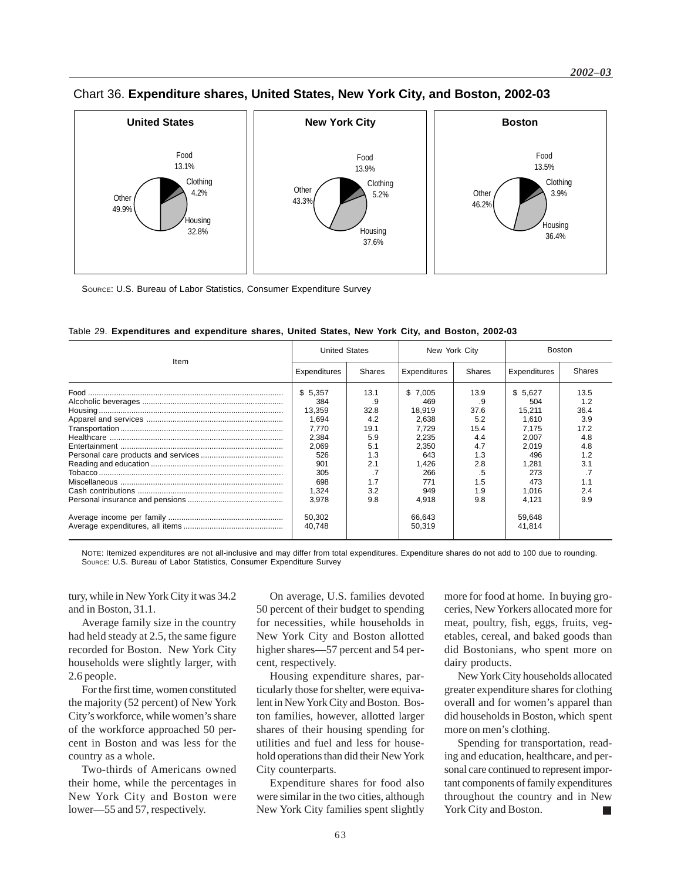Chart 36. **Expenditure shares, United States, New York City, and Boston, 2002-03**

**United States**

Food 13.1%
Clothing 4.2%
Housing 32.8%
Other 49.9%

**New York City**

Food 13.9%
Clothing 5.2%
Housing 37.6%
Other 43.3%

**Boston**

Food 13.5%
Clothing 3.9%
Housing 36.4%
Other 46.2%

SOURCE: U.S. Bureau of Labor Statistics, Consumer Expenditure Survey

Table 29. **Expenditures and expenditure shares, United States, New York City, and Boston, 2002-03**

| Item | United States | | New York City | | Boston | |
|---|---|---|---|---|---|---|
| | Expenditures | Shares | Expenditures | Shares | Expenditures | Shares |
| Food | $ 5,357 | 13.1 | $ 7,005 | 13.9 | $ 5,627 | 13.5 |
| Alcoholic beverages | 384 | .9 | 469 | .9 | 504 | 1.2 |
| Housing | 13,359 | 32.8 | 18,919 | 37.6 | 15,211 | 36.4 |
| Apparel and services | 1,694 | 4.2 | 2,638 | 5.2 | 1,610 | 3.9 |
| Transportation | 7,770 | 19.1 | 7,729 | 15.4 | 7,175 | 17.2 |
| Healthcare | 2,384 | 5.9 | 2,235 | 4.4 | 2,007 | 4.8 |
| Entertainment | 2,069 | 5.1 | 2,350 | 4.7 | 2,019 | 4.8 |
| Personal care products and services | 526 | 1.3 | 643 | 1.3 | 496 | 1.2 |
| Reading and education | 901 | 2.1 | 1,426 | 2.8 | 1,281 | 3.1 |
| Tobacco | 305 | .7 | 266 | .5 | 273 | .7 |
| Miscellaneous | 698 | 1.7 | 771 | 1.5 | 473 | 1.1 |
| Cash contributions | 1,324 | 3.2 | 949 | 1.9 | 1,016 | 2.4 |
| Personal insurance and pensions | 3,978 | 9.8 | 4,918 | 9.8 | 4,121 | 9.9 |
| Average income per family | 50,302 | | 66,643 | | 59,648 | |
| Average expenditures, all items | 40,748 | | 50,319 | | 41,814 | |

NOTE: Itemized expenditures are not all-inclusive and may differ from total expenditures. Expenditure shares do not add to 100 due to rounding.
SOURCE: U.S. Bureau of Labor Statistics, Consumer Expenditure Survey

tury, while in New York City it was 34.2 and in Boston, 31.1.

Average family size in the country had held steady at 2.5, the same figure recorded for Boston. New York City households were slightly larger, with 2.6 people.

For the first time, women constituted the majority (52 percent) of New York City's workforce, while women's share of the workforce approached 50 percent in Boston and was less for the country as a whole.

Two-thirds of Americans owned their home, while the percentages in New York City and Boston were lower—55 and 57, respectively.

On average, U.S. families devoted 50 percent of their budget to spending for necessities, while households in New York City and Boston allotted higher shares—57 percent and 54 percent, respectively.

Housing expenditure shares, particularly those for shelter, were equivalent in New York City and Boston. Boston families, however, allotted larger shares of their housing spending for utilities and fuel and less for household operations than did their New York City counterparts.

Expenditure shares for food also were similar in the two cities, although New York City families spent slightly more for food at home. In buying groceries, New Yorkers allocated more for meat, poultry, fish, eggs, fruits, vegetables, cereal, and baked goods than did Bostonians, who spent more on dairy products.

New York City households allocated greater expenditure shares for clothing overall and for women's apparel than did households in Boston, which spent more on men's clothing.

Spending for transportation, reading and education, healthcare, and personal care continued to represent important components of family expenditures throughout the country and in New York City and Boston. ■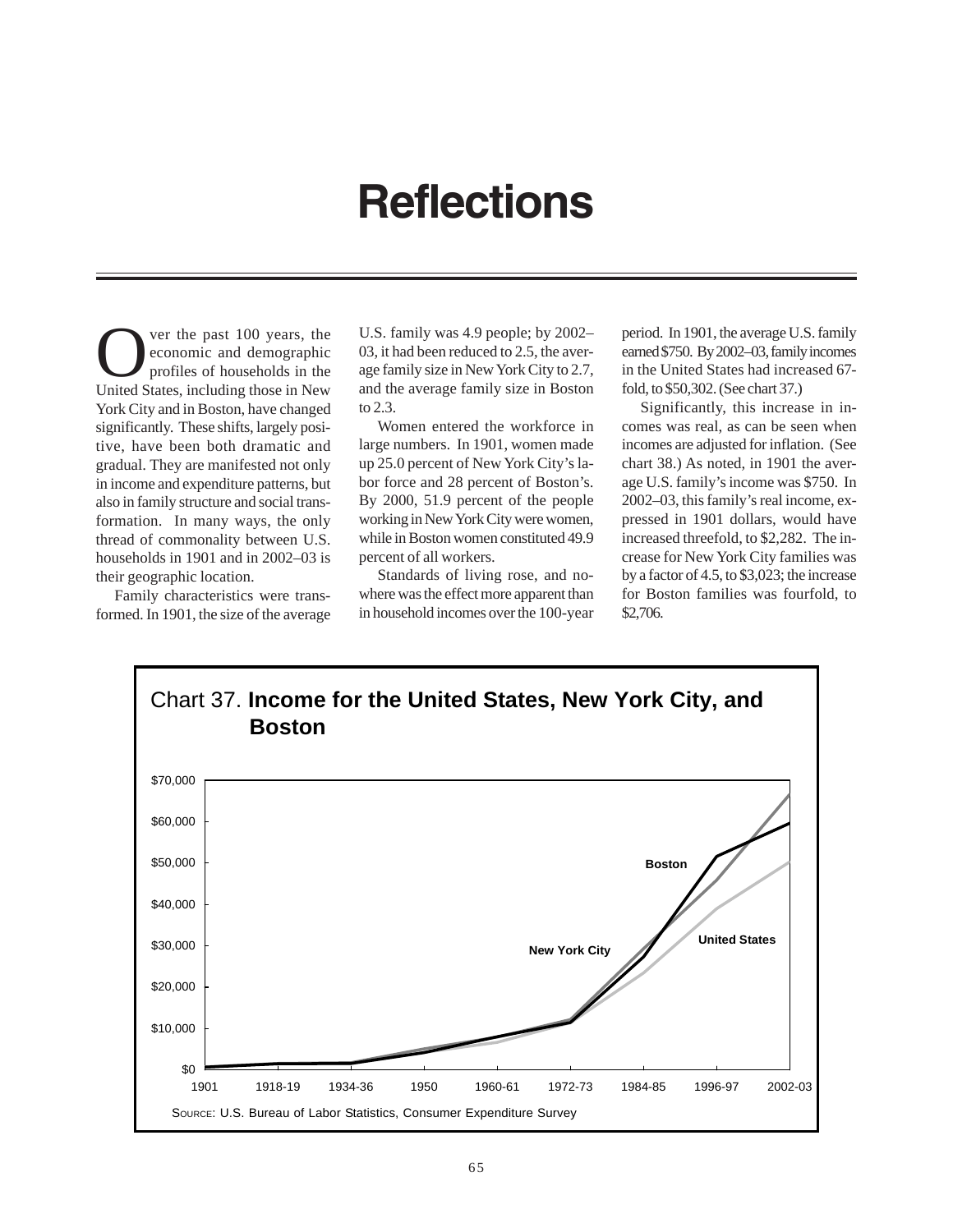# Reflections

Over the past 100 years, the economic and demographic profiles of households in the United States, including those in New York City and in Boston, have changed significantly. These shifts, largely positive, have been both dramatic and gradual. They are manifested not only in income and expenditure patterns, but also in family structure and social transformation. In many ways, the only thread of commonality between U.S. households in 1901 and in 2002–03 is their geographic location.

Family characteristics were transformed. In 1901, the size of the average U.S. family was 4.9 people; by 2002–03, it had been reduced to 2.5, the average family size in New York City to 2.7, and the average family size in Boston to 2.3.

Women entered the workforce in large numbers. In 1901, women made up 25.0 percent of New York City's labor force and 28 percent of Boston's. By 2000, 51.9 percent of the people working in New York City were women, while in Boston women constituted 49.9 percent of all workers.

Standards of living rose, and nowhere was the effect more apparent than in household incomes over the 100-year period. In 1901, the average U.S. family earned $750. By 2002–03, family incomes in the United States had increased 67-fold, to $50,302. (See chart 37.)

Significantly, this increase in incomes was real, as can be seen when incomes are adjusted for inflation. (See chart 38.) As noted, in 1901 the average U.S. family's income was $750. In 2002–03, this family's real income, expressed in 1901 dollars, would have increased threefold, to $2,282. The increase for New York City families was by a factor of 4.5, to $3,023; the increase for Boston families was fourfold, to $2,706.

Chart 37. **Income for the United States, New York City, and Boston**

Source: U.S. Bureau of Labor Statistics, Consumer Expenditure Survey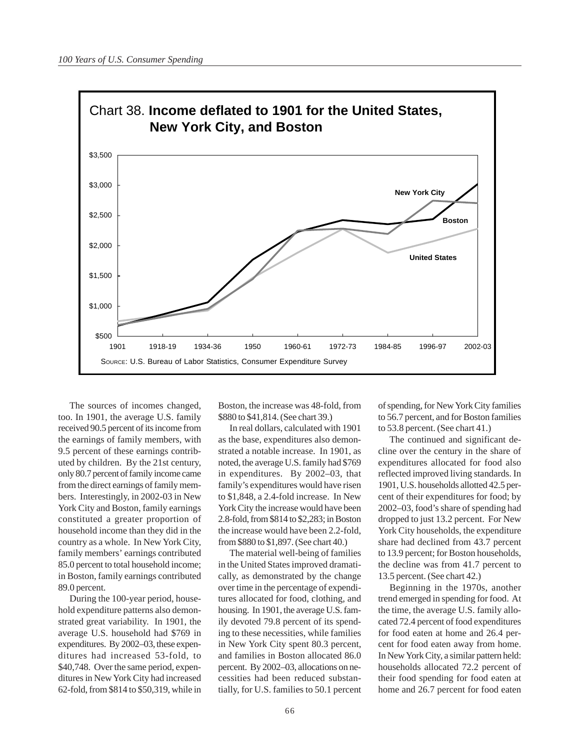Chart 38. **Income deflated to 1901 for the United States, New York City, and Boston**

SOURCE: U.S. Bureau of Labor Statistics, Consumer Expenditure Survey

The sources of incomes changed, too. In 1901, the average U.S. family received 90.5 percent of its income from the earnings of family members, with 9.5 percent of these earnings contributed by children. By the 21st century, only 80.7 percent of family income came from the direct earnings of family members. Interestingly, in 2002-03 in New York City and Boston, family earnings constituted a greater proportion of household income than they did in the country as a whole. In New York City, family members' earnings contributed 85.0 percent to total household income; in Boston, family earnings contributed 89.0 percent.

During the 100-year period, household expenditure patterns also demonstrated great variability. In 1901, the average U.S. household had $769 in expenditures. By 2002–03, these expenditures had increased 53-fold, to $40,748. Over the same period, expenditures in New York City had increased 62-fold, from $814 to $50,319, while in Boston, the increase was 48-fold, from $880 to $41,814. (See chart 39.)

In real dollars, calculated with 1901 as the base, expenditures also demonstrated a notable increase. In 1901, as noted, the average U.S. family had $769 in expenditures. By 2002–03, that family's expenditures would have risen to $1,848, a 2.4-fold increase. In New York City the increase would have been 2.8-fold, from $814 to $2,283; in Boston the increase would have been 2.2-fold, from $880 to $1,897. (See chart 40.)

The material well-being of families in the United States improved dramatically, as demonstrated by the change over time in the percentage of expenditures allocated for food, clothing, and housing. In 1901, the average U.S. family devoted 79.8 percent of its spending to these necessities, while families in New York City spent 80.3 percent, and families in Boston allocated 86.0 percent. By 2002–03, allocations on necessities had been reduced substantially, for U.S. families to 50.1 percent of spending, for New York City families to 56.7 percent, and for Boston families to 53.8 percent. (See chart 41.)

The continued and significant decline over the century in the share of expenditures allocated for food also reflected improved living standards. In 1901, U.S. households allotted 42.5 percent of their expenditures for food; by 2002–03, food's share of spending had dropped to just 13.2 percent. For New York City households, the expenditure share had declined from 43.7 percent to 13.9 percent; for Boston households, the decline was from 41.7 percent to 13.5 percent. (See chart 42.)

Beginning in the 1970s, another trend emerged in spending for food. At the time, the average U.S. family allocated 72.4 percent of food expenditures for food eaten at home and 26.4 percent for food eaten away from home. In New York City, a similar pattern held: households allocated 72.2 percent of their food spending for food eaten at home and 26.7 percent for food eaten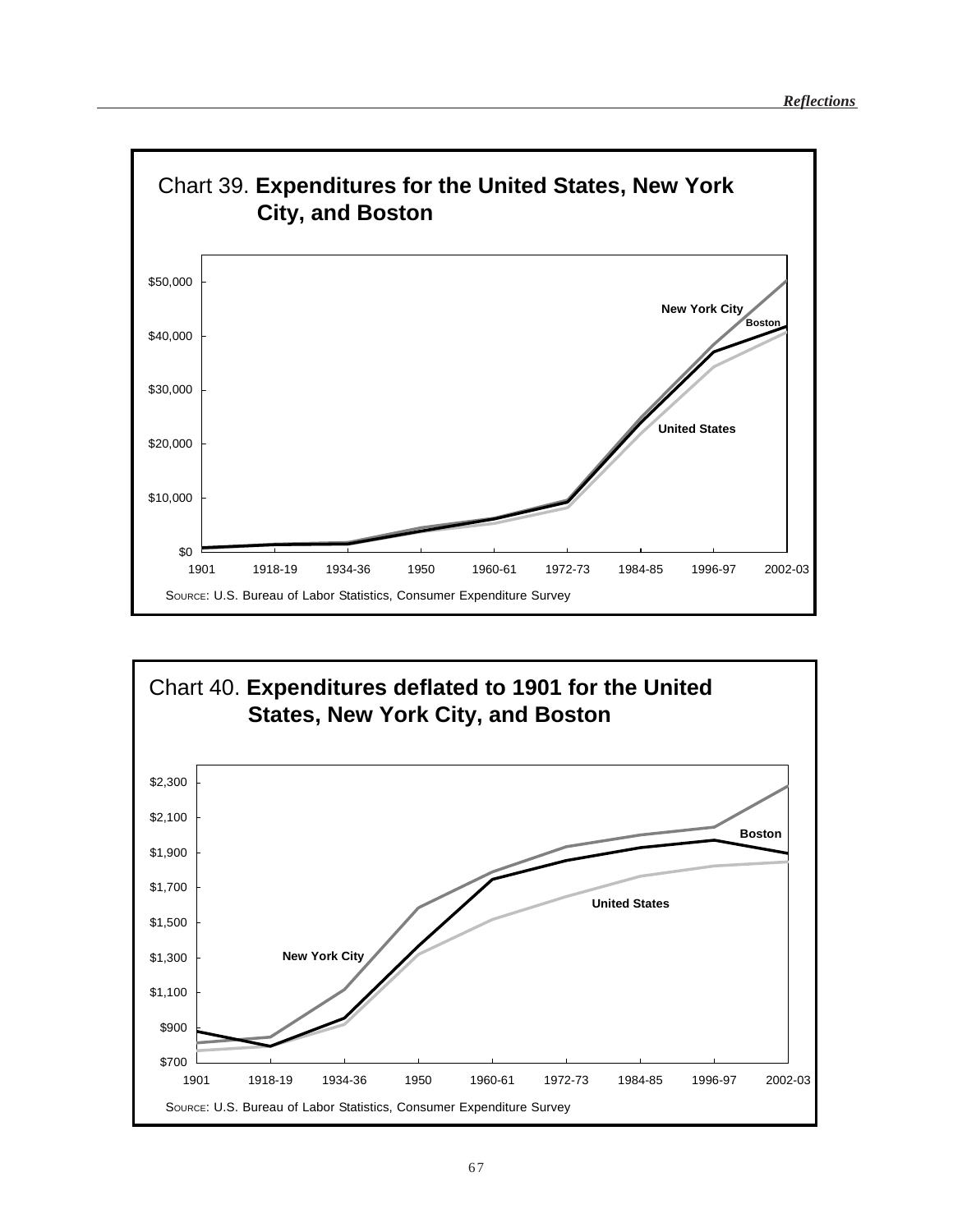## Chart 39. **Expenditures for the United States, New York City, and Boston**

$50,000
$40,000
$30,000
$20,000
$10,000
$0

1901 | 1918-19 | 1934-36 | 1950 | 1960-61 | 1972-73 | 1984-85 | 1996-97 | 2002-03

New York City
Boston
United States

SOURCE: U.S. Bureau of Labor Statistics, Consumer Expenditure Survey

## Chart 40. **Expenditures deflated to 1901 for the United States, New York City, and Boston**

$2,300
$2,100
$1,900
$1,700
$1,500
$1,300
$1,100
$900
$700

1901 | 1918-19 | 1934-36 | 1950 | 1960-61 | 1972-73 | 1984-85 | 1996-97 | 2002-03

Boston
United States
New York City

SOURCE: U.S. Bureau of Labor Statistics, Consumer Expenditure Survey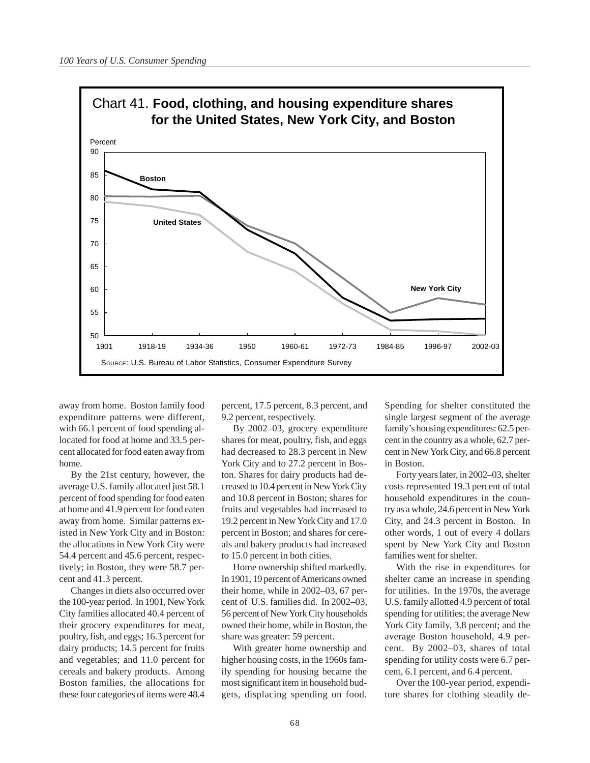Chart 41. **Food, clothing, and housing expenditure shares for the United States, New York City, and Boston**

Source: U.S. Bureau of Labor Statistics, Consumer Expenditure Survey

away from home. Boston family food expenditure patterns were different, with 66.1 percent of food spending allocated for food at home and 33.5 percent allocated for food eaten away from home.

By the 21st century, however, the average U.S. family allocated just 58.1 percent of food spending for food eaten at home and 41.9 percent for food eaten away from home. Similar patterns existed in New York City and in Boston: the allocations in New York City were 54.4 percent and 45.6 percent, respectively; in Boston, they were 58.7 percent and 41.3 percent.

Changes in diets also occurred over the 100-year period. In 1901, New York City families allocated 40.4 percent of their grocery expenditures for meat, poultry, fish, and eggs; 16.3 percent for dairy products; 14.5 percent for fruits and vegetables; and 11.0 percent for cereals and bakery products. Among Boston families, the allocations for these four categories of items were 48.4 percent, 17.5 percent, 8.3 percent, and 9.2 percent, respectively.

By 2002–03, grocery expenditure shares for meat, poultry, fish, and eggs had decreased to 28.3 percent in New York City and to 27.2 percent in Boston. Shares for dairy products had decreased to 10.4 percent in New York City and 10.8 percent in Boston; shares for fruits and vegetables had increased to 19.2 percent in New York City and 17.0 percent in Boston; and shares for cereals and bakery products had increased to 15.0 percent in both cities.

Home ownership shifted markedly. In 1901, 19 percent of Americans owned their home, while in 2002–03, 67 percent of U.S. families did. In 2002–03, 56 percent of New York City households owned their home, while in Boston, the share was greater: 59 percent.

With greater home ownership and higher housing costs, in the 1960s family spending for housing became the most significant item in household budgets, displacing spending on food. Spending for shelter constituted the single largest segment of the average family's housing expenditures: 62.5 percent in the country as a whole, 62.7 percent in New York City, and 66.8 percent in Boston.

Forty years later, in 2002–03, shelter costs represented 19.3 percent of total household expenditures in the country as a whole, 24.6 percent in New York City, and 24.3 percent in Boston. In other words, 1 out of every 4 dollars spent by New York City and Boston families went for shelter.

With the rise in expenditures for shelter came an increase in spending for utilities. In the 1970s, the average U.S. family allotted 4.9 percent of total spending for utilities; the average New York City family, 3.8 percent; and the average Boston household, 4.9 percent. By 2002–03, shares of total spending for utility costs were 6.7 percent, 6.1 percent, and 6.4 percent.

Over the 100-year period, expenditure shares for clothing steadily de-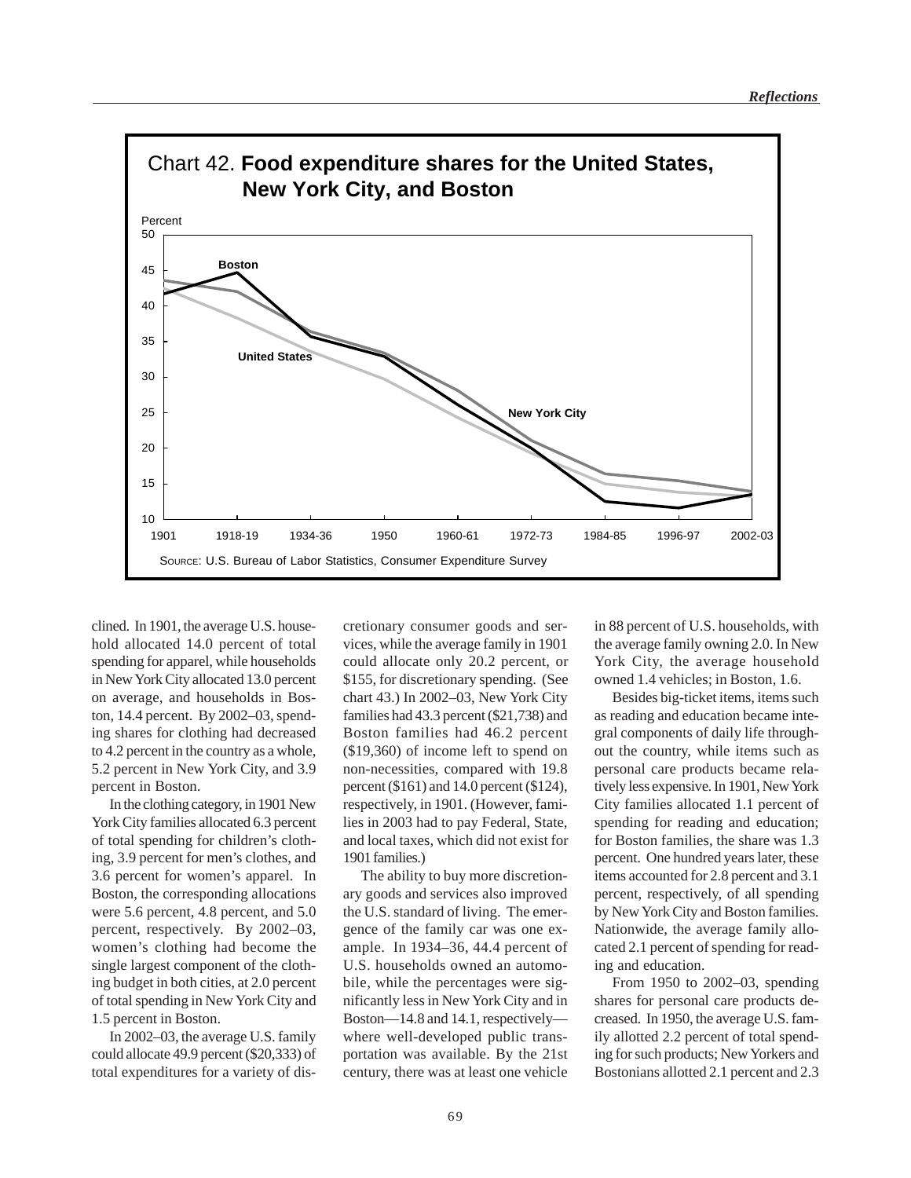Chart 42. **Food expenditure shares for the United States, New York City, and Boston**

SOURCE: U.S. Bureau of Labor Statistics, Consumer Expenditure Survey

clined. In 1901, the average U.S. household allocated 14.0 percent of total spending for apparel, while households in New York City allocated 13.0 percent on average, and households in Boston, 14.4 percent. By 2002–03, spending shares for clothing had decreased to 4.2 percent in the country as a whole, 5.2 percent in New York City, and 3.9 percent in Boston.

In the clothing category, in 1901 New York City families allocated 6.3 percent of total spending for children's clothing, 3.9 percent for men's clothes, and 3.6 percent for women's apparel. In Boston, the corresponding allocations were 5.6 percent, 4.8 percent, and 5.0 percent, respectively. By 2002–03, women's clothing had become the single largest component of the clothing budget in both cities, at 2.0 percent of total spending in New York City and 1.5 percent in Boston.

In 2002–03, the average U.S. family could allocate 49.9 percent ($20,333) of total expenditures for a variety of discretionary consumer goods and services, while the average family in 1901 could allocate only 20.2 percent, or $155, for discretionary spending. (See chart 43.) In 2002–03, New York City families had 43.3 percent ($21,738) and Boston families had 46.2 percent ($19,360) of income left to spend on non-necessities, compared with 19.8 percent ($161) and 14.0 percent ($124), respectively, in 1901. (However, families in 2003 had to pay Federal, State, and local taxes, which did not exist for 1901 families.)

The ability to buy more discretionary goods and services also improved the U.S. standard of living. The emergence of the family car was one example. In 1934–36, 44.4 percent of U.S. households owned an automobile, while the percentages were significantly less in New York City and in Boston—14.8 and 14.1, respectively—where well-developed public transportation was available. By the 21st century, there was at least one vehicle in 88 percent of U.S. households, with the average family owning 2.0. In New York City, the average household owned 1.4 vehicles; in Boston, 1.6.

Besides big-ticket items, items such as reading and education became integral components of daily life throughout the country, while items such as personal care products became relatively less expensive. In 1901, New York City families allocated 1.1 percent of spending for reading and education; for Boston families, the share was 1.3 percent. One hundred years later, these items accounted for 2.8 percent and 3.1 percent, respectively, of all spending by New York City and Boston families. Nationwide, the average family allocated 2.1 percent of spending for reading and education.

From 1950 to 2002–03, spending shares for personal care products decreased. In 1950, the average U.S. family allotted 2.2 percent of total spending for such products; New Yorkers and Bostonians allotted 2.1 percent and 2.3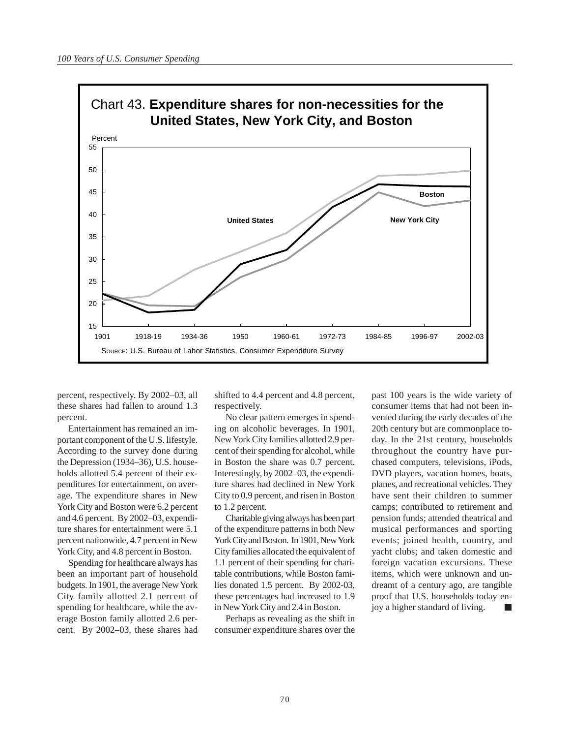Chart 43. **Expenditure shares for non-necessities for the United States, New York City, and Boston**

SOURCE: U.S. Bureau of Labor Statistics, Consumer Expenditure Survey

percent, respectively. By 2002–03, all these shares had fallen to around 1.3 percent.

Entertainment has remained an important component of the U.S. lifestyle. According to the survey done during the Depression (1934–36), U.S. households allotted 5.4 percent of their expenditures for entertainment, on average. The expenditure shares in New York City and Boston were 6.2 percent and 4.6 percent. By 2002–03, expenditure shares for entertainment were 5.1 percent nationwide, 4.7 percent in New York City, and 4.8 percent in Boston.

Spending for healthcare always has been an important part of household budgets. In 1901, the average New York City family allotted 2.1 percent of spending for healthcare, while the average Boston family allotted 2.6 percent. By 2002–03, these shares had shifted to 4.4 percent and 4.8 percent, respectively.

No clear pattern emerges in spending on alcoholic beverages. In 1901, New York City families allotted 2.9 percent of their spending for alcohol, while in Boston the share was 0.7 percent. Interestingly, by 2002–03, the expenditure shares had declined in New York City to 0.9 percent, and risen in Boston to 1.2 percent.

Charitable giving always has been part of the expenditure patterns in both New York City and Boston. In 1901, New York City families allocated the equivalent of 1.1 percent of their spending for charitable contributions, while Boston families donated 1.5 percent. By 2002-03, these percentages had increased to 1.9 in New York City and 2.4 in Boston.

Perhaps as revealing as the shift in consumer expenditure shares over the past 100 years is the wide variety of consumer items that had not been invented during the early decades of the 20th century but are commonplace today. In the 21st century, households throughout the country have purchased computers, televisions, iPods, DVD players, vacation homes, boats, planes, and recreational vehicles. They have sent their children to summer camps; contributed to retirement and pension funds; attended theatrical and musical performances and sporting events; joined health, country, and yacht clubs; and taken domestic and foreign vacation excursions. These items, which were unknown and undreamt of a century ago, are tangible proof that U.S. households today enjoy a higher standard of living. ■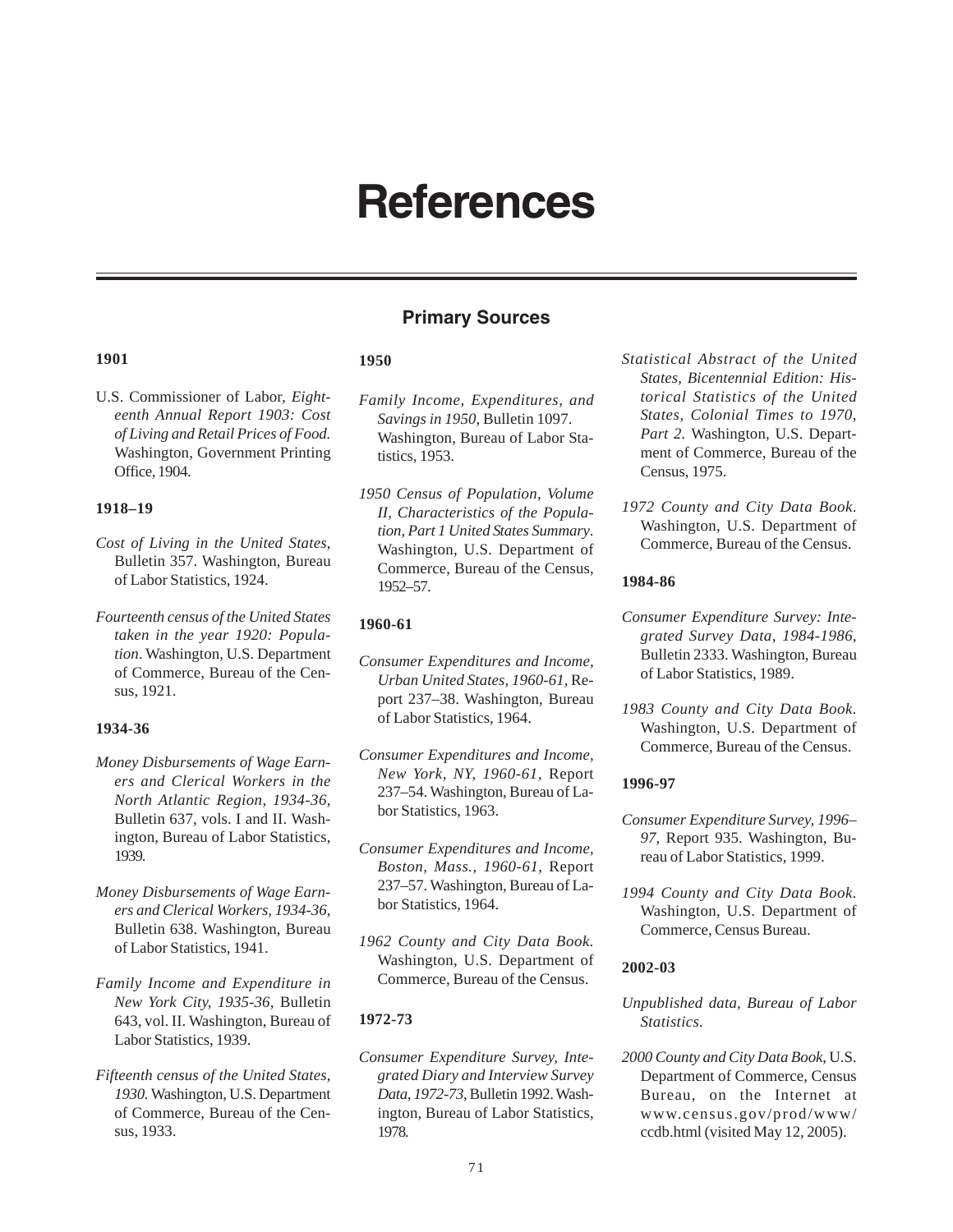# References

## Primary Sources

### 1901

U.S. Commissioner of Labor, *Eighteenth Annual Report 1903: Cost of Living and Retail Prices of Food.* Washington, Government Printing Office, 1904.

### 1918–19

*Cost of Living in the United States,* Bulletin 357. Washington, Bureau of Labor Statistics, 1924.

*Fourteenth census of the United States taken in the year 1920: Population*. Washington, U.S. Department of Commerce, Bureau of the Census, 1921.

### 1934-36

*Money Disbursements of Wage Earners and Clerical Workers in the North Atlantic Region, 1934-36*, Bulletin 637, vols. I and II. Washington, Bureau of Labor Statistics, 1939.

*Money Disbursements of Wage Earners and Clerical Workers, 1934-36*, Bulletin 638. Washington, Bureau of Labor Statistics, 1941.

*Family Income and Expenditure in New York City, 1935-36*, Bulletin 643, vol. II. Washington, Bureau of Labor Statistics, 1939.

*Fifteenth census of the United States, 1930.* Washington, U.S. Department of Commerce, Bureau of the Census, 1933.

### 1950

*Family Income, Expenditures, and Savings in 1950*, Bulletin 1097. Washington, Bureau of Labor Statistics, 1953.

*1950 Census of Population, Volume II, Characteristics of the Population, Part 1 United States Summary*. Washington, U.S. Department of Commerce, Bureau of the Census, 1952–57.

### 1960-61

*Consumer Expenditures and Income, Urban United States, 1960-61*, Report 237–38. Washington, Bureau of Labor Statistics, 1964.

*Consumer Expenditures and Income, New York, NY, 1960-61*, Report 237–54. Washington, Bureau of Labor Statistics, 1963.

*Consumer Expenditures and Income, Boston, Mass., 1960-61*, Report 237–57. Washington, Bureau of Labor Statistics, 1964.

*1962 County and City Data Book*. Washington, U.S. Department of Commerce, Bureau of the Census.

### 1972-73

*Consumer Expenditure Survey, Integrated Diary and Interview Survey Data, 1972-73*, Bulletin 1992. Washington, Bureau of Labor Statistics, 1978.

*Statistical Abstract of the United States, Bicentennial Edition: Historical Statistics of the United States, Colonial Times to 1970, Part 2*. Washington, U.S. Department of Commerce, Bureau of the Census, 1975.

*1972 County and City Data Book*. Washington, U.S. Department of Commerce, Bureau of the Census.

### 1984-86

*Consumer Expenditure Survey: Integrated Survey Data, 1984-1986*, Bulletin 2333. Washington, Bureau of Labor Statistics, 1989.

*1983 County and City Data Book*. Washington, U.S. Department of Commerce, Bureau of the Census.

### 1996-97

*Consumer Expenditure Survey, 1996–97*, Report 935. Washington, Bureau of Labor Statistics, 1999.

*1994 County and City Data Book*. Washington, U.S. Department of Commerce, Census Bureau.

### 2002-03

*Unpublished data, Bureau of Labor Statistics.*

*2000 County and City Data Book*, U.S. Department of Commerce, Census Bureau, on the Internet at www.census.gov/prod/www/ccdb.html (visited May 12, 2005).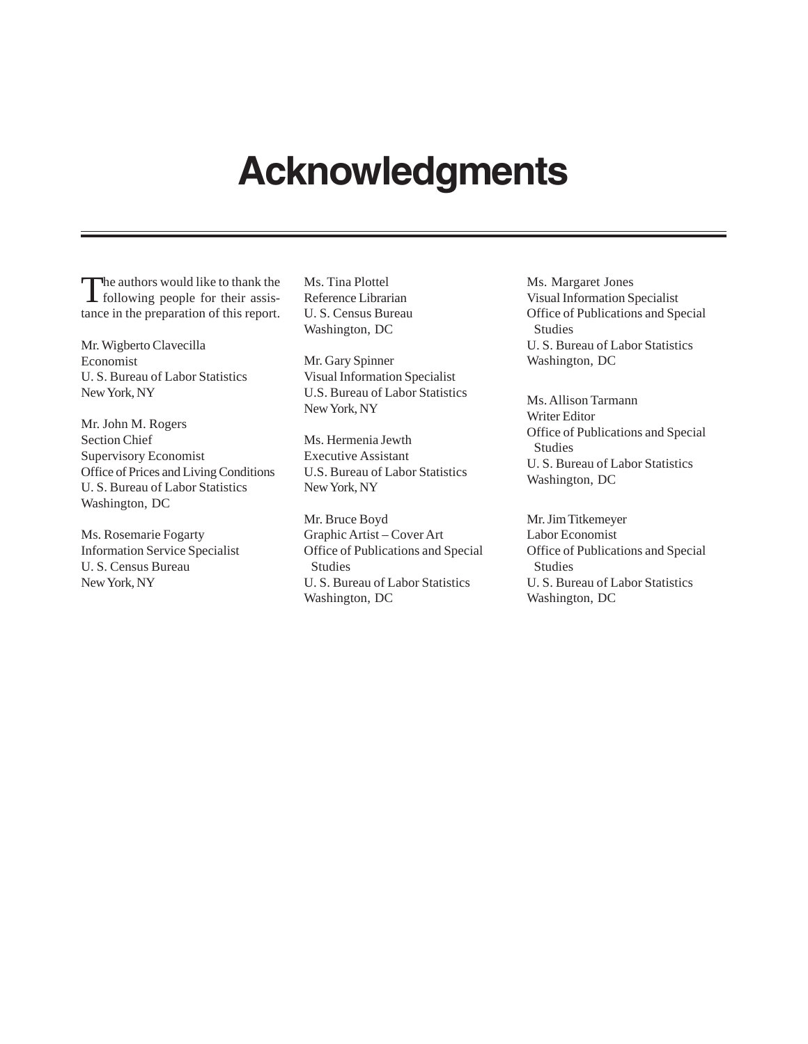# Acknowledgments

The authors would like to thank the following people for their assistance in the preparation of this report.

Mr. Wigberto Clavecilla
Economist
U. S. Bureau of Labor Statistics
New York, NY

Mr. John M. Rogers
Section Chief
Supervisory Economist
Office of Prices and Living Conditions
U. S. Bureau of Labor Statistics
Washington, DC

Ms. Rosemarie Fogarty
Information Service Specialist
U. S. Census Bureau
New York, NY

Ms. Tina Plottel
Reference Librarian
U. S. Census Bureau
Washington, DC

Mr. Gary Spinner
Visual Information Specialist
U.S. Bureau of Labor Statistics
New York, NY

Ms. Hermenia Jewth
Executive Assistant
U.S. Bureau of Labor Statistics
New York, NY

Mr. Bruce Boyd
Graphic Artist – Cover Art
Office of Publications and Special Studies
U. S. Bureau of Labor Statistics
Washington, DC

Ms. Margaret Jones
Visual Information Specialist
Office of Publications and Special Studies
U. S. Bureau of Labor Statistics
Washington, DC

Ms. Allison Tarmann
Writer Editor
Office of Publications and Special Studies
U. S. Bureau of Labor Statistics
Washington, DC

Mr. Jim Titkemeyer
Labor Economist
Office of Publications and Special Studies
U. S. Bureau of Labor Statistics
Washington, DC